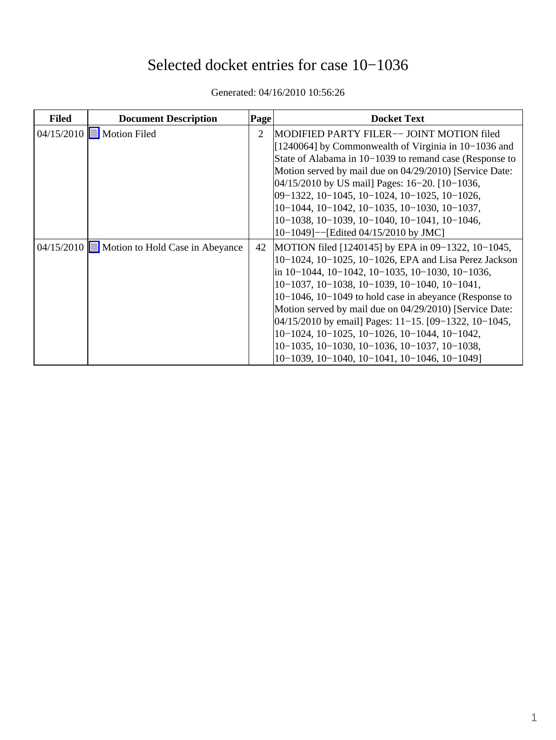# Selected docket entries for case 10−1036

Generated: 04/16/2010 10:56:26

| Filed | Document Description | Page | Docket Text |
|---|---|---|---|
| 04/15/2010 | Motion Filed | 2 | MODIFIED PARTY FILER−− JOINT MOTION filed [1240064] by Commonwealth of Virginia in 10−1036 and State of Alabama in 10−1039 to remand case (Response to Motion served by mail due on 04/29/2010) [Service Date: 04/15/2010 by US mail] Pages: 16−20. [10−1036, 09−1322, 10−1045, 10−1024, 10−1025, 10−1026, 10−1044, 10−1042, 10−1035, 10−1030, 10−1037, 10−1038, 10−1039, 10−1040, 10−1041, 10−1046, 10−1049]−−[Edited 04/15/2010 by JMC] |
| 04/15/2010 | Motion to Hold Case in Abeyance | 42 | MOTION filed [1240145] by EPA in 09−1322, 10−1045, 10−1024, 10−1025, 10−1026, EPA and Lisa Perez Jackson in 10−1044, 10−1042, 10−1035, 10−1030, 10−1036, 10−1037, 10−1038, 10−1039, 10−1040, 10−1041, 10−1046, 10−1049 to hold case in abeyance (Response to Motion served by mail due on 04/29/2010) [Service Date: 04/15/2010 by email] Pages: 11−15. [09−1322, 10−1045, 10−1024, 10−1025, 10−1026, 10−1044, 10−1042, 10−1035, 10−1030, 10−1036, 10−1037, 10−1038, 10−1039, 10−1040, 10−1041, 10−1046, 10−1049] |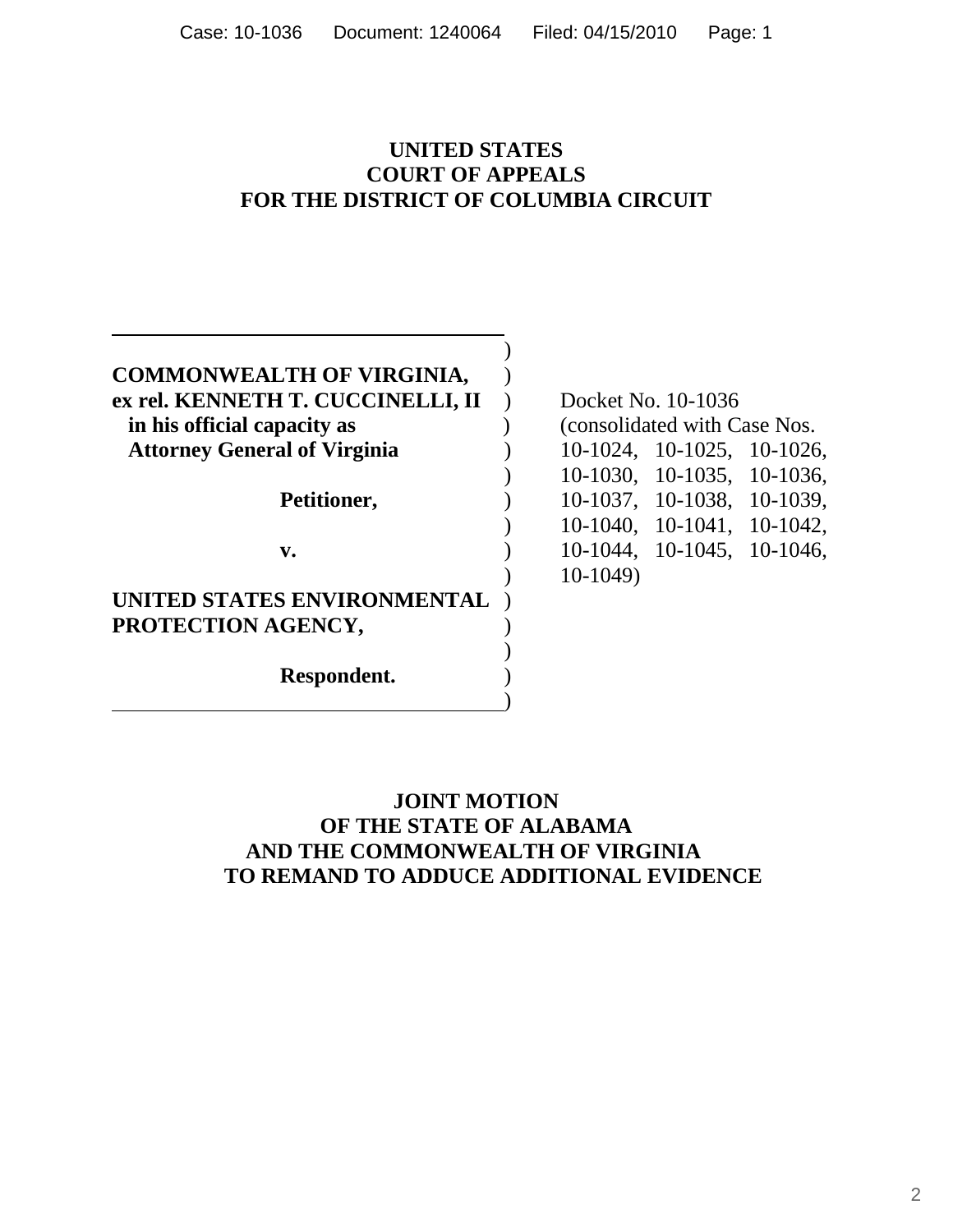# UNITED STATES COURT OF APPEALS FOR THE DISTRICT OF COLUMBIA CIRCUIT

| | | |
|---|---|---|
| **COMMONWEALTH OF VIRGINIA, ex rel. KENNETH T. CUCCINELLI, II in his official capacity as Attorney General of Virginia** | ) | Docket No. 10-1036 (consolidated with Case Nos. 10-1024, 10-1025, 10-1026, 10-1030, 10-1035, 10-1036, 10-1037, 10-1038, 10-1039, 10-1040, 10-1041, 10-1042, 10-1044, 10-1045, 10-1046, 10-1049) |
| **Petitioner,** | ) | |
| **v.** | ) | |
| **UNITED STATES ENVIRONMENTAL PROTECTION AGENCY,** | ) | |
| **Respondent.** | ) | |

## JOINT MOTION OF THE STATE OF ALABAMA AND THE COMMONWEALTH OF VIRGINIA TO REMAND TO ADDUCE ADDITIONAL EVIDENCE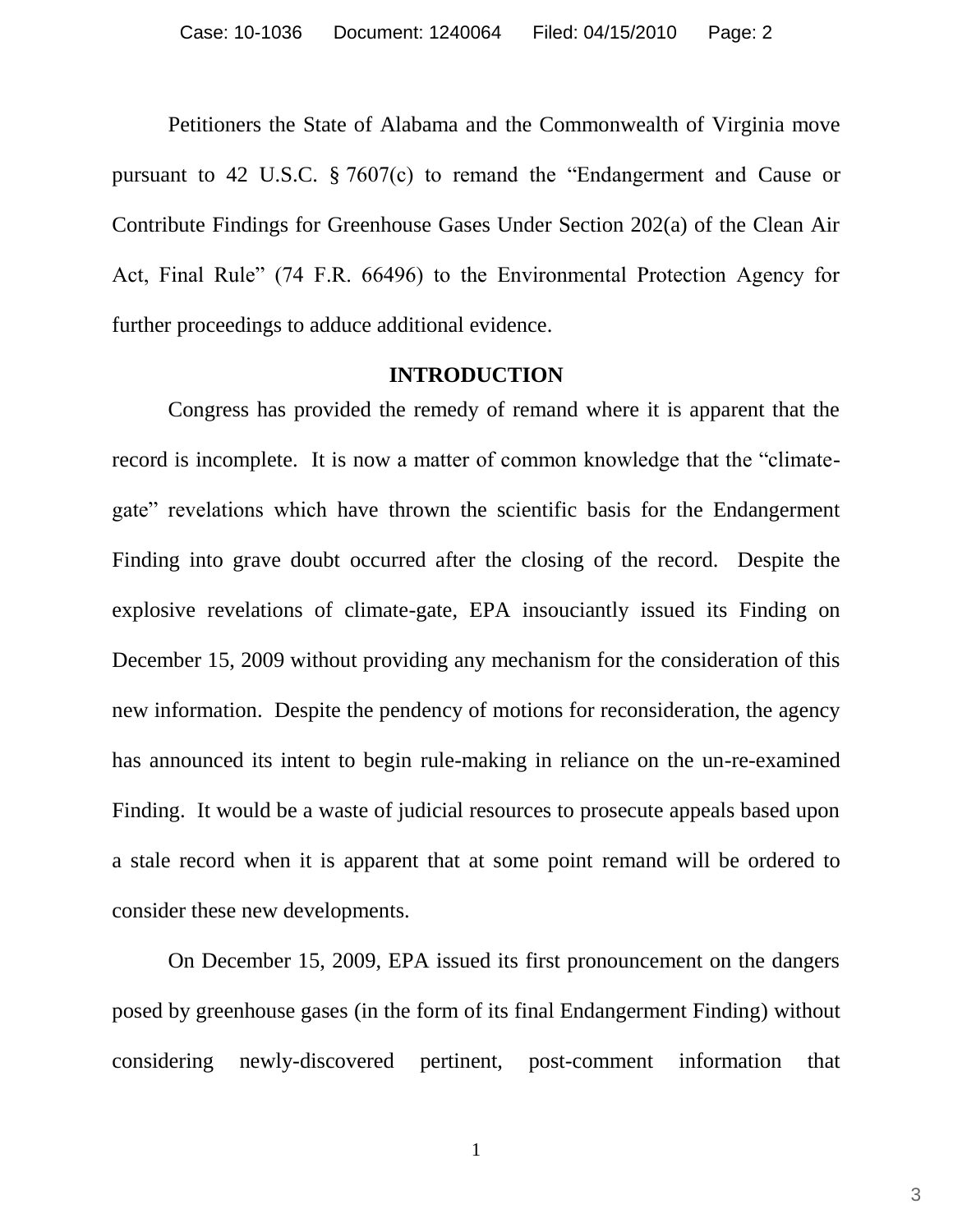Petitioners the State of Alabama and the Commonwealth of Virginia move pursuant to 42 U.S.C. § 7607(c) to remand the "Endangerment and Cause or Contribute Findings for Greenhouse Gases Under Section 202(a) of the Clean Air Act, Final Rule" (74 F.R. 66496) to the Environmental Protection Agency for further proceedings to adduce additional evidence.

## INTRODUCTION

Congress has provided the remedy of remand where it is apparent that the record is incomplete. It is now a matter of common knowledge that the "climate-gate" revelations which have thrown the scientific basis for the Endangerment Finding into grave doubt occurred after the closing of the record. Despite the explosive revelations of climate-gate, EPA insouciantly issued its Finding on December 15, 2009 without providing any mechanism for the consideration of this new information. Despite the pendency of motions for reconsideration, the agency has announced its intent to begin rule-making in reliance on the un-re-examined Finding. It would be a waste of judicial resources to prosecute appeals based upon a stale record when it is apparent that at some point remand will be ordered to consider these new developments.

On December 15, 2009, EPA issued its first pronouncement on the dangers posed by greenhouse gases (in the form of its final Endangerment Finding) without considering newly-discovered pertinent, post-comment information that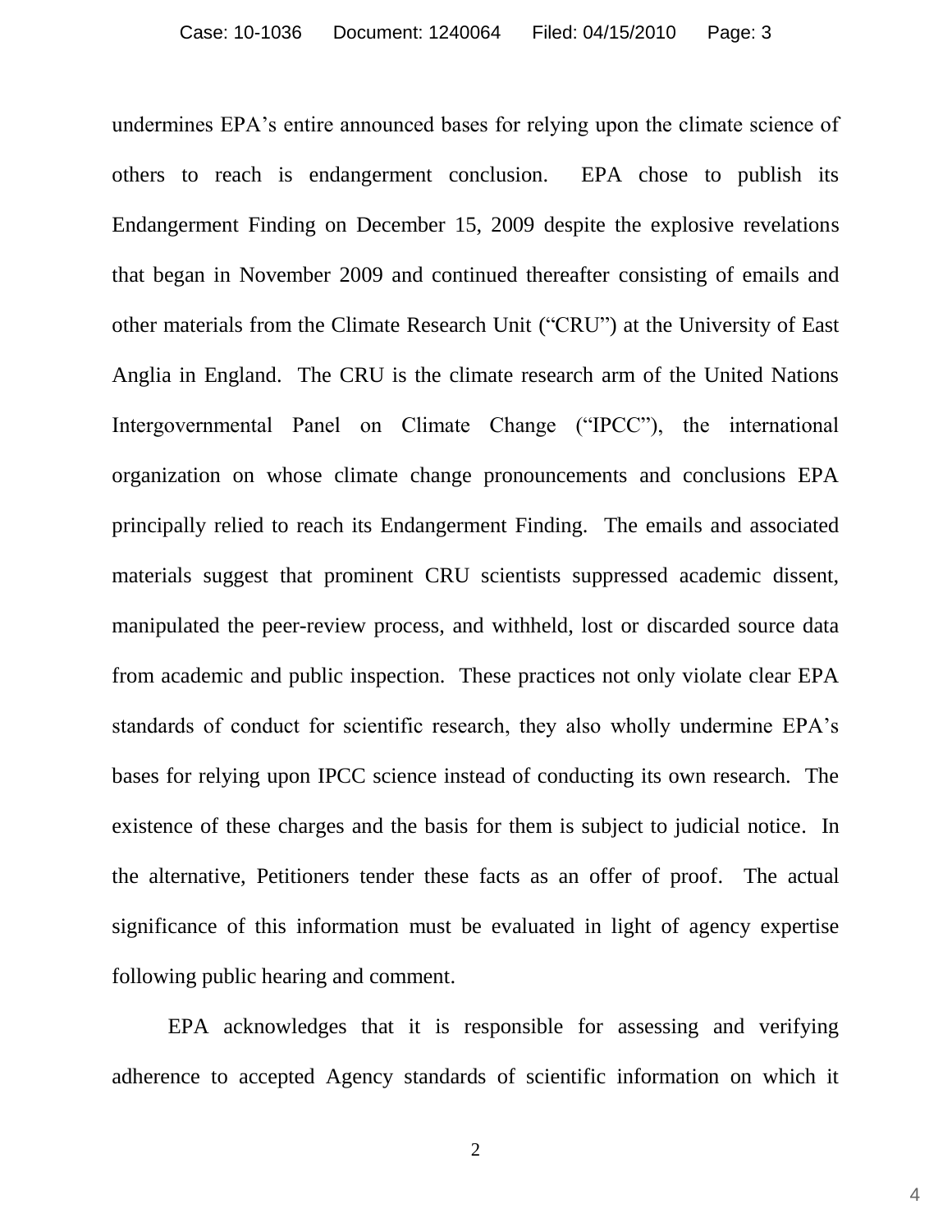undermines EPA's entire announced bases for relying upon the climate science of others to reach is endangerment conclusion. EPA chose to publish its Endangerment Finding on December 15, 2009 despite the explosive revelations that began in November 2009 and continued thereafter consisting of emails and other materials from the Climate Research Unit ("CRU") at the University of East Anglia in England. The CRU is the climate research arm of the United Nations Intergovernmental Panel on Climate Change ("IPCC"), the international organization on whose climate change pronouncements and conclusions EPA principally relied to reach its Endangerment Finding. The emails and associated materials suggest that prominent CRU scientists suppressed academic dissent, manipulated the peer-review process, and withheld, lost or discarded source data from academic and public inspection. These practices not only violate clear EPA standards of conduct for scientific research, they also wholly undermine EPA's bases for relying upon IPCC science instead of conducting its own research. The existence of these charges and the basis for them is subject to judicial notice. In the alternative, Petitioners tender these facts as an offer of proof. The actual significance of this information must be evaluated in light of agency expertise following public hearing and comment.

EPA acknowledges that it is responsible for assessing and verifying adherence to accepted Agency standards of scientific information on which it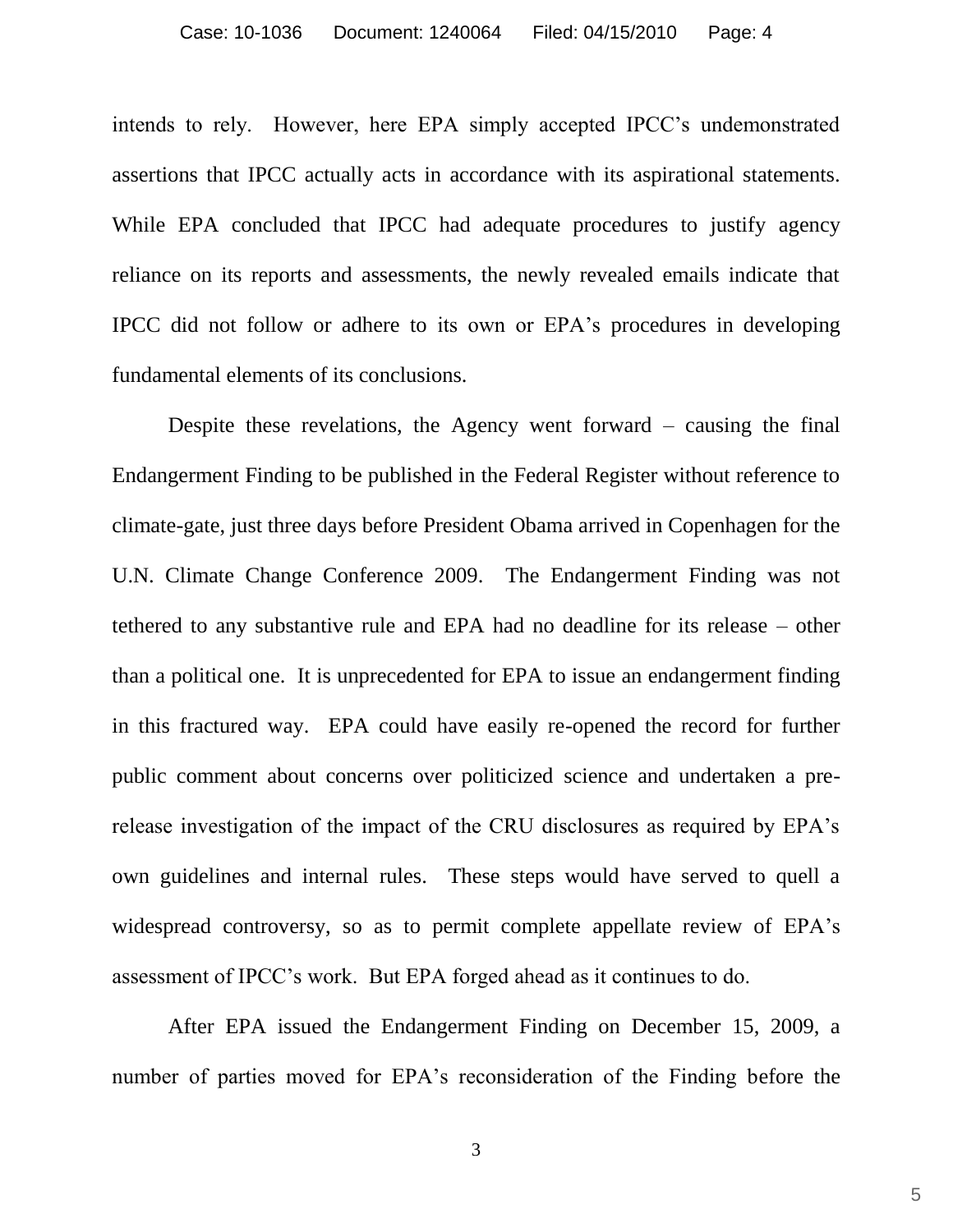intends to rely. However, here EPA simply accepted IPCC's undemonstrated assertions that IPCC actually acts in accordance with its aspirational statements. While EPA concluded that IPCC had adequate procedures to justify agency reliance on its reports and assessments, the newly revealed emails indicate that IPCC did not follow or adhere to its own or EPA's procedures in developing fundamental elements of its conclusions.

Despite these revelations, the Agency went forward – causing the final Endangerment Finding to be published in the Federal Register without reference to climate-gate, just three days before President Obama arrived in Copenhagen for the U.N. Climate Change Conference 2009. The Endangerment Finding was not tethered to any substantive rule and EPA had no deadline for its release – other than a political one. It is unprecedented for EPA to issue an endangerment finding in this fractured way. EPA could have easily re-opened the record for further public comment about concerns over politicized science and undertaken a pre-release investigation of the impact of the CRU disclosures as required by EPA's own guidelines and internal rules. These steps would have served to quell a widespread controversy, so as to permit complete appellate review of EPA's assessment of IPCC's work. But EPA forged ahead as it continues to do.

After EPA issued the Endangerment Finding on December 15, 2009, a number of parties moved for EPA's reconsideration of the Finding before the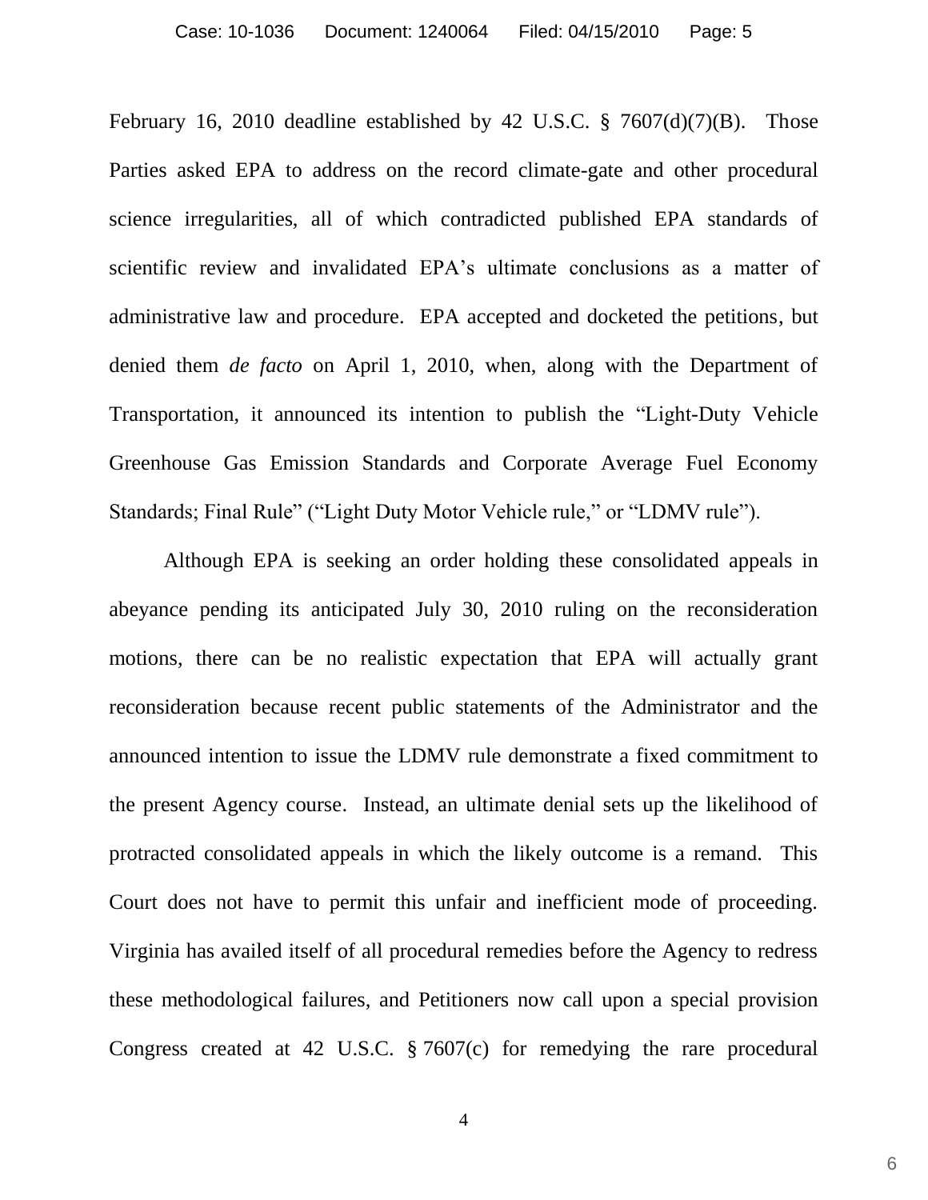February 16, 2010 deadline established by 42 U.S.C. § 7607(d)(7)(B). Those Parties asked EPA to address on the record climate-gate and other procedural science irregularities, all of which contradicted published EPA standards of scientific review and invalidated EPA's ultimate conclusions as a matter of administrative law and procedure. EPA accepted and docketed the petitions, but denied them *de facto* on April 1, 2010, when, along with the Department of Transportation, it announced its intention to publish the "Light-Duty Vehicle Greenhouse Gas Emission Standards and Corporate Average Fuel Economy Standards; Final Rule" ("Light Duty Motor Vehicle rule," or "LDMV rule").

Although EPA is seeking an order holding these consolidated appeals in abeyance pending its anticipated July 30, 2010 ruling on the reconsideration motions, there can be no realistic expectation that EPA will actually grant reconsideration because recent public statements of the Administrator and the announced intention to issue the LDMV rule demonstrate a fixed commitment to the present Agency course. Instead, an ultimate denial sets up the likelihood of protracted consolidated appeals in which the likely outcome is a remand. This Court does not have to permit this unfair and inefficient mode of proceeding. Virginia has availed itself of all procedural remedies before the Agency to redress these methodological failures, and Petitioners now call upon a special provision Congress created at 42 U.S.C. § 7607(c) for remedying the rare procedural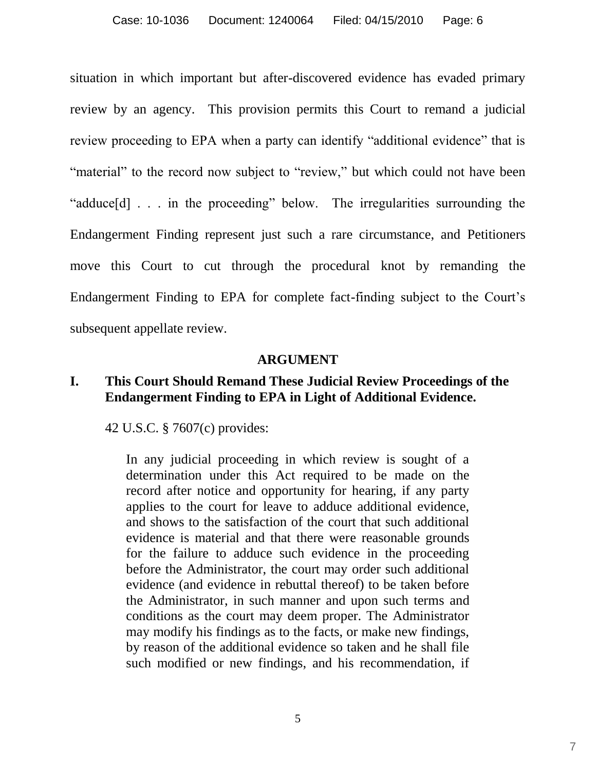situation in which important but after-discovered evidence has evaded primary review by an agency. This provision permits this Court to remand a judicial review proceeding to EPA when a party can identify "additional evidence" that is "material" to the record now subject to "review," but which could not have been "adduce[d] . . . in the proceeding" below. The irregularities surrounding the Endangerment Finding represent just such a rare circumstance, and Petitioners move this Court to cut through the procedural knot by remanding the Endangerment Finding to EPA for complete fact-finding subject to the Court's subsequent appellate review.

## ARGUMENT

### I. This Court Should Remand These Judicial Review Proceedings of the Endangerment Finding to EPA in Light of Additional Evidence.

42 U.S.C. § 7607(c) provides:

> In any judicial proceeding in which review is sought of a determination under this Act required to be made on the record after notice and opportunity for hearing, if any party applies to the court for leave to adduce additional evidence, and shows to the satisfaction of the court that such additional evidence is material and that there were reasonable grounds for the failure to adduce such evidence in the proceeding before the Administrator, the court may order such additional evidence (and evidence in rebuttal thereof) to be taken before the Administrator, in such manner and upon such terms and conditions as the court may deem proper. The Administrator may modify his findings as to the facts, or make new findings, by reason of the additional evidence so taken and he shall file such modified or new findings, and his recommendation, if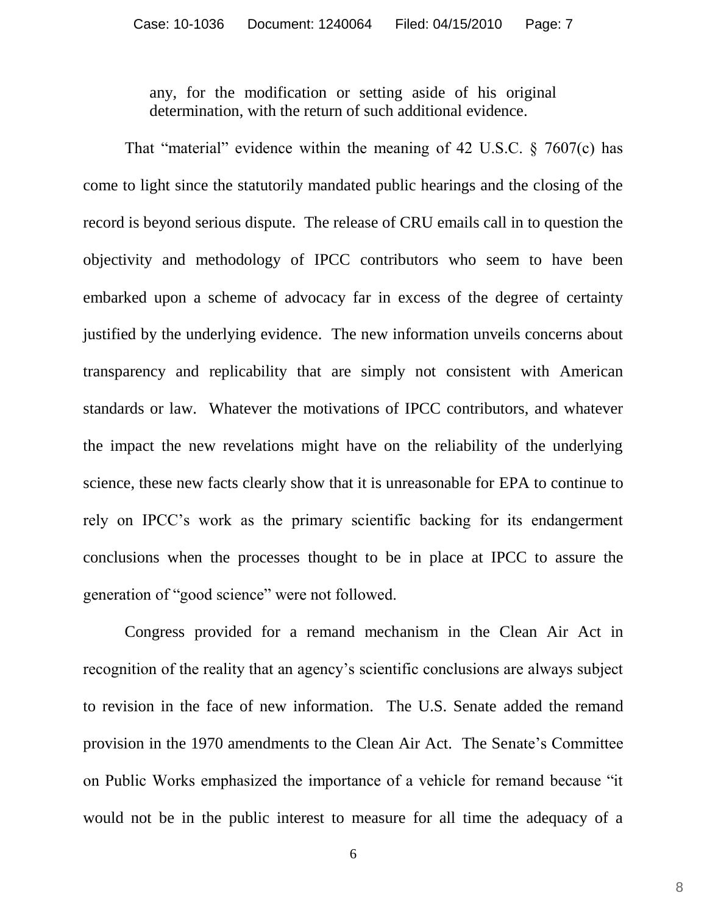> any, for the modification or setting aside of his original determination, with the return of such additional evidence.

That "material" evidence within the meaning of 42 U.S.C. § 7607(c) has come to light since the statutorily mandated public hearings and the closing of the record is beyond serious dispute. The release of CRU emails call in to question the objectivity and methodology of IPCC contributors who seem to have been embarked upon a scheme of advocacy far in excess of the degree of certainty justified by the underlying evidence. The new information unveils concerns about transparency and replicability that are simply not consistent with American standards or law. Whatever the motivations of IPCC contributors, and whatever the impact the new revelations might have on the reliability of the underlying science, these new facts clearly show that it is unreasonable for EPA to continue to rely on IPCC's work as the primary scientific backing for its endangerment conclusions when the processes thought to be in place at IPCC to assure the generation of "good science" were not followed.

Congress provided for a remand mechanism in the Clean Air Act in recognition of the reality that an agency's scientific conclusions are always subject to revision in the face of new information. The U.S. Senate added the remand provision in the 1970 amendments to the Clean Air Act. The Senate's Committee on Public Works emphasized the importance of a vehicle for remand because "it would not be in the public interest to measure for all time the adequacy of a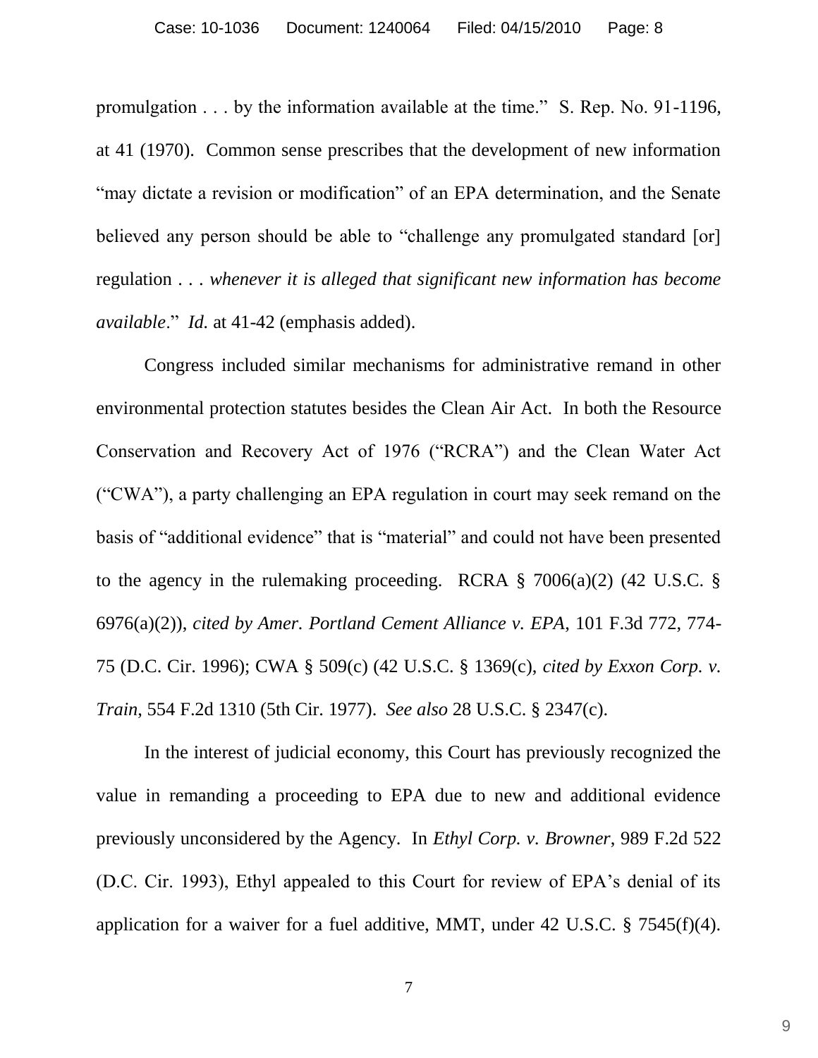promulgation . . . by the information available at the time." S. Rep. No. 91-1196, at 41 (1970). Common sense prescribes that the development of new information "may dictate a revision or modification" of an EPA determination, and the Senate believed any person should be able to "challenge any promulgated standard [or] regulation . . . *whenever it is alleged that significant new information has become available*." *Id.* at 41-42 (emphasis added).

Congress included similar mechanisms for administrative remand in other environmental protection statutes besides the Clean Air Act. In both the Resource Conservation and Recovery Act of 1976 ("RCRA") and the Clean Water Act ("CWA"), a party challenging an EPA regulation in court may seek remand on the basis of "additional evidence" that is "material" and could not have been presented to the agency in the rulemaking proceeding. RCRA § 7006(a)(2) (42 U.S.C. § 6976(a)(2)), *cited by Amer. Portland Cement Alliance v. EPA*, 101 F.3d 772, 774-75 (D.C. Cir. 1996); CWA § 509(c) (42 U.S.C. § 1369(c), *cited by Exxon Corp. v. Train*, 554 F.2d 1310 (5th Cir. 1977). *See also* 28 U.S.C. § 2347(c).

In the interest of judicial economy, this Court has previously recognized the value in remanding a proceeding to EPA due to new and additional evidence previously unconsidered by the Agency. In *Ethyl Corp. v. Browner*, 989 F.2d 522 (D.C. Cir. 1993), Ethyl appealed to this Court for review of EPA's denial of its application for a waiver for a fuel additive, MMT, under 42 U.S.C. § 7545(f)(4).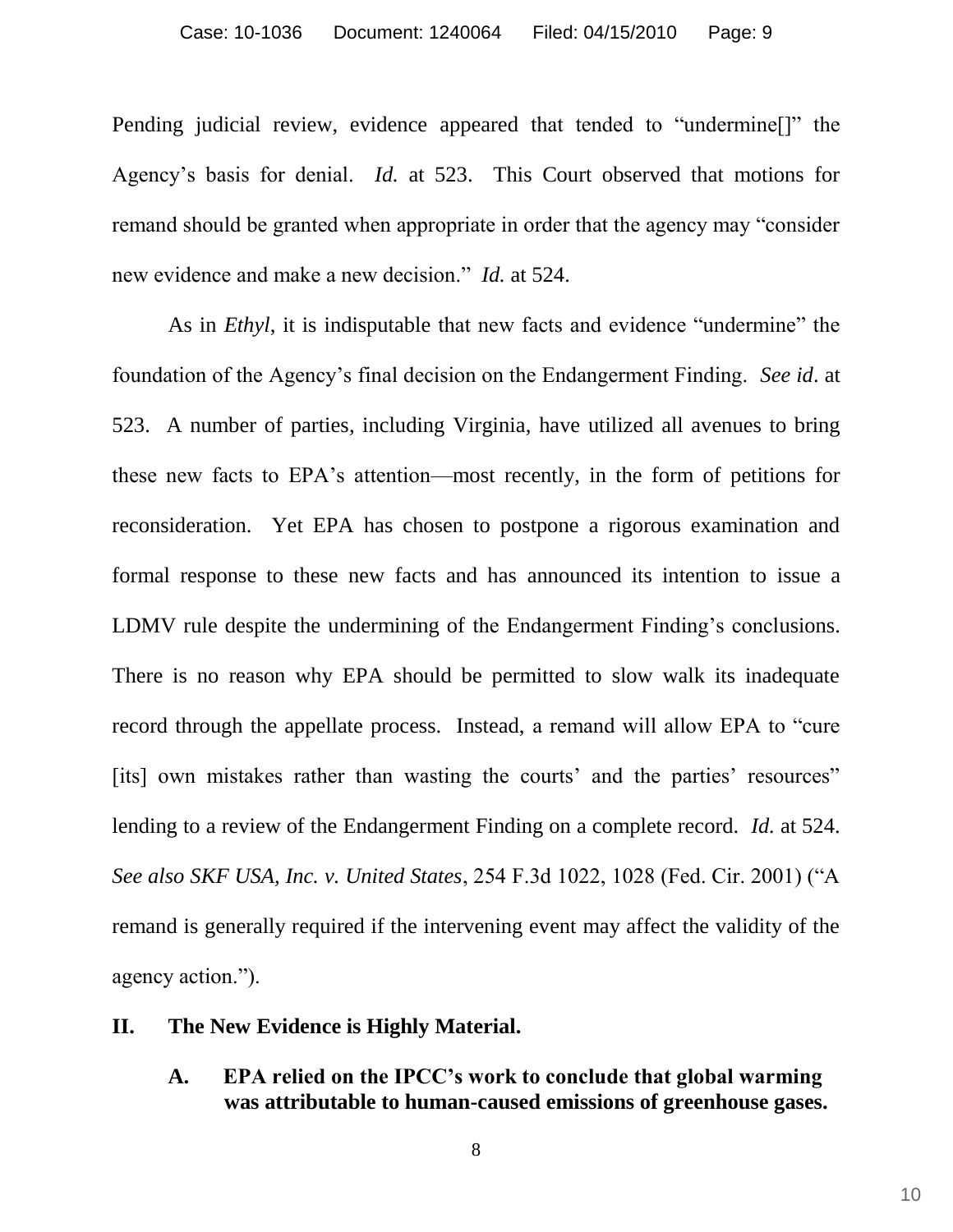Pending judicial review, evidence appeared that tended to "undermine[]" the Agency's basis for denial. *Id.* at 523. This Court observed that motions for remand should be granted when appropriate in order that the agency may "consider new evidence and make a new decision." *Id.* at 524.

As in *Ethyl*, it is indisputable that new facts and evidence "undermine" the foundation of the Agency's final decision on the Endangerment Finding. *See id*. at 523. A number of parties, including Virginia, have utilized all avenues to bring these new facts to EPA's attention—most recently, in the form of petitions for reconsideration. Yet EPA has chosen to postpone a rigorous examination and formal response to these new facts and has announced its intention to issue a LDMV rule despite the undermining of the Endangerment Finding's conclusions. There is no reason why EPA should be permitted to slow walk its inadequate record through the appellate process. Instead, a remand will allow EPA to "cure [its] own mistakes rather than wasting the courts' and the parties' resources" lending to a review of the Endangerment Finding on a complete record. *Id.* at 524. *See also SKF USA, Inc. v. United States*, 254 F.3d 1022, 1028 (Fed. Cir. 2001) ("A remand is generally required if the intervening event may affect the validity of the agency action.").

## II. The New Evidence is Highly Material.

### A. EPA relied on the IPCC's work to conclude that global warming was attributable to human-caused emissions of greenhouse gases.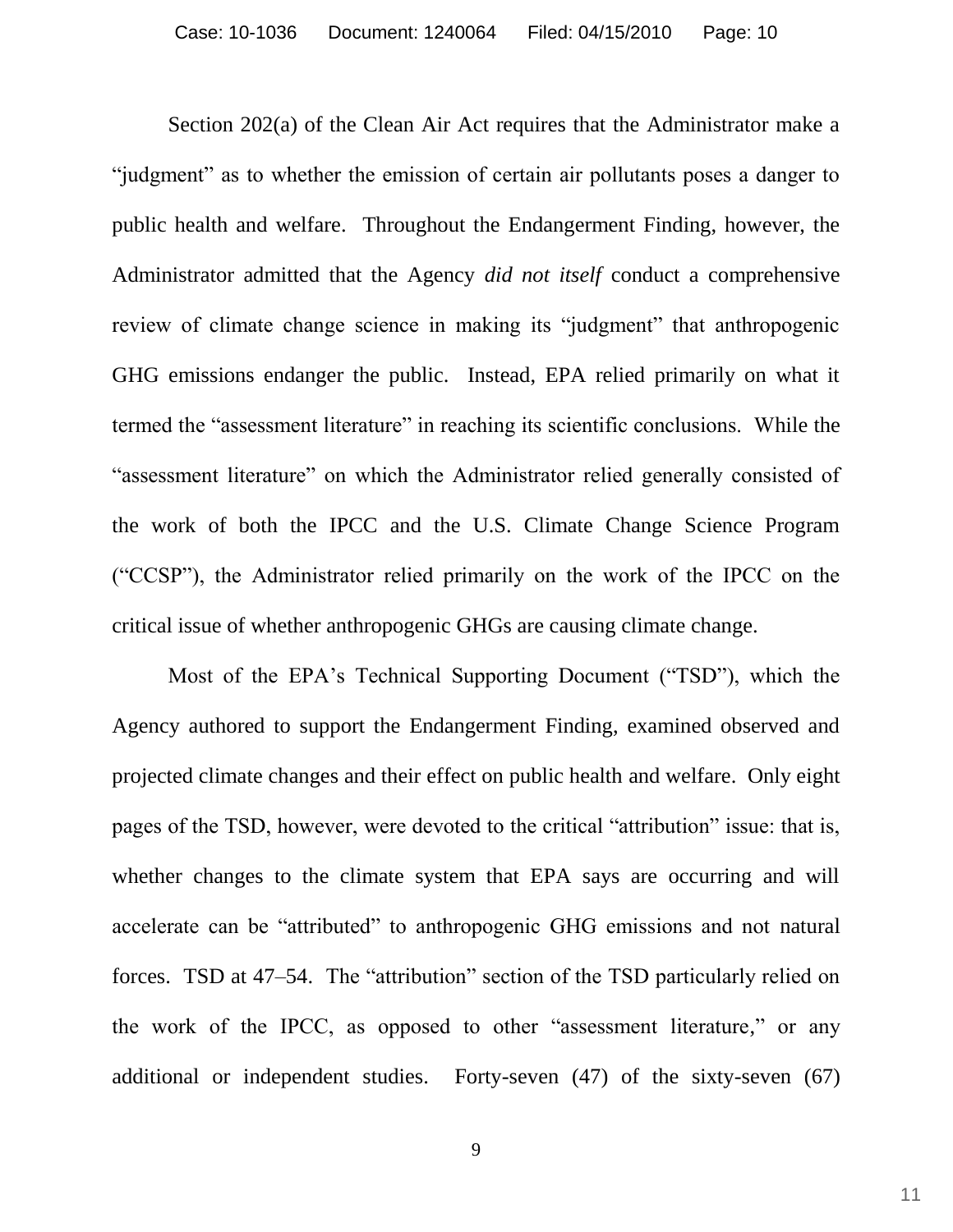Section 202(a) of the Clean Air Act requires that the Administrator make a "judgment" as to whether the emission of certain air pollutants poses a danger to public health and welfare. Throughout the Endangerment Finding, however, the Administrator admitted that the Agency *did not itself* conduct a comprehensive review of climate change science in making its "judgment" that anthropogenic GHG emissions endanger the public. Instead, EPA relied primarily on what it termed the "assessment literature" in reaching its scientific conclusions. While the "assessment literature" on which the Administrator relied generally consisted of the work of both the IPCC and the U.S. Climate Change Science Program ("CCSP"), the Administrator relied primarily on the work of the IPCC on the critical issue of whether anthropogenic GHGs are causing climate change.

Most of the EPA's Technical Supporting Document ("TSD"), which the Agency authored to support the Endangerment Finding, examined observed and projected climate changes and their effect on public health and welfare. Only eight pages of the TSD, however, were devoted to the critical "attribution" issue: that is, whether changes to the climate system that EPA says are occurring and will accelerate can be "attributed" to anthropogenic GHG emissions and not natural forces. TSD at 47–54. The "attribution" section of the TSD particularly relied on the work of the IPCC, as opposed to other "assessment literature," or any additional or independent studies. Forty-seven (47) of the sixty-seven (67)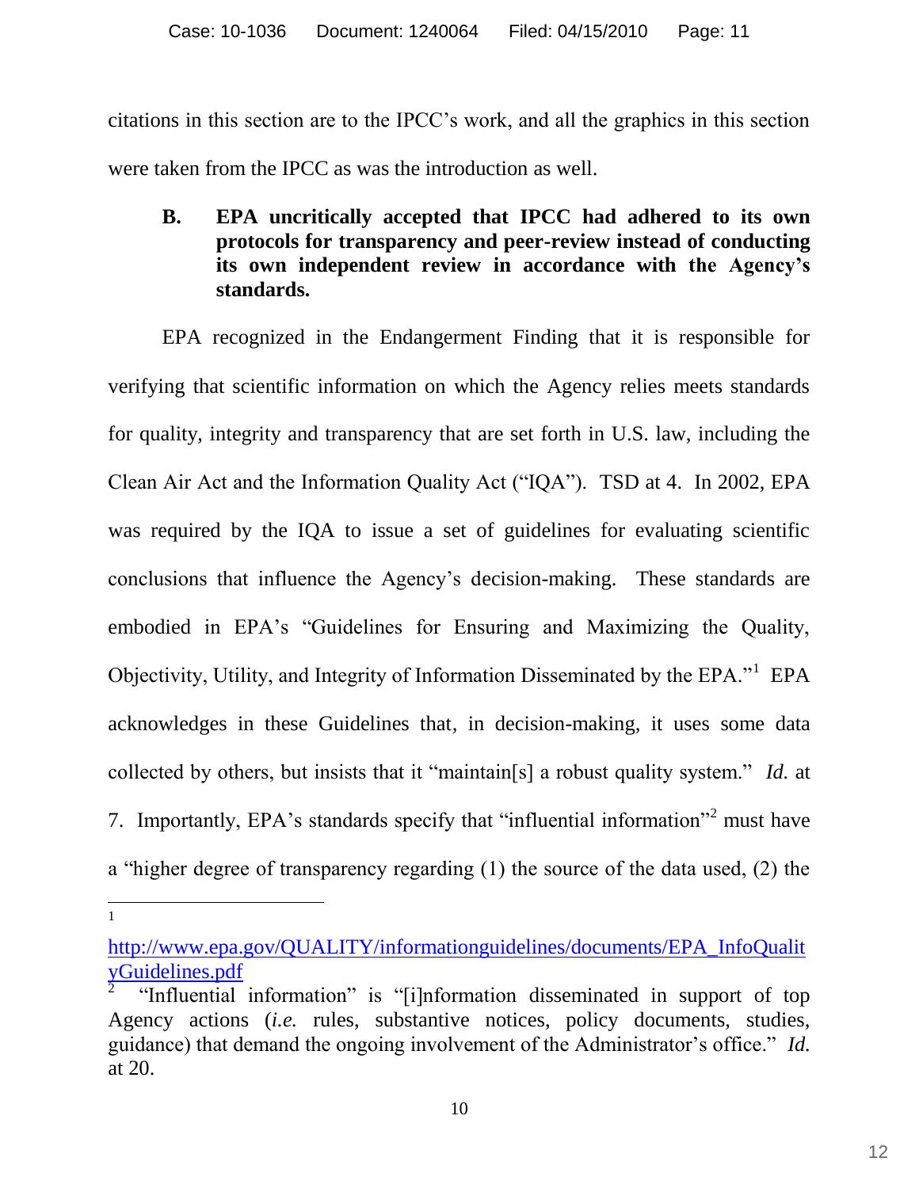citations in this section are to the IPCC's work, and all the graphics in this section were taken from the IPCC as was the introduction as well.

### B. EPA uncritically accepted that IPCC had adhered to its own protocols for transparency and peer-review instead of conducting its own independent review in accordance with the Agency's standards.

EPA recognized in the Endangerment Finding that it is responsible for verifying that scientific information on which the Agency relies meets standards for quality, integrity and transparency that are set forth in U.S. law, including the Clean Air Act and the Information Quality Act ("IQA"). TSD at 4. In 2002, EPA was required by the IQA to issue a set of guidelines for evaluating scientific conclusions that influence the Agency's decision-making. These standards are embodied in EPA's "Guidelines for Ensuring and Maximizing the Quality, Objectivity, Utility, and Integrity of Information Disseminated by the EPA."[1] EPA acknowledges in these Guidelines that, in decision-making, it uses some data collected by others, but insists that it "maintain[s] a robust quality system." *Id.* at 7. Importantly, EPA's standards specify that "influential information"[2] must have a "higher degree of transparency regarding (1) the source of the data used, (2) the

---

[1] http://www.epa.gov/QUALITY/informationguidelines/documents/EPA_InfoQualityGuidelines.pdf

[2] "Influential information" is "[i]nformation disseminated in support of top Agency actions (*i.e.* rules, substantive notices, policy documents, studies, guidance) that demand the ongoing involvement of the Administrator's office." *Id.* at 20.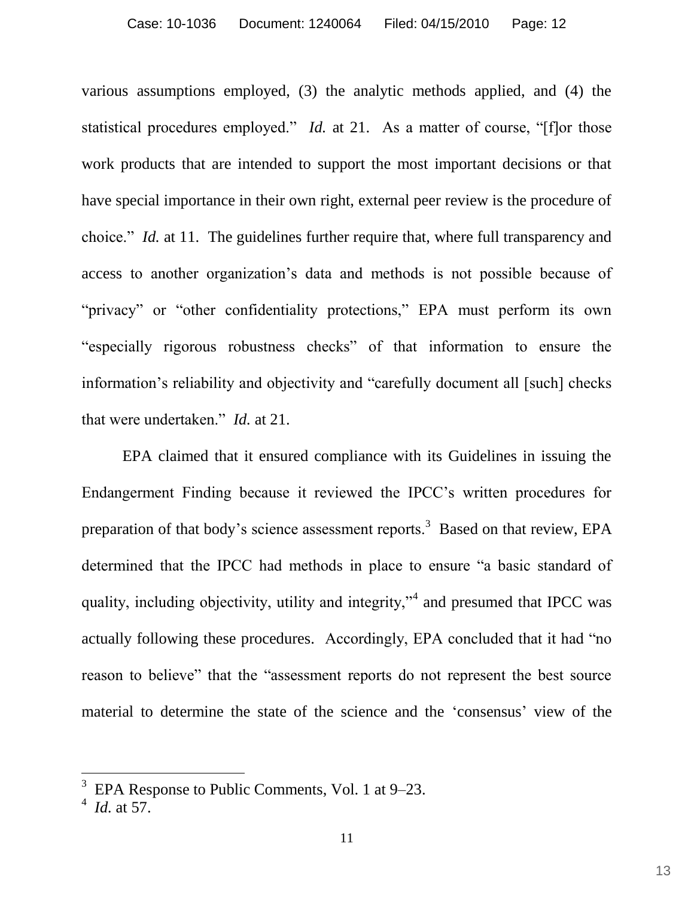various assumptions employed, (3) the analytic methods applied, and (4) the statistical procedures employed." *Id.* at 21. As a matter of course, "[f]or those work products that are intended to support the most important decisions or that have special importance in their own right, external peer review is the procedure of choice." *Id.* at 11. The guidelines further require that, where full transparency and access to another organization's data and methods is not possible because of "privacy" or "other confidentiality protections," EPA must perform its own "especially rigorous robustness checks" of that information to ensure the information's reliability and objectivity and "carefully document all [such] checks that were undertaken." *Id.* at 21.

EPA claimed that it ensured compliance with its Guidelines in issuing the Endangerment Finding because it reviewed the IPCC's written procedures for preparation of that body's science assessment reports.[3] Based on that review, EPA determined that the IPCC had methods in place to ensure "a basic standard of quality, including objectivity, utility and integrity,"[4] and presumed that IPCC was actually following these procedures. Accordingly, EPA concluded that it had "no reason to believe" that the "assessment reports do not represent the best source material to determine the state of the science and the 'consensus' view of the

---

[3] EPA Response to Public Comments, Vol. 1 at 9–23.

[4] *Id.* at 57.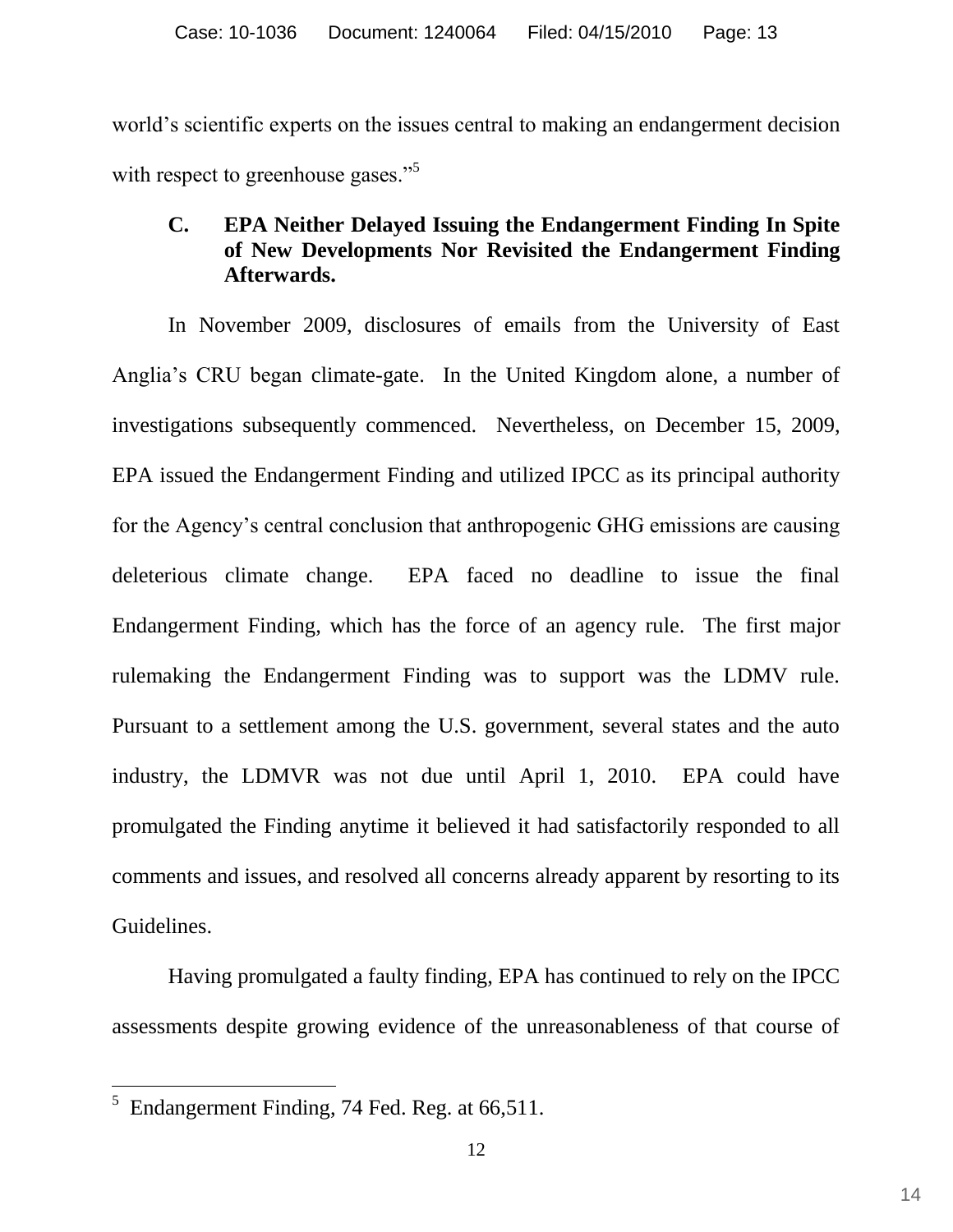world's scientific experts on the issues central to making an endangerment decision with respect to greenhouse gases."[5]

### C. EPA Neither Delayed Issuing the Endangerment Finding In Spite of New Developments Nor Revisited the Endangerment Finding Afterwards.

In November 2009, disclosures of emails from the University of East Anglia's CRU began climate-gate. In the United Kingdom alone, a number of investigations subsequently commenced. Nevertheless, on December 15, 2009, EPA issued the Endangerment Finding and utilized IPCC as its principal authority for the Agency's central conclusion that anthropogenic GHG emissions are causing deleterious climate change. EPA faced no deadline to issue the final Endangerment Finding, which has the force of an agency rule. The first major rulemaking the Endangerment Finding was to support was the LDMV rule. Pursuant to a settlement among the U.S. government, several states and the auto industry, the LDMVR was not due until April 1, 2010. EPA could have promulgated the Finding anytime it believed it had satisfactorily responded to all comments and issues, and resolved all concerns already apparent by resorting to its Guidelines.

Having promulgated a faulty finding, EPA has continued to rely on the IPCC assessments despite growing evidence of the unreasonableness of that course of

---

[5] Endangerment Finding, 74 Fed. Reg. at 66,511.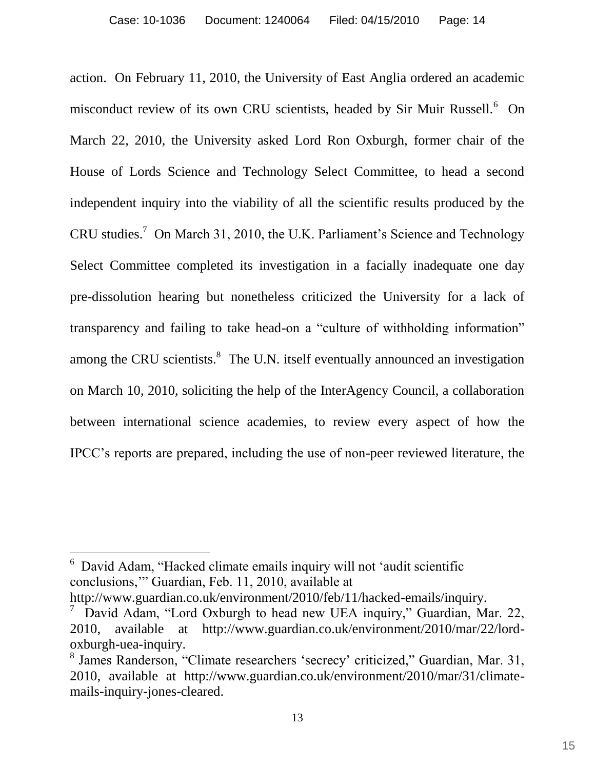action. On February 11, 2010, the University of East Anglia ordered an academic misconduct review of its own CRU scientists, headed by Sir Muir Russell.[6] On March 22, 2010, the University asked Lord Ron Oxburgh, former chair of the House of Lords Science and Technology Select Committee, to head a second independent inquiry into the viability of all the scientific results produced by the CRU studies.[7] On March 31, 2010, the U.K. Parliament's Science and Technology Select Committee completed its investigation in a facially inadequate one day pre-dissolution hearing but nonetheless criticized the University for a lack of transparency and failing to take head-on a "culture of withholding information" among the CRU scientists.[8] The U.N. itself eventually announced an investigation on March 10, 2010, soliciting the help of the InterAgency Council, a collaboration between international science academies, to review every aspect of how the IPCC's reports are prepared, including the use of non-peer reviewed literature, the

---

[6] David Adam, "Hacked climate emails inquiry will not 'audit scientific conclusions,'" Guardian, Feb. 11, 2010, available at http://www.guardian.co.uk/environment/2010/feb/11/hacked-emails/inquiry.

[7] David Adam, "Lord Oxburgh to head new UEA inquiry," Guardian, Mar. 22, 2010, available at http://www.guardian.co.uk/environment/2010/mar/22/lord-oxburgh-uea-inquiry.

[8] James Randerson, "Climate researchers 'secrecy' criticized," Guardian, Mar. 31, 2010, available at http://www.guardian.co.uk/environment/2010/mar/31/climate-mails-inquiry-jones-cleared.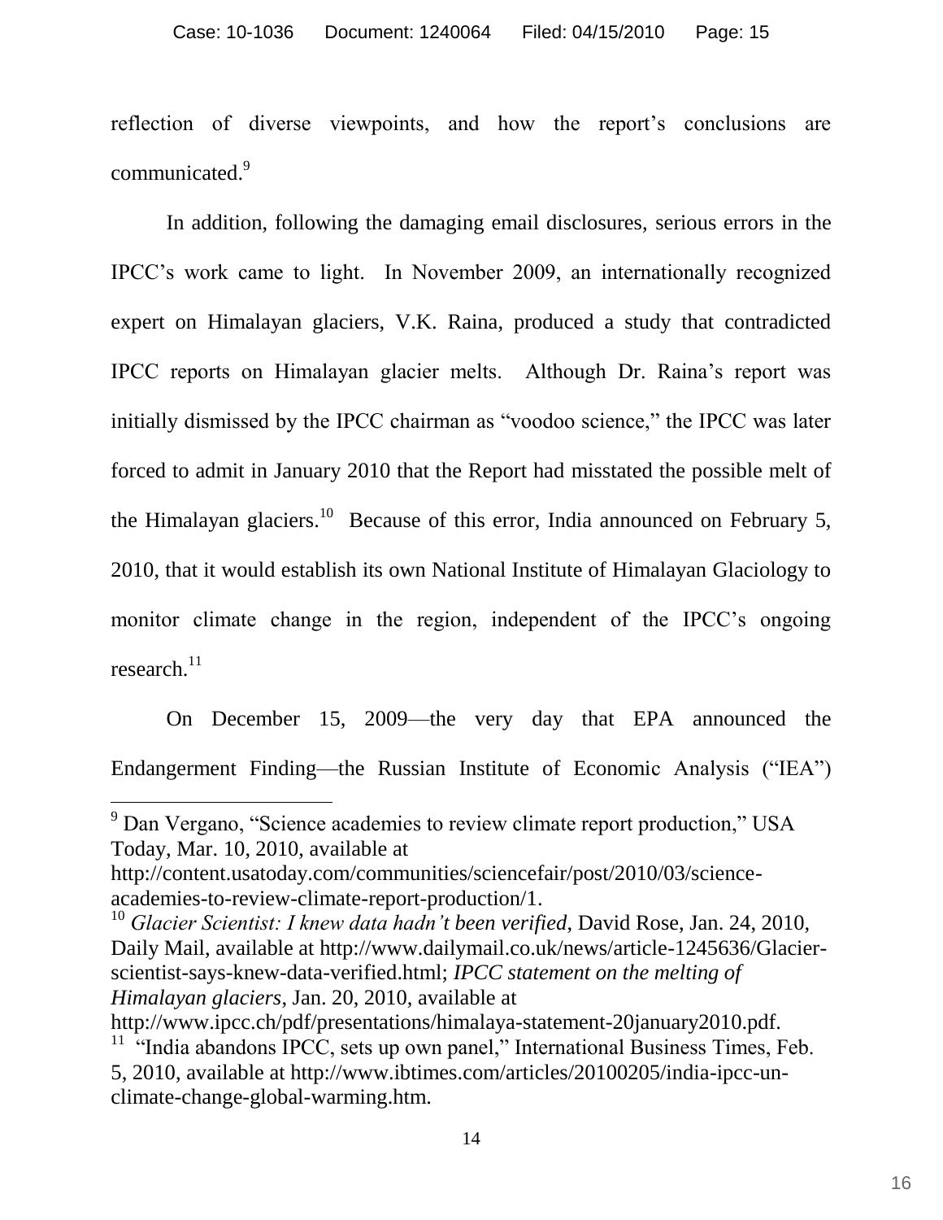reflection of diverse viewpoints, and how the report's conclusions are communicated.[9]

In addition, following the damaging email disclosures, serious errors in the IPCC's work came to light. In November 2009, an internationally recognized expert on Himalayan glaciers, V.K. Raina, produced a study that contradicted IPCC reports on Himalayan glacier melts. Although Dr. Raina's report was initially dismissed by the IPCC chairman as "voodoo science," the IPCC was later forced to admit in January 2010 that the Report had misstated the possible melt of the Himalayan glaciers.[10] Because of this error, India announced on February 5, 2010, that it would establish its own National Institute of Himalayan Glaciology to monitor climate change in the region, independent of the IPCC's ongoing research.[11]

On December 15, 2009—the very day that EPA announced the Endangerment Finding—the Russian Institute of Economic Analysis ("IEA")

---

[9] Dan Vergano, "Science academies to review climate report production," USA Today, Mar. 10, 2010, available at http://content.usatoday.com/communities/sciencefair/post/2010/03/science-academies-to-review-climate-report-production/1.

[10] *Glacier Scientist: I knew data hadn't been verified*, David Rose, Jan. 24, 2010, Daily Mail, available at http://www.dailymail.co.uk/news/article-1245636/Glacier-scientist-says-knew-data-verified.html; *IPCC statement on the melting of Himalayan glaciers*, Jan. 20, 2010, available at http://www.ipcc.ch/pdf/presentations/himalaya-statement-20january2010.pdf.

[11] "India abandons IPCC, sets up own panel," International Business Times, Feb. 5, 2010, available at http://www.ibtimes.com/articles/20100205/india-ipcc-un-climate-change-global-warming.htm.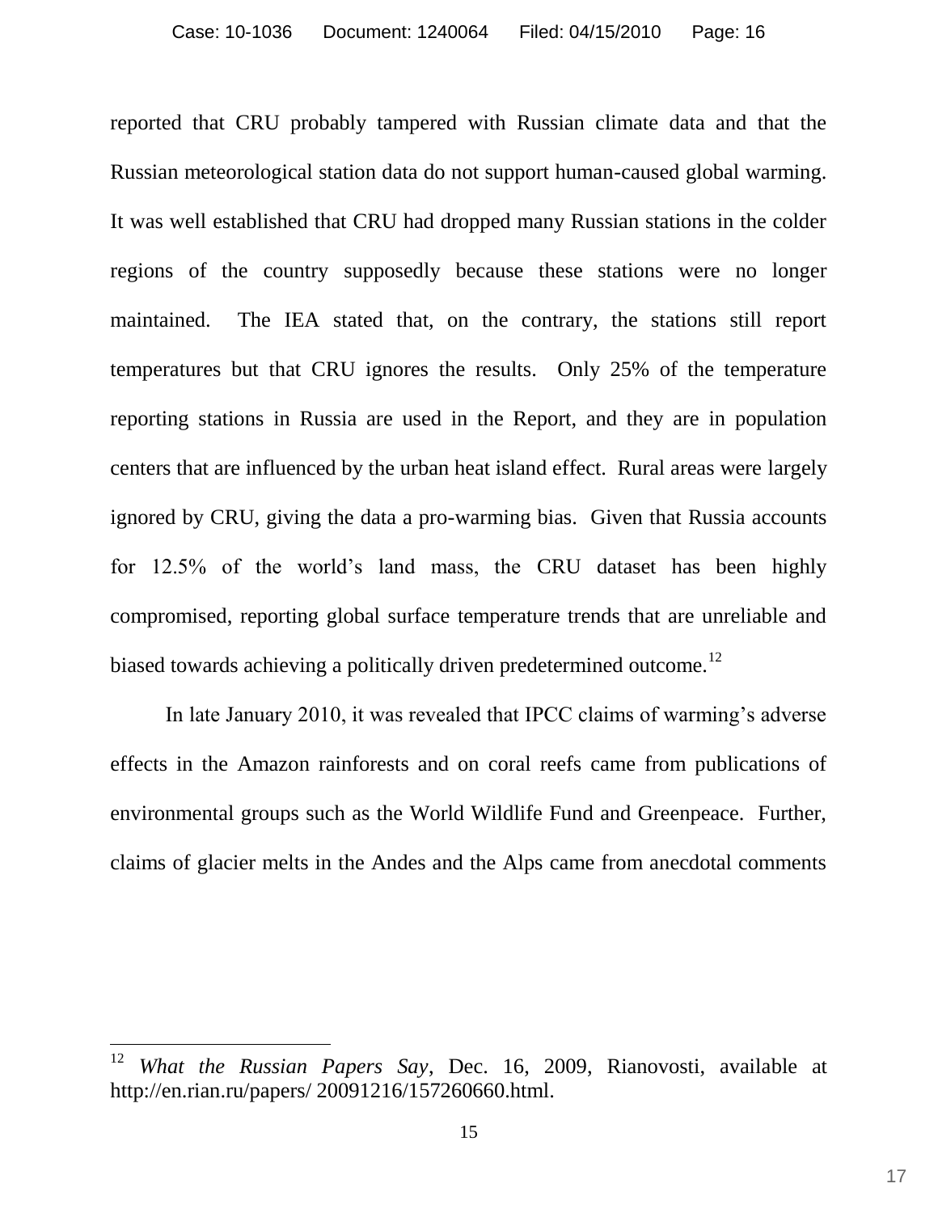reported that CRU probably tampered with Russian climate data and that the Russian meteorological station data do not support human-caused global warming. It was well established that CRU had dropped many Russian stations in the colder regions of the country supposedly because these stations were no longer maintained. The IEA stated that, on the contrary, the stations still report temperatures but that CRU ignores the results. Only 25% of the temperature reporting stations in Russia are used in the Report, and they are in population centers that are influenced by the urban heat island effect. Rural areas were largely ignored by CRU, giving the data a pro-warming bias. Given that Russia accounts for 12.5% of the world's land mass, the CRU dataset has been highly compromised, reporting global surface temperature trends that are unreliable and biased towards achieving a politically driven predetermined outcome.[12]

In late January 2010, it was revealed that IPCC claims of warming's adverse effects in the Amazon rainforests and on coral reefs came from publications of environmental groups such as the World Wildlife Fund and Greenpeace. Further, claims of glacier melts in the Andes and the Alps came from anecdotal comments

---

[12] *What the Russian Papers Say*, Dec. 16, 2009, Rianovosti, available at http://en.rian.ru/papers/ 20091216/157260660.html.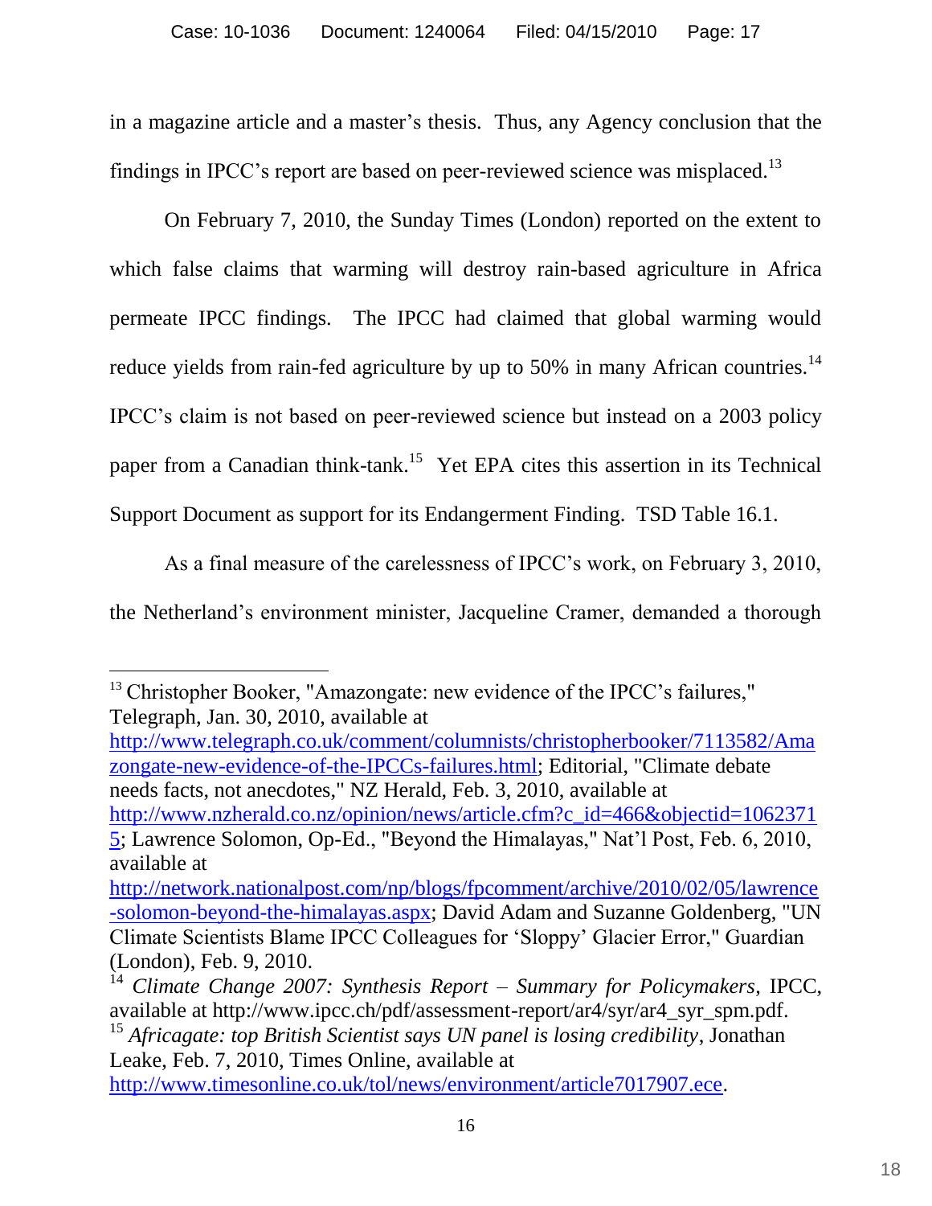in a magazine article and a master's thesis. Thus, any Agency conclusion that the findings in IPCC's report are based on peer-reviewed science was misplaced.[13]

On February 7, 2010, the Sunday Times (London) reported on the extent to which false claims that warming will destroy rain-based agriculture in Africa permeate IPCC findings. The IPCC had claimed that global warming would reduce yields from rain-fed agriculture by up to 50% in many African countries.[14] IPCC's claim is not based on peer-reviewed science but instead on a 2003 policy paper from a Canadian think-tank.[15] Yet EPA cites this assertion in its Technical Support Document as support for its Endangerment Finding. TSD Table 16.1.

As a final measure of the carelessness of IPCC's work, on February 3, 2010, the Netherland's environment minister, Jacqueline Cramer, demanded a thorough

---

[13] Christopher Booker, "Amazongate: new evidence of the IPCC's failures," Telegraph, Jan. 30, 2010, available at http://www.telegraph.co.uk/comment/columnists/christopherbooker/7113582/Amazongate-new-evidence-of-the-IPCCs-failures.html; Editorial, "Climate debate needs facts, not anecdotes," NZ Herald, Feb. 3, 2010, available at http://www.nzherald.co.nz/opinion/news/article.cfm?c_id=466&objectid=10623715; Lawrence Solomon, Op-Ed., "Beyond the Himalayas," Nat'l Post, Feb. 6, 2010, available at http://network.nationalpost.com/np/blogs/fpcomment/archive/2010/02/05/lawrence-solomon-beyond-the-himalayas.aspx; David Adam and Suzanne Goldenberg, "UN Climate Scientists Blame IPCC Colleagues for 'Sloppy' Glacier Error," Guardian (London), Feb. 9, 2010.

[14] *Climate Change 2007: Synthesis Report – Summary for Policymakers*, IPCC, available at http://www.ipcc.ch/pdf/assessment-report/ar4/syr/ar4_syr_spm.pdf.

[15] *Africagate: top British Scientist says UN panel is losing credibility*, Jonathan Leake, Feb. 7, 2010, Times Online, available at http://www.timesonline.co.uk/tol/news/environment/article7017907.ece.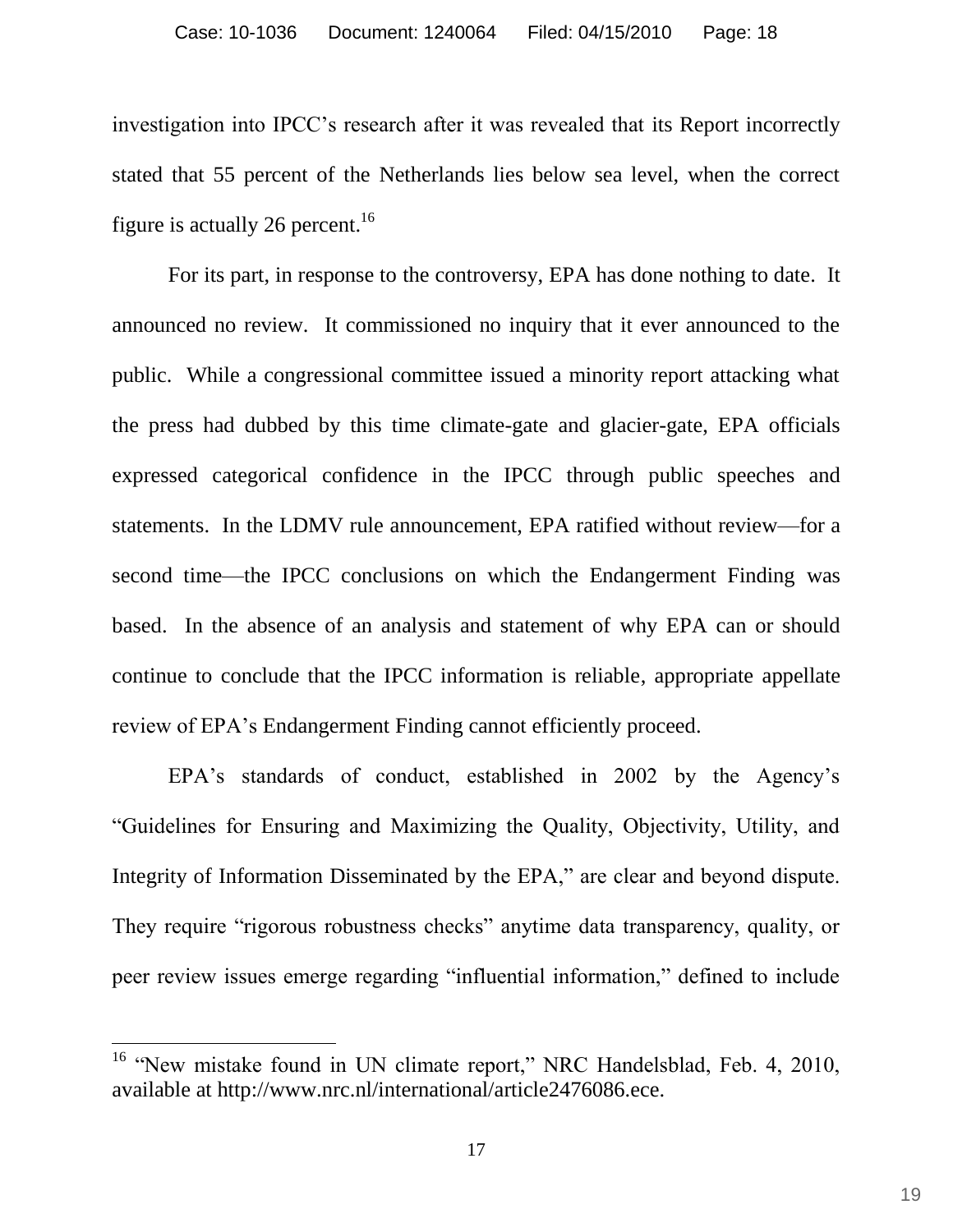investigation into IPCC's research after it was revealed that its Report incorrectly stated that 55 percent of the Netherlands lies below sea level, when the correct figure is actually 26 percent.[16]

For its part, in response to the controversy, EPA has done nothing to date. It announced no review. It commissioned no inquiry that it ever announced to the public. While a congressional committee issued a minority report attacking what the press had dubbed by this time climate-gate and glacier-gate, EPA officials expressed categorical confidence in the IPCC through public speeches and statements. In the LDMV rule announcement, EPA ratified without review—for a second time—the IPCC conclusions on which the Endangerment Finding was based. In the absence of an analysis and statement of why EPA can or should continue to conclude that the IPCC information is reliable, appropriate appellate review of EPA's Endangerment Finding cannot efficiently proceed.

EPA's standards of conduct, established in 2002 by the Agency's "Guidelines for Ensuring and Maximizing the Quality, Objectivity, Utility, and Integrity of Information Disseminated by the EPA," are clear and beyond dispute. They require "rigorous robustness checks" anytime data transparency, quality, or peer review issues emerge regarding "influential information," defined to include

---

[16] "New mistake found in UN climate report," NRC Handelsblad, Feb. 4, 2010, available at http://www.nrc.nl/international/article2476086.ece.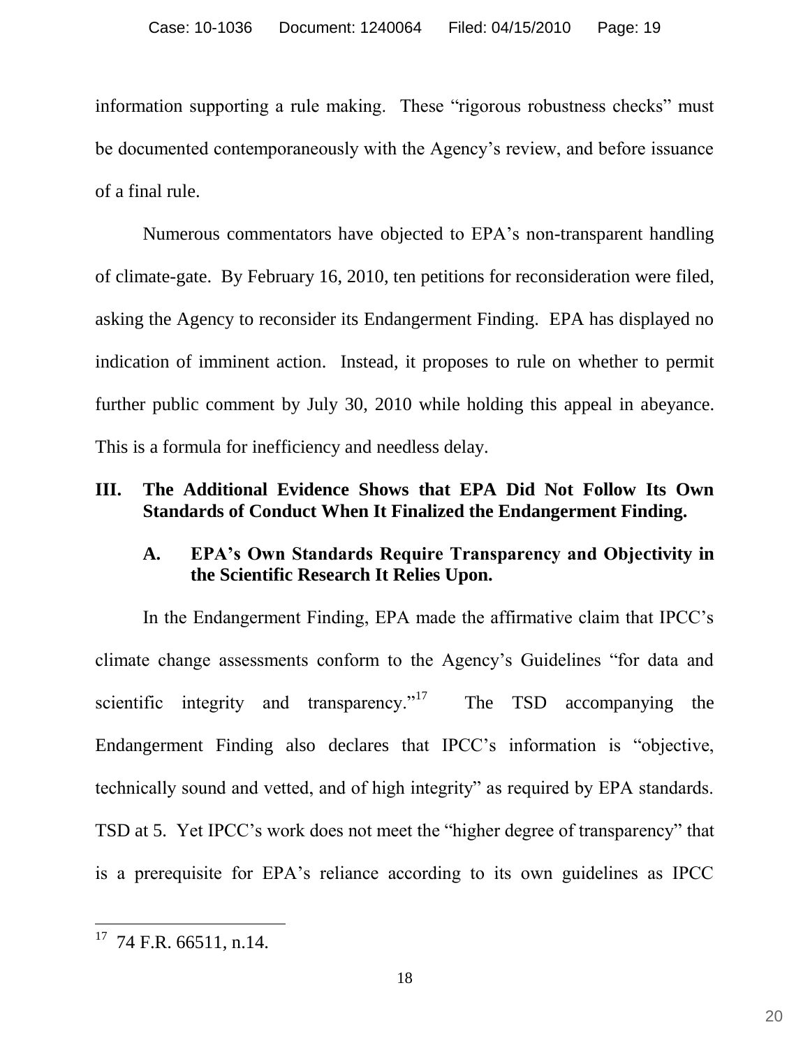information supporting a rule making. These "rigorous robustness checks" must be documented contemporaneously with the Agency's review, and before issuance of a final rule.

Numerous commentators have objected to EPA's non-transparent handling of climate-gate. By February 16, 2010, ten petitions for reconsideration were filed, asking the Agency to reconsider its Endangerment Finding. EPA has displayed no indication of imminent action. Instead, it proposes to rule on whether to permit further public comment by July 30, 2010 while holding this appeal in abeyance. This is a formula for inefficiency and needless delay.

## III. The Additional Evidence Shows that EPA Did Not Follow Its Own Standards of Conduct When It Finalized the Endangerment Finding.

### A. EPA's Own Standards Require Transparency and Objectivity in the Scientific Research It Relies Upon.

In the Endangerment Finding, EPA made the affirmative claim that IPCC's climate change assessments conform to the Agency's Guidelines "for data and scientific integrity and transparency."[17] The TSD accompanying the Endangerment Finding also declares that IPCC's information is "objective, technically sound and vetted, and of high integrity" as required by EPA standards. TSD at 5. Yet IPCC's work does not meet the "higher degree of transparency" that is a prerequisite for EPA's reliance according to its own guidelines as IPCC

---

[17] 74 F.R. 66511, n.14.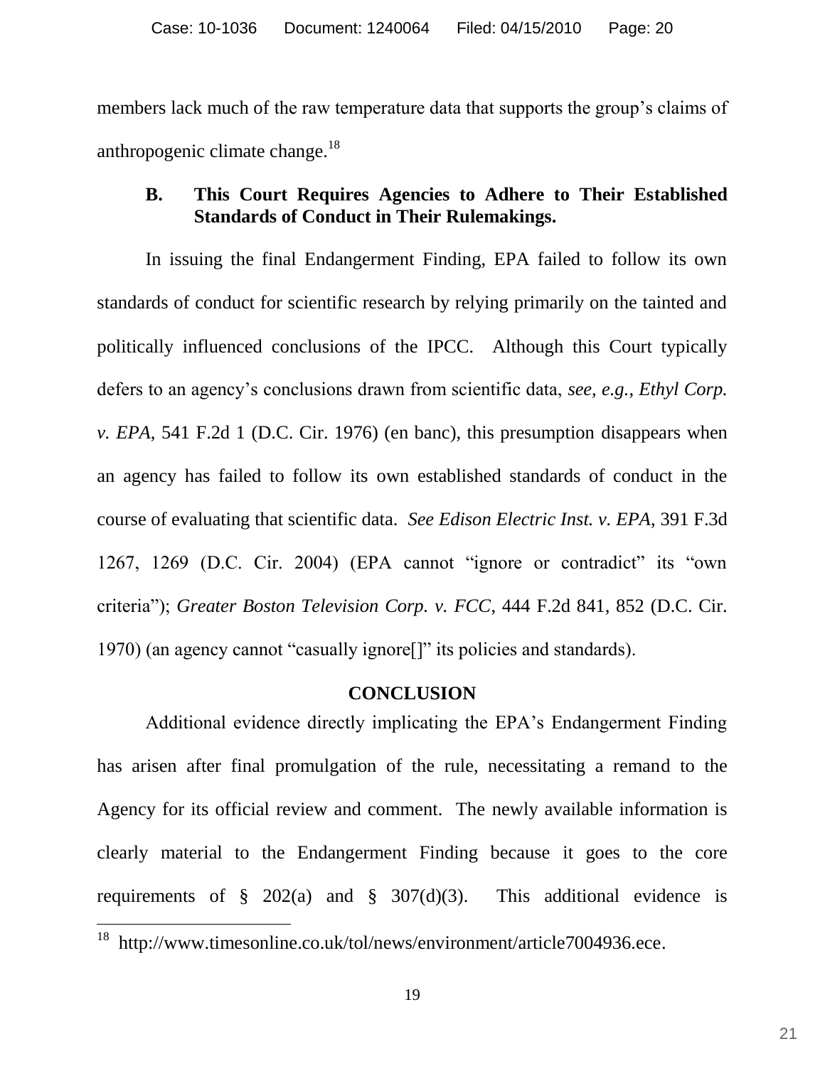members lack much of the raw temperature data that supports the group's claims of anthropogenic climate change.[18]

### B. This Court Requires Agencies to Adhere to Their Established Standards of Conduct in Their Rulemakings.

In issuing the final Endangerment Finding, EPA failed to follow its own standards of conduct for scientific research by relying primarily on the tainted and politically influenced conclusions of the IPCC. Although this Court typically defers to an agency's conclusions drawn from scientific data, *see, e.g.*, *Ethyl Corp. v. EPA*, 541 F.2d 1 (D.C. Cir. 1976) (en banc), this presumption disappears when an agency has failed to follow its own established standards of conduct in the course of evaluating that scientific data. *See Edison Electric Inst. v. EPA*, 391 F.3d 1267, 1269 (D.C. Cir. 2004) (EPA cannot "ignore or contradict" its "own criteria"); *Greater Boston Television Corp. v. FCC*, 444 F.2d 841, 852 (D.C. Cir. 1970) (an agency cannot "casually ignore[]" its policies and standards).

## CONCLUSION

Additional evidence directly implicating the EPA's Endangerment Finding has arisen after final promulgation of the rule, necessitating a remand to the Agency for its official review and comment. The newly available information is clearly material to the Endangerment Finding because it goes to the core requirements of § 202(a) and § 307(d)(3). This additional evidence is

---

[18] http://www.timesonline.co.uk/tol/news/environment/article7004936.ece.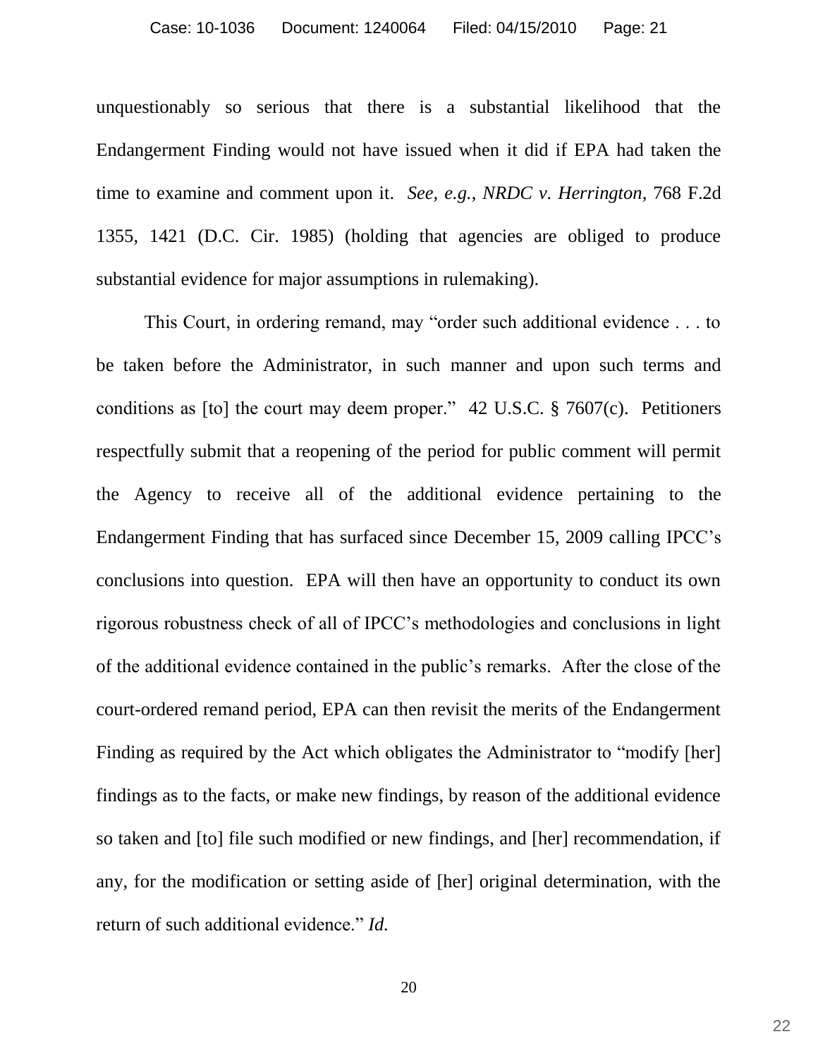unquestionably so serious that there is a substantial likelihood that the Endangerment Finding would not have issued when it did if EPA had taken the time to examine and comment upon it. *See, e.g.*, *NRDC v. Herrington*, 768 F.2d 1355, 1421 (D.C. Cir. 1985) (holding that agencies are obliged to produce substantial evidence for major assumptions in rulemaking).

This Court, in ordering remand, may "order such additional evidence . . . to be taken before the Administrator, in such manner and upon such terms and conditions as [to] the court may deem proper." 42 U.S.C. § 7607(c). Petitioners respectfully submit that a reopening of the period for public comment will permit the Agency to receive all of the additional evidence pertaining to the Endangerment Finding that has surfaced since December 15, 2009 calling IPCC's conclusions into question. EPA will then have an opportunity to conduct its own rigorous robustness check of all of IPCC's methodologies and conclusions in light of the additional evidence contained in the public's remarks. After the close of the court-ordered remand period, EPA can then revisit the merits of the Endangerment Finding as required by the Act which obligates the Administrator to "modify [her] findings as to the facts, or make new findings, by reason of the additional evidence so taken and [to] file such modified or new findings, and [her] recommendation, if any, for the modification or setting aside of [her] original determination, with the return of such additional evidence." *Id.*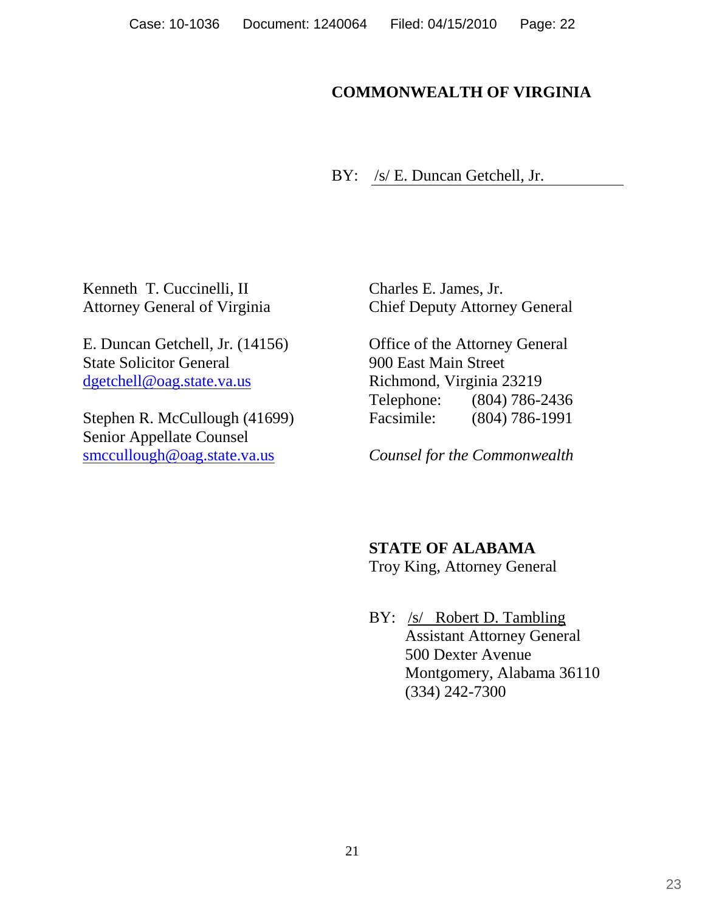**COMMONWEALTH OF VIRGINIA**

BY: /s/ E. Duncan Getchell, Jr.

Kenneth T. Cuccinelli, II
Attorney General of Virginia

E. Duncan Getchell, Jr. (14156)
State Solicitor General
dgetchell@oag.state.va.us

Stephen R. McCullough (41699)
Senior Appellate Counsel
smccullough@oag.state.va.us

Charles E. James, Jr.
Chief Deputy Attorney General

Office of the Attorney General
900 East Main Street
Richmond, Virginia 23219
Telephone: (804) 786-2436
Facsimile: (804) 786-1991

*Counsel for the Commonwealth*

**STATE OF ALABAMA**
Troy King, Attorney General

BY: /s/ Robert D. Tambling
Assistant Attorney General
500 Dexter Avenue
Montgomery, Alabama 36110
(334) 242-7300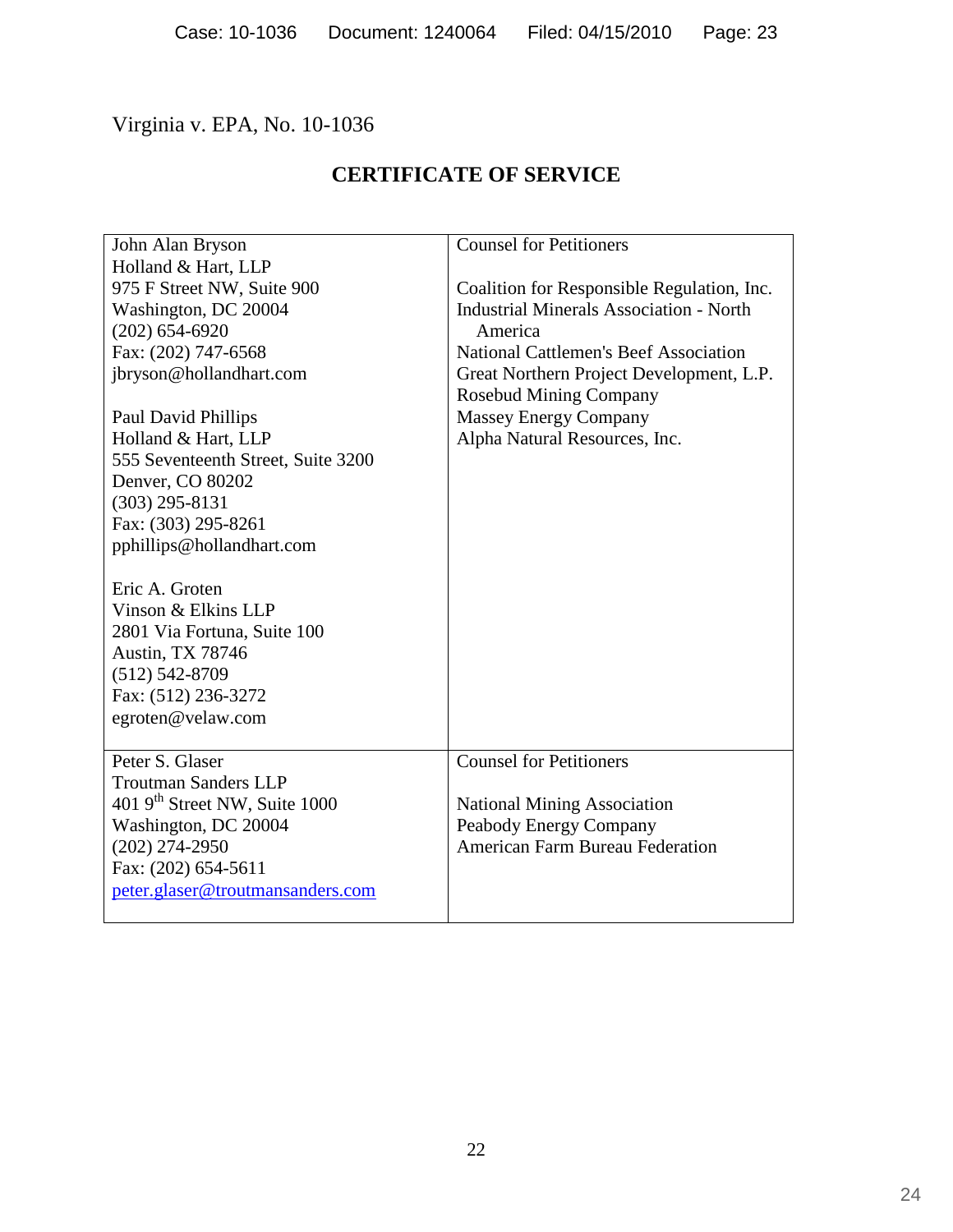Virginia v. EPA, No. 10-1036

## CERTIFICATE OF SERVICE

| | |
|---|---|
| John Alan Bryson<br>Holland & Hart, LLP<br>975 F Street NW, Suite 900<br>Washington, DC 20004<br>(202) 654-6920<br>Fax: (202) 747-6568<br>jbryson@hollandhart.com<br><br>Paul David Phillips<br>Holland & Hart, LLP<br>555 Seventeenth Street, Suite 3200<br>Denver, CO 80202<br>(303) 295-8131<br>Fax: (303) 295-8261<br>pphillips@hollandhart.com<br><br>Eric A. Groten<br>Vinson & Elkins LLP<br>2801 Via Fortuna, Suite 100<br>Austin, TX 78746<br>(512) 542-8709<br>Fax: (512) 236-3272<br>egroten@velaw.com | Counsel for Petitioners<br><br>Coalition for Responsible Regulation, Inc.<br>Industrial Minerals Association - North America<br>National Cattlemen's Beef Association<br>Great Northern Project Development, L.P.<br>Rosebud Mining Company<br>Massey Energy Company<br>Alpha Natural Resources, Inc. |
| Peter S. Glaser<br>Troutman Sanders LLP<br>401 9th Street NW, Suite 1000<br>Washington, DC 20004<br>(202) 274-2950<br>Fax: (202) 654-5611<br>peter.glaser@troutmansanders.com | Counsel for Petitioners<br><br>National Mining Association<br>Peabody Energy Company<br>American Farm Bureau Federation |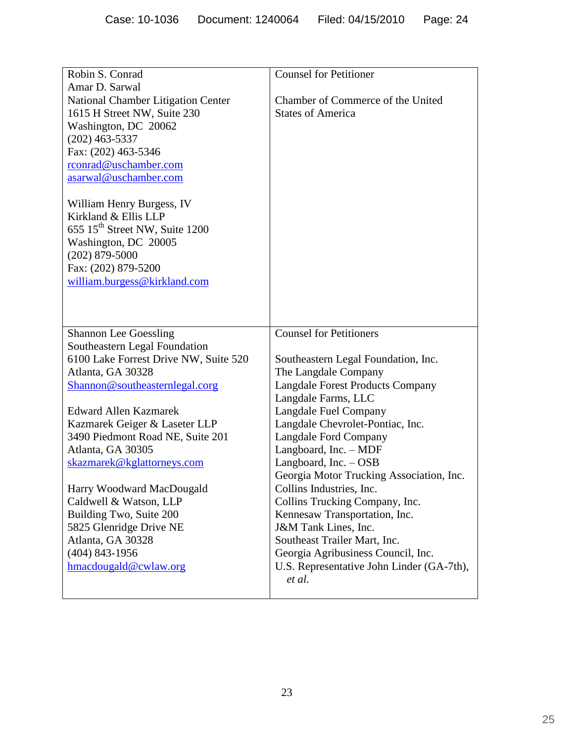| | |
|---|---|
| Robin S. Conrad<br>Amar D. Sarwal<br>National Chamber Litigation Center<br>1615 H Street NW, Suite 230<br>Washington, DC 20062<br>(202) 463-5337<br>Fax: (202) 463-5346<br>rconrad@uschamber.com<br>asarwal@uschamber.com<br><br>William Henry Burgess, IV<br>Kirkland & Ellis LLP<br>655 15th Street NW, Suite 1200<br>Washington, DC 20005<br>(202) 879-5000<br>Fax: (202) 879-5200<br>william.burgess@kirkland.com | Counsel for Petitioner<br><br>Chamber of Commerce of the United States of America |
| Shannon Lee Goessling<br>Southeastern Legal Foundation<br>6100 Lake Forrest Drive NW, Suite 520<br>Atlanta, GA 30328<br>Shannon@southeasternlegal.corg<br><br>Edward Allen Kazmarek<br>Kazmarek Geiger & Laseter LLP<br>3490 Piedmont Road NE, Suite 201<br>Atlanta, GA 30305<br>skazmarek@kglattorneys.com<br><br>Harry Woodward MacDougald<br>Caldwell & Watson, LLP<br>Building Two, Suite 200<br>5825 Glenridge Drive NE<br>Atlanta, GA 30328<br>(404) 843-1956<br>hmacdougald@cwlaw.org | Counsel for Petitioners<br><br>Southeastern Legal Foundation, Inc.<br>The Langdale Company<br>Langdale Forest Products Company<br>Langdale Farms, LLC<br>Langdale Fuel Company<br>Langdale Chevrolet-Pontiac, Inc.<br>Langdale Ford Company<br>Langboard, Inc. – MDF<br>Langboard, Inc. – OSB<br>Georgia Motor Trucking Association, Inc.<br>Collins Industries, Inc.<br>Collins Trucking Company, Inc.<br>Kennesaw Transportation, Inc.<br>J&M Tank Lines, Inc.<br>Southeast Trailer Mart, Inc.<br>Georgia Agribusiness Council, Inc.<br>U.S. Representative John Linder (GA-7th), *et al.* |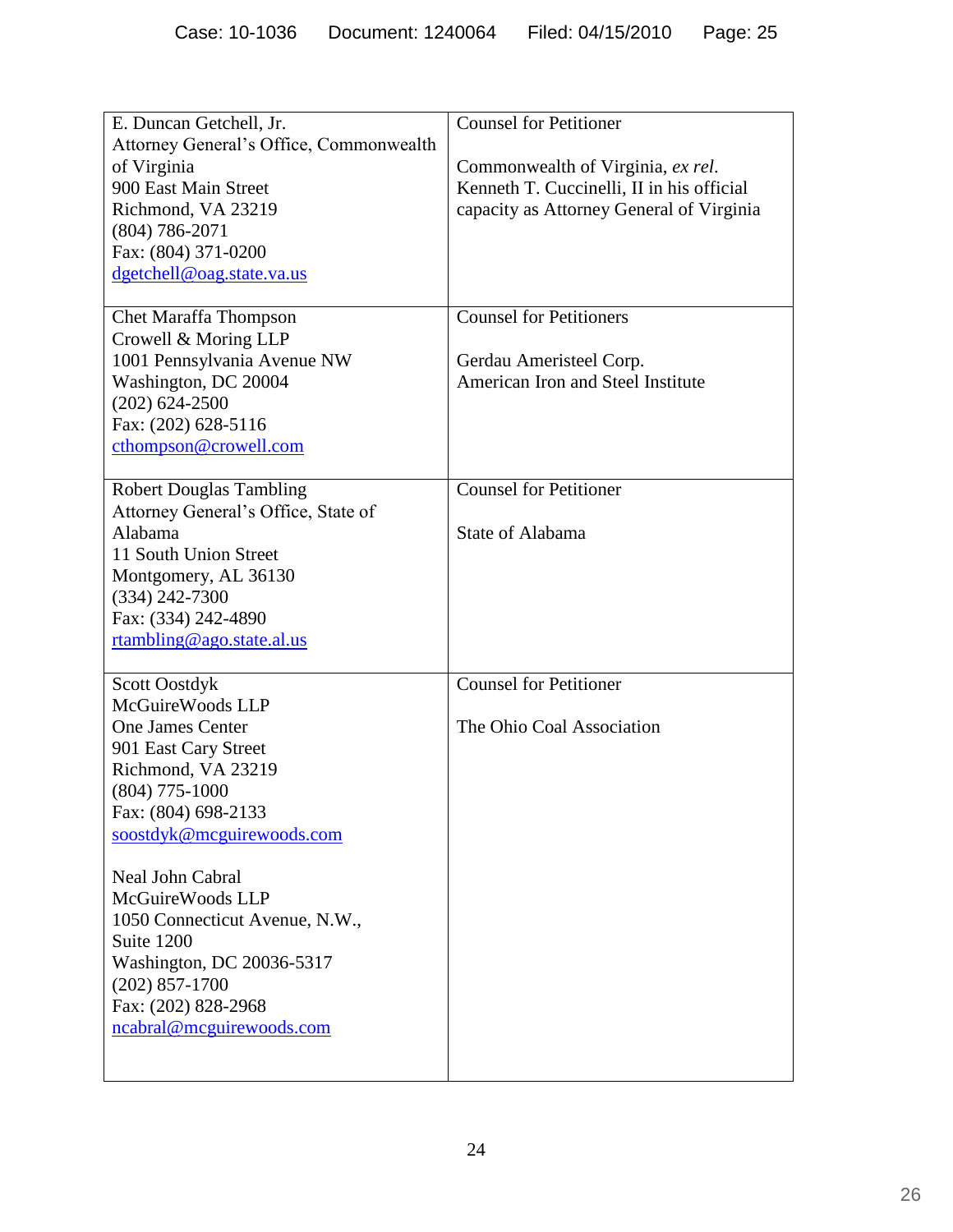| | |
|---|---|
| E. Duncan Getchell, Jr.<br>Attorney General's Office, Commonwealth of Virginia<br>900 East Main Street<br>Richmond, VA 23219<br>(804) 786-2071<br>Fax: (804) 371-0200<br>dgetchell@oag.state.va.us | Counsel for Petitioner<br><br>Commonwealth of Virginia, *ex rel.* Kenneth T. Cuccinelli, II in his official capacity as Attorney General of Virginia |
| Chet Maraffa Thompson<br>Crowell & Moring LLP<br>1001 Pennsylvania Avenue NW<br>Washington, DC 20004<br>(202) 624-2500<br>Fax: (202) 628-5116<br>cthompson@crowell.com | Counsel for Petitioners<br><br>Gerdau Ameristeel Corp.<br>American Iron and Steel Institute |
| Robert Douglas Tambling<br>Attorney General's Office, State of Alabama<br>11 South Union Street<br>Montgomery, AL 36130<br>(334) 242-7300<br>Fax: (334) 242-4890<br>rtambling@ago.state.al.us | Counsel for Petitioner<br><br>State of Alabama |
| Scott Oostdyk<br>McGuireWoods LLP<br>One James Center<br>901 East Cary Street<br>Richmond, VA 23219<br>(804) 775-1000<br>Fax: (804) 698-2133<br>soostdyk@mcguirewoods.com<br><br>Neal John Cabral<br>McGuireWoods LLP<br>1050 Connecticut Avenue, N.W., Suite 1200<br>Washington, DC 20036-5317<br>(202) 857-1700<br>Fax: (202) 828-2968<br>ncabral@mcguirewoods.com | Counsel for Petitioner<br><br>The Ohio Coal Association |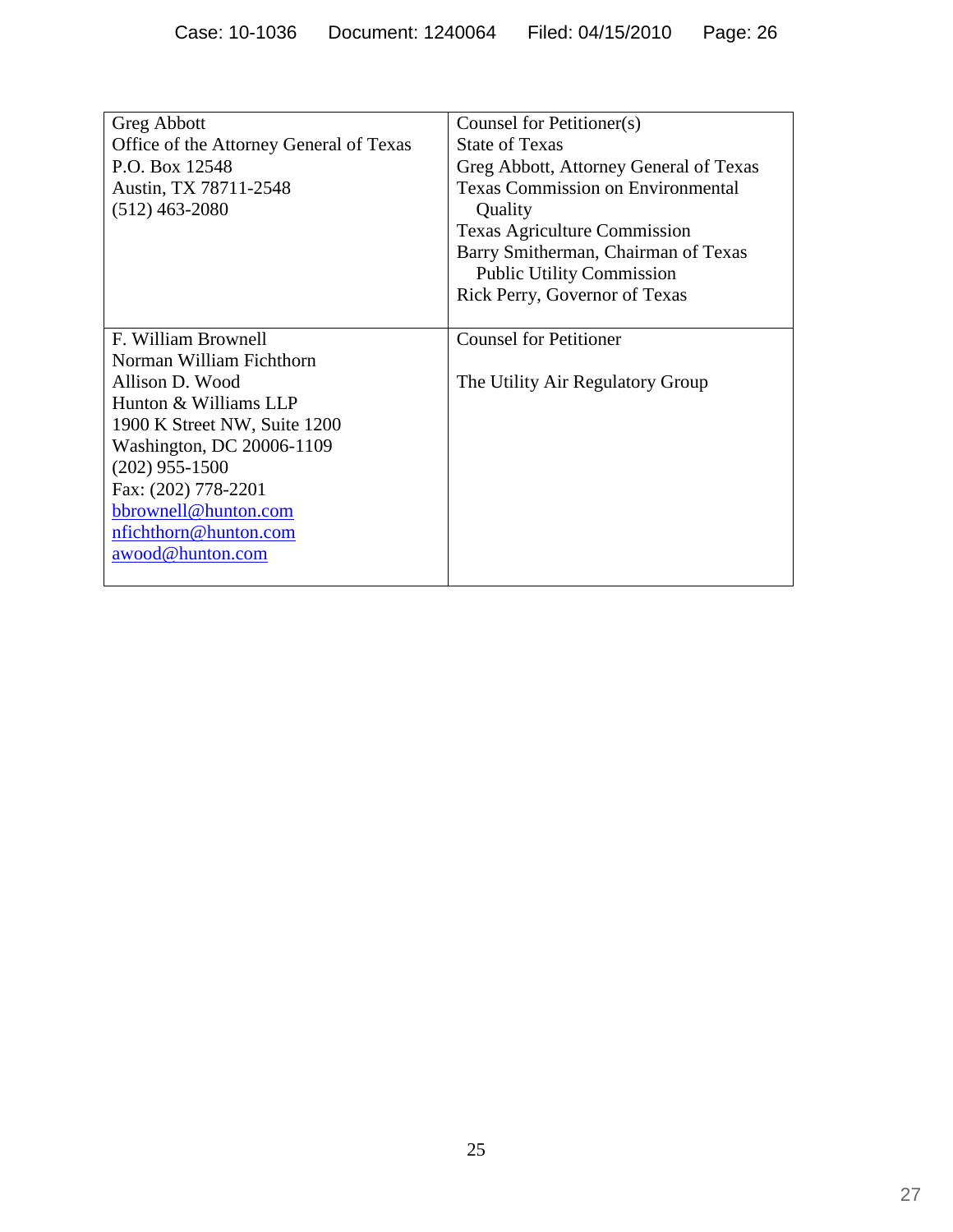| | |
|---|---|
| Greg Abbott<br>Office of the Attorney General of Texas<br>P.O. Box 12548<br>Austin, TX 78711-2548<br>(512) 463-2080 | Counsel for Petitioner(s)<br>State of Texas<br>Greg Abbott, Attorney General of Texas<br>Texas Commission on Environmental Quality<br>Texas Agriculture Commission<br>Barry Smitherman, Chairman of Texas Public Utility Commission<br>Rick Perry, Governor of Texas |
| F. William Brownell<br>Norman William Fichthorn<br>Allison D. Wood<br>Hunton & Williams LLP<br>1900 K Street NW, Suite 1200<br>Washington, DC 20006-1109<br>(202) 955-1500<br>Fax: (202) 778-2201<br>bbrownell@hunton.com<br>nfichthorn@hunton.com<br>awood@hunton.com | Counsel for Petitioner<br><br>The Utility Air Regulatory Group |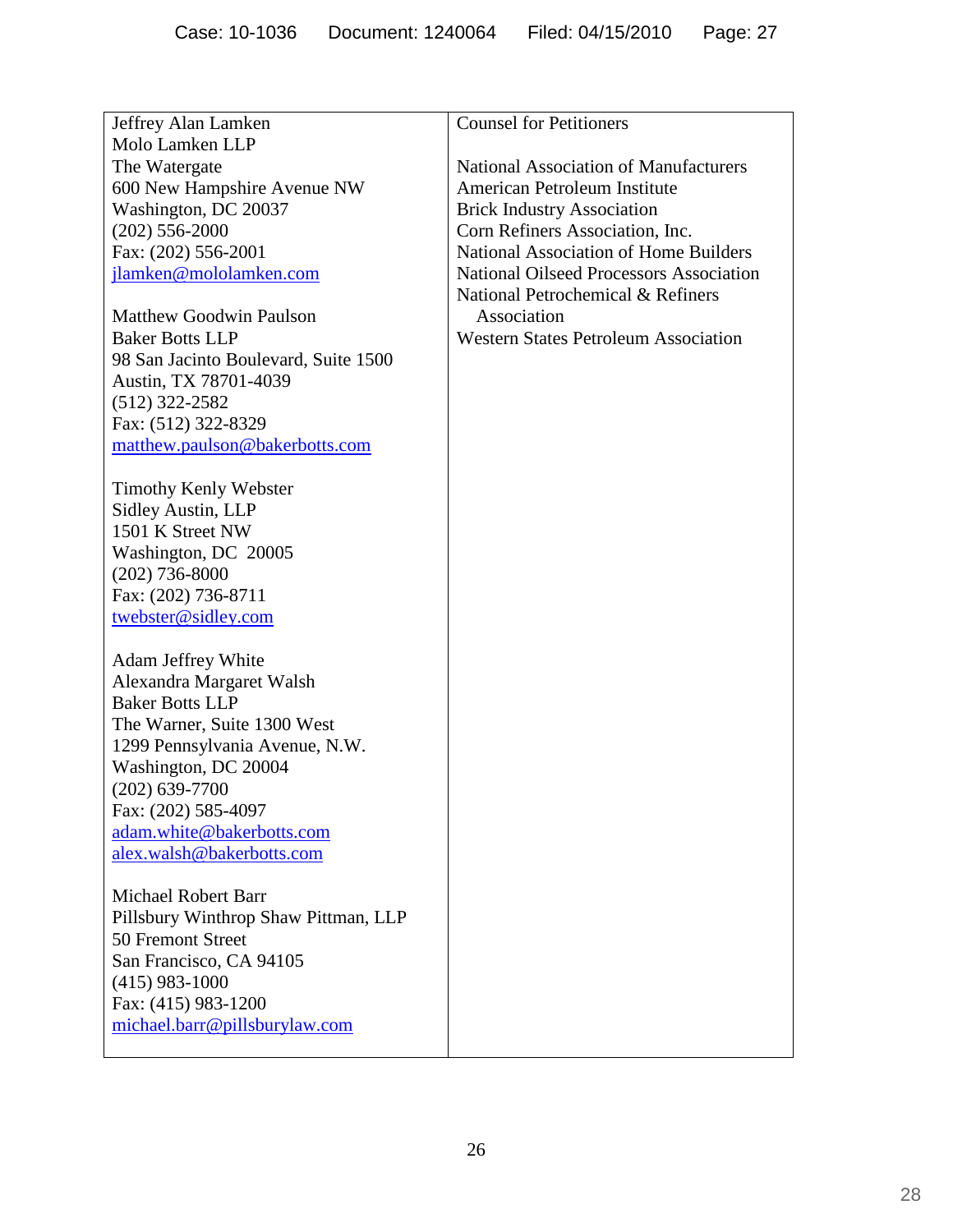| Jeffrey Alan Lamken<br>Molo Lamken LLP<br>The Watergate<br>600 New Hampshire Avenue NW<br>Washington, DC 20037<br>(202) 556-2000<br>Fax: (202) 556-2001<br>jlamken@mololamken.com<br><br>Matthew Goodwin Paulson<br>Baker Botts LLP<br>98 San Jacinto Boulevard, Suite 1500<br>Austin, TX 78701-4039<br>(512) 322-2582<br>Fax: (512) 322-8329<br>matthew.paulson@bakerbotts.com<br><br>Timothy Kenly Webster<br>Sidley Austin, LLP<br>1501 K Street NW<br>Washington, DC 20005<br>(202) 736-8000<br>Fax: (202) 736-8711<br>twebster@sidley.com<br><br>Adam Jeffrey White<br>Alexandra Margaret Walsh<br>Baker Botts LLP<br>The Warner, Suite 1300 West<br>1299 Pennsylvania Avenue, N.W.<br>Washington, DC 20004<br>(202) 639-7700<br>Fax: (202) 585-4097<br>adam.white@bakerbotts.com<br>alex.walsh@bakerbotts.com<br><br>Michael Robert Barr<br>Pillsbury Winthrop Shaw Pittman, LLP<br>50 Fremont Street<br>San Francisco, CA 94105<br>(415) 983-1000<br>Fax: (415) 983-1200<br>michael.barr@pillsburylaw.com | Counsel for Petitioners<br><br>National Association of Manufacturers<br>American Petroleum Institute<br>Brick Industry Association<br>Corn Refiners Association, Inc.<br>National Association of Home Builders<br>National Oilseed Processors Association<br>National Petrochemical & Refiners Association<br>Western States Petroleum Association |
|---|---|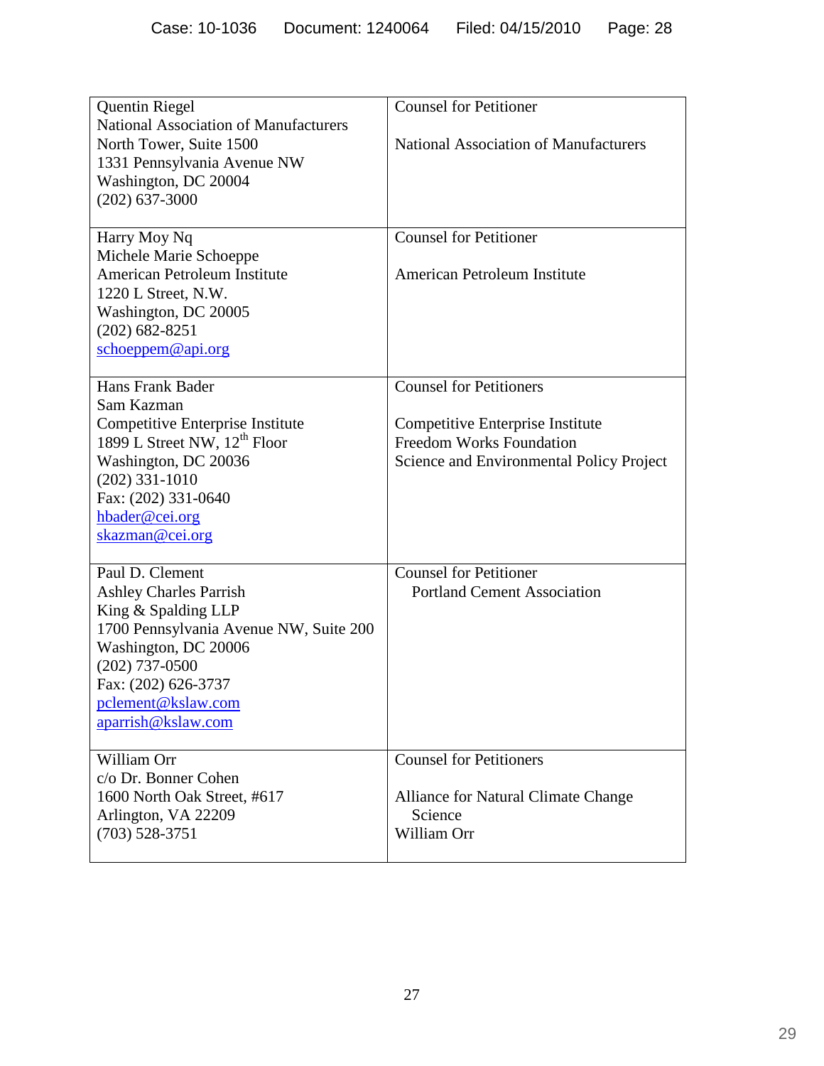| | |
|---|---|
| Quentin Riegel<br>National Association of Manufacturers<br>North Tower, Suite 1500<br>1331 Pennsylvania Avenue NW<br>Washington, DC 20004<br>(202) 637-3000 | Counsel for Petitioner<br><br>National Association of Manufacturers |
| Harry Moy Nq<br>Michele Marie Schoeppe<br>American Petroleum Institute<br>1220 L Street, N.W.<br>Washington, DC 20005<br>(202) 682-8251<br>schoeppem@api.org | Counsel for Petitioner<br><br>American Petroleum Institute |
| Hans Frank Bader<br>Sam Kazman<br>Competitive Enterprise Institute<br>1899 L Street NW, 12th Floor<br>Washington, DC 20036<br>(202) 331-1010<br>Fax: (202) 331-0640<br>hbader@cei.org<br>skazman@cei.org | Counsel for Petitioners<br><br>Competitive Enterprise Institute<br>Freedom Works Foundation<br>Science and Environmental Policy Project |
| Paul D. Clement<br>Ashley Charles Parrish<br>King & Spalding LLP<br>1700 Pennsylvania Avenue NW, Suite 200<br>Washington, DC 20006<br>(202) 737-0500<br>Fax: (202) 626-3737<br>pclement@kslaw.com<br>aparrish@kslaw.com | Counsel for Petitioner<br>Portland Cement Association |
| William Orr<br>c/o Dr. Bonner Cohen<br>1600 North Oak Street, #617<br>Arlington, VA 22209<br>(703) 528-3751 | Counsel for Petitioners<br><br>Alliance for Natural Climate Change Science<br>William Orr |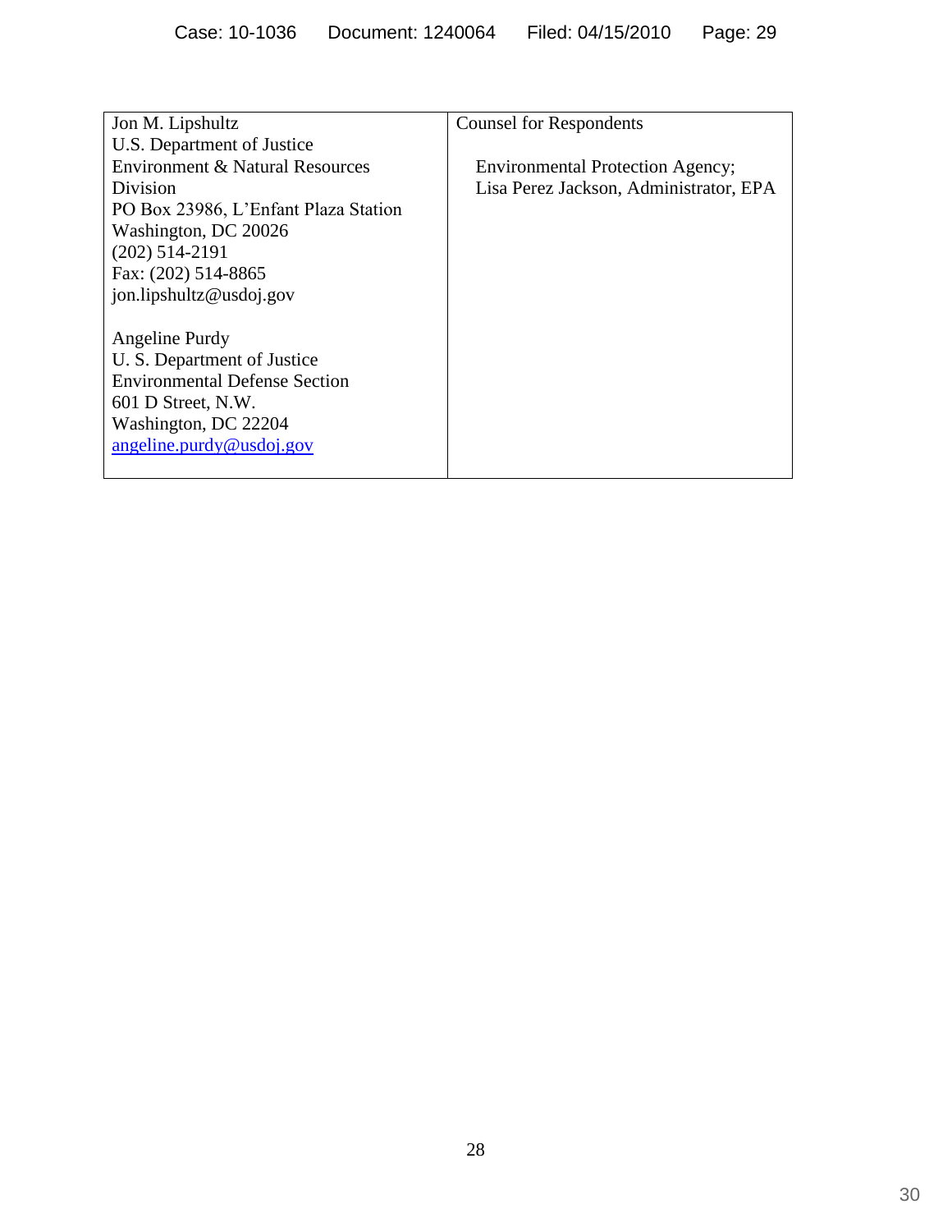| Jon M. Lipshultz<br>U.S. Department of Justice<br>Environment & Natural Resources Division<br>PO Box 23986, L'Enfant Plaza Station<br>Washington, DC 20026<br>(202) 514-2191<br>Fax: (202) 514-8865<br>jon.lipshultz@usdoj.gov<br><br>Angeline Purdy<br>U. S. Department of Justice<br>Environmental Defense Section<br>601 D Street, N.W.<br>Washington, DC 22204<br>angeline.purdy@usdoj.gov | Counsel for Respondents<br><br>Environmental Protection Agency;<br>Lisa Perez Jackson, Administrator, EPA |
|---|---|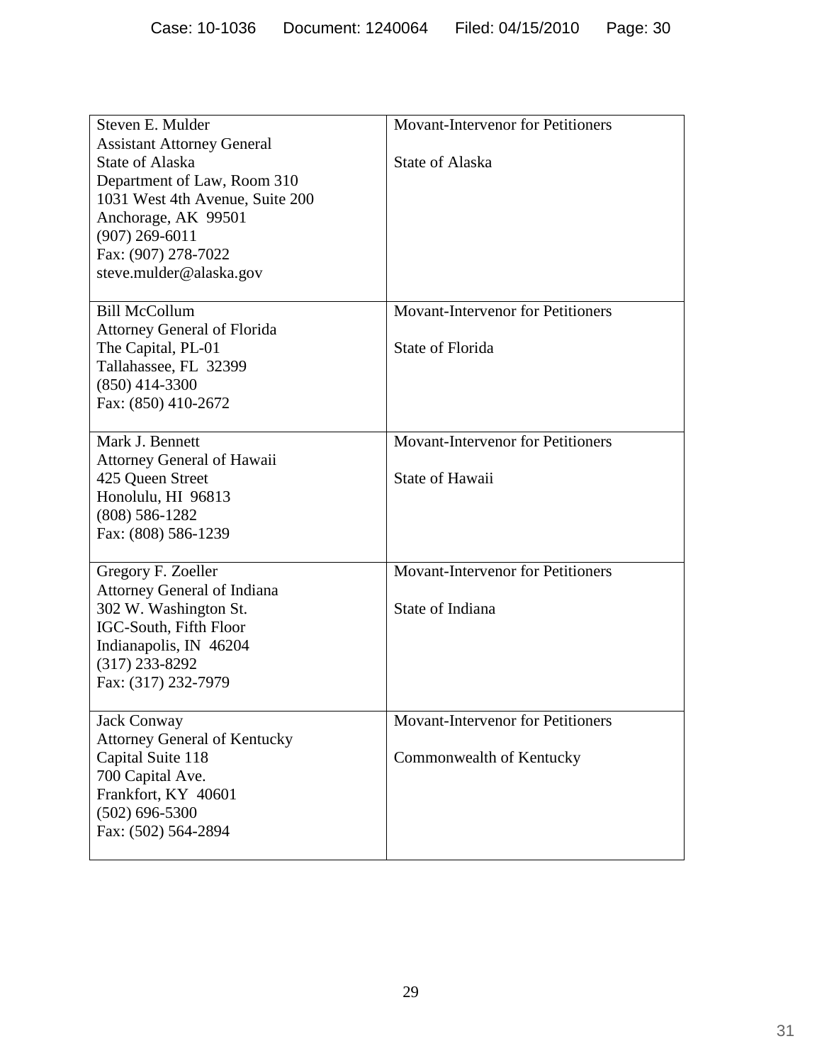| | |
|---|---|
| Steven E. Mulder<br>Assistant Attorney General<br>State of Alaska<br>Department of Law, Room 310<br>1031 West 4th Avenue, Suite 200<br>Anchorage, AK 99501<br>(907) 269-6011<br>Fax: (907) 278-7022<br>steve.mulder@alaska.gov | Movant-Intervenor for Petitioners<br><br>State of Alaska |
| Bill McCollum<br>Attorney General of Florida<br>The Capital, PL-01<br>Tallahassee, FL 32399<br>(850) 414-3300<br>Fax: (850) 410-2672 | Movant-Intervenor for Petitioners<br><br>State of Florida |
| Mark J. Bennett<br>Attorney General of Hawaii<br>425 Queen Street<br>Honolulu, HI 96813<br>(808) 586-1282<br>Fax: (808) 586-1239 | Movant-Intervenor for Petitioners<br><br>State of Hawaii |
| Gregory F. Zoeller<br>Attorney General of Indiana<br>302 W. Washington St.<br>IGC-South, Fifth Floor<br>Indianapolis, IN 46204<br>(317) 233-8292<br>Fax: (317) 232-7979 | Movant-Intervenor for Petitioners<br><br>State of Indiana |
| Jack Conway<br>Attorney General of Kentucky<br>Capital Suite 118<br>700 Capital Ave.<br>Frankfort, KY 40601<br>(502) 696-5300<br>Fax: (502) 564-2894 | Movant-Intervenor for Petitioners<br><br>Commonwealth of Kentucky |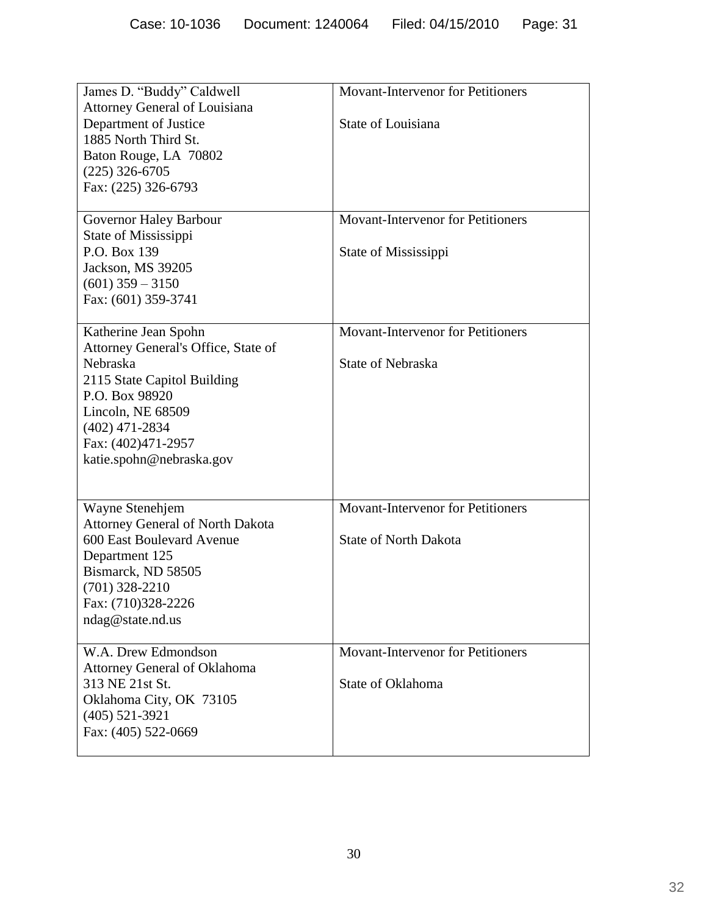| | |
|---|---|
| James D. "Buddy" Caldwell<br>Attorney General of Louisiana<br>Department of Justice<br>1885 North Third St.<br>Baton Rouge, LA 70802<br>(225) 326-6705<br>Fax: (225) 326-6793 | Movant-Intervenor for Petitioners<br><br>State of Louisiana |
| Governor Haley Barbour<br>State of Mississippi<br>P.O. Box 139<br>Jackson, MS 39205<br>(601) 359 – 3150<br>Fax: (601) 359-3741 | Movant-Intervenor for Petitioners<br><br>State of Mississippi |
| Katherine Jean Spohn<br>Attorney General's Office, State of Nebraska<br>2115 State Capitol Building<br>P.O. Box 98920<br>Lincoln, NE 68509<br>(402) 471-2834<br>Fax: (402)471-2957<br>katie.spohn@nebraska.gov | Movant-Intervenor for Petitioners<br><br>State of Nebraska |
| Wayne Stenehjem<br>Attorney General of North Dakota<br>600 East Boulevard Avenue<br>Department 125<br>Bismarck, ND 58505<br>(701) 328-2210<br>Fax: (710)328-2226<br>ndag@state.nd.us | Movant-Intervenor for Petitioners<br><br>State of North Dakota |
| W.A. Drew Edmondson<br>Attorney General of Oklahoma<br>313 NE 21st St.<br>Oklahoma City, OK 73105<br>(405) 521-3921<br>Fax: (405) 522-0669 | Movant-Intervenor for Petitioners<br><br>State of Oklahoma |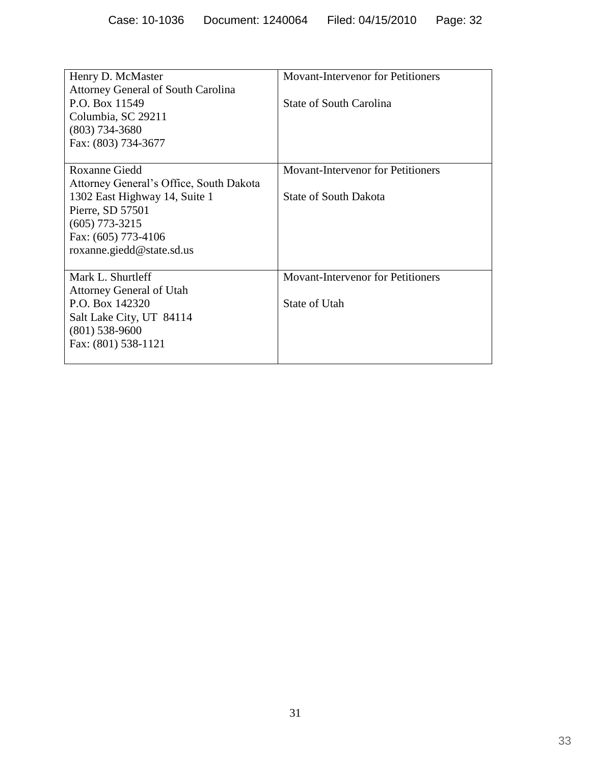| | |
|---|---|
| Henry D. McMaster<br>Attorney General of South Carolina<br>P.O. Box 11549<br>Columbia, SC 29211<br>(803) 734-3680<br>Fax: (803) 734-3677 | Movant-Intervenor for Petitioners<br><br>State of South Carolina |
| Roxanne Giedd<br>Attorney General's Office, South Dakota<br>1302 East Highway 14, Suite 1<br>Pierre, SD 57501<br>(605) 773-3215<br>Fax: (605) 773-4106<br>roxanne.giedd@state.sd.us | Movant-Intervenor for Petitioners<br><br>State of South Dakota |
| Mark L. Shurtleff<br>Attorney General of Utah<br>P.O. Box 142320<br>Salt Lake City, UT 84114<br>(801) 538-9600<br>Fax: (801) 538-1121 | Movant-Intervenor for Petitioners<br><br>State of Utah |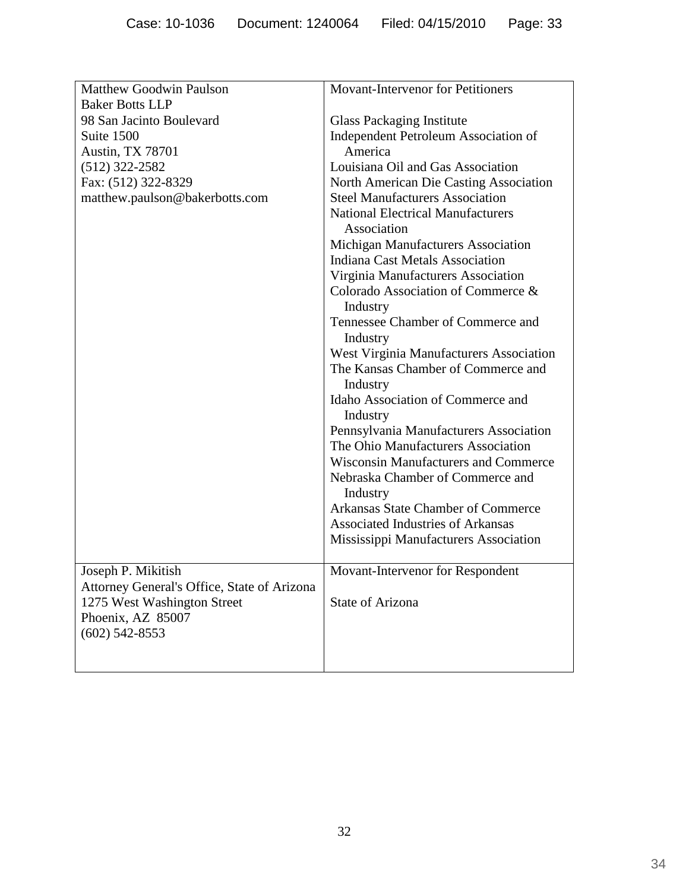| Matthew Goodwin Paulson<br>Baker Botts LLP<br>98 San Jacinto Boulevard<br>Suite 1500<br>Austin, TX 78701<br>(512) 322-2582<br>Fax: (512) 322-8329<br>matthew.paulson@bakerbotts.com | Movant-Intervenor for Petitioners<br><br>Glass Packaging Institute<br>Independent Petroleum Association of America<br>Louisiana Oil and Gas Association<br>North American Die Casting Association<br>Steel Manufacturers Association<br>National Electrical Manufacturers Association<br>Michigan Manufacturers Association<br>Indiana Cast Metals Association<br>Virginia Manufacturers Association<br>Colorado Association of Commerce & Industry<br>Tennessee Chamber of Commerce and Industry<br>West Virginia Manufacturers Association<br>The Kansas Chamber of Commerce and Industry<br>Idaho Association of Commerce and Industry<br>Pennsylvania Manufacturers Association<br>The Ohio Manufacturers Association<br>Wisconsin Manufacturers and Commerce<br>Nebraska Chamber of Commerce and Industry<br>Arkansas State Chamber of Commerce<br>Associated Industries of Arkansas<br>Mississippi Manufacturers Association |
|---|---|
| Joseph P. Mikitish<br>Attorney General's Office, State of Arizona<br>1275 West Washington Street<br>Phoenix, AZ 85007<br>(602) 542-8553 | Movant-Intervenor for Respondent<br><br>State of Arizona |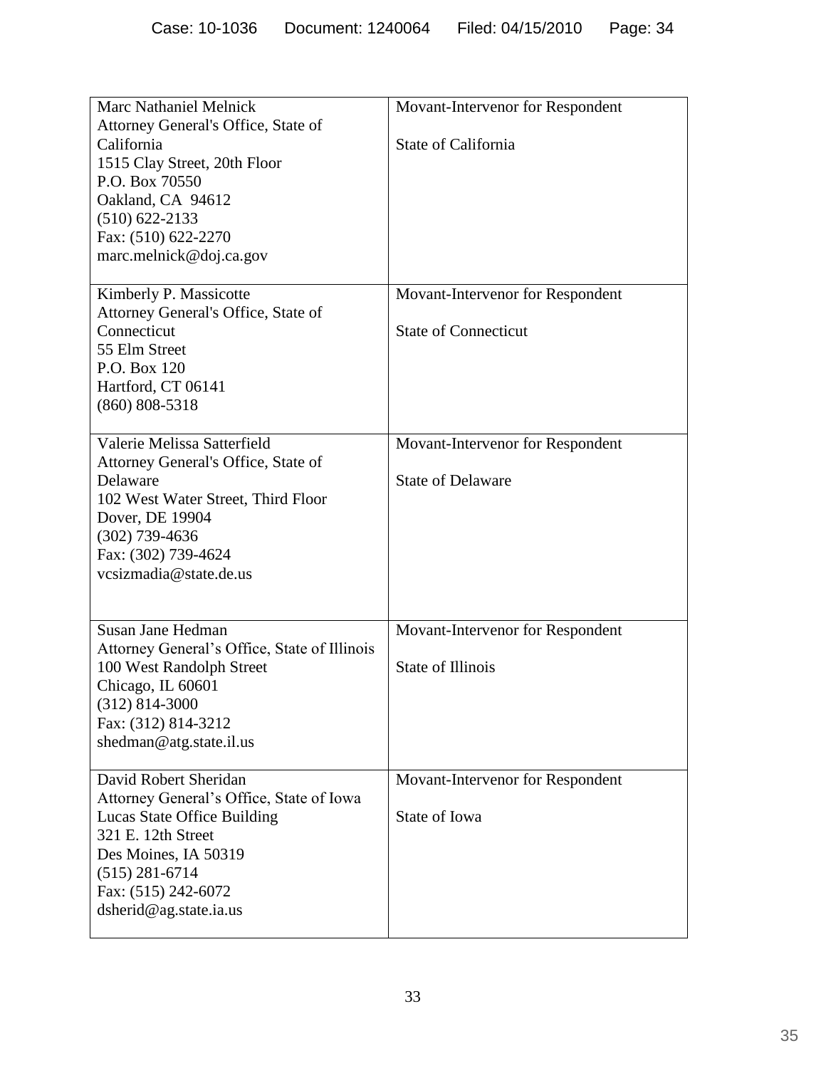| | |
|---|---|
| Marc Nathaniel Melnick<br>Attorney General's Office, State of California<br>1515 Clay Street, 20th Floor<br>P.O. Box 70550<br>Oakland, CA 94612<br>(510) 622-2133<br>Fax: (510) 622-2270<br>marc.melnick@doj.ca.gov | Movant-Intervenor for Respondent<br><br>State of California |
| Kimberly P. Massicotte<br>Attorney General's Office, State of Connecticut<br>55 Elm Street<br>P.O. Box 120<br>Hartford, CT 06141<br>(860) 808-5318 | Movant-Intervenor for Respondent<br><br>State of Connecticut |
| Valerie Melissa Satterfield<br>Attorney General's Office, State of Delaware<br>102 West Water Street, Third Floor<br>Dover, DE 19904<br>(302) 739-4636<br>Fax: (302) 739-4624<br>vcsizmadia@state.de.us | Movant-Intervenor for Respondent<br><br>State of Delaware |
| Susan Jane Hedman<br>Attorney General's Office, State of Illinois<br>100 West Randolph Street<br>Chicago, IL 60601<br>(312) 814-3000<br>Fax: (312) 814-3212<br>shedman@atg.state.il.us | Movant-Intervenor for Respondent<br><br>State of Illinois |
| David Robert Sheridan<br>Attorney General's Office, State of Iowa<br>Lucas State Office Building<br>321 E. 12th Street<br>Des Moines, IA 50319<br>(515) 281-6714<br>Fax: (515) 242-6072<br>dsherid@ag.state.ia.us | Movant-Intervenor for Respondent<br><br>State of Iowa |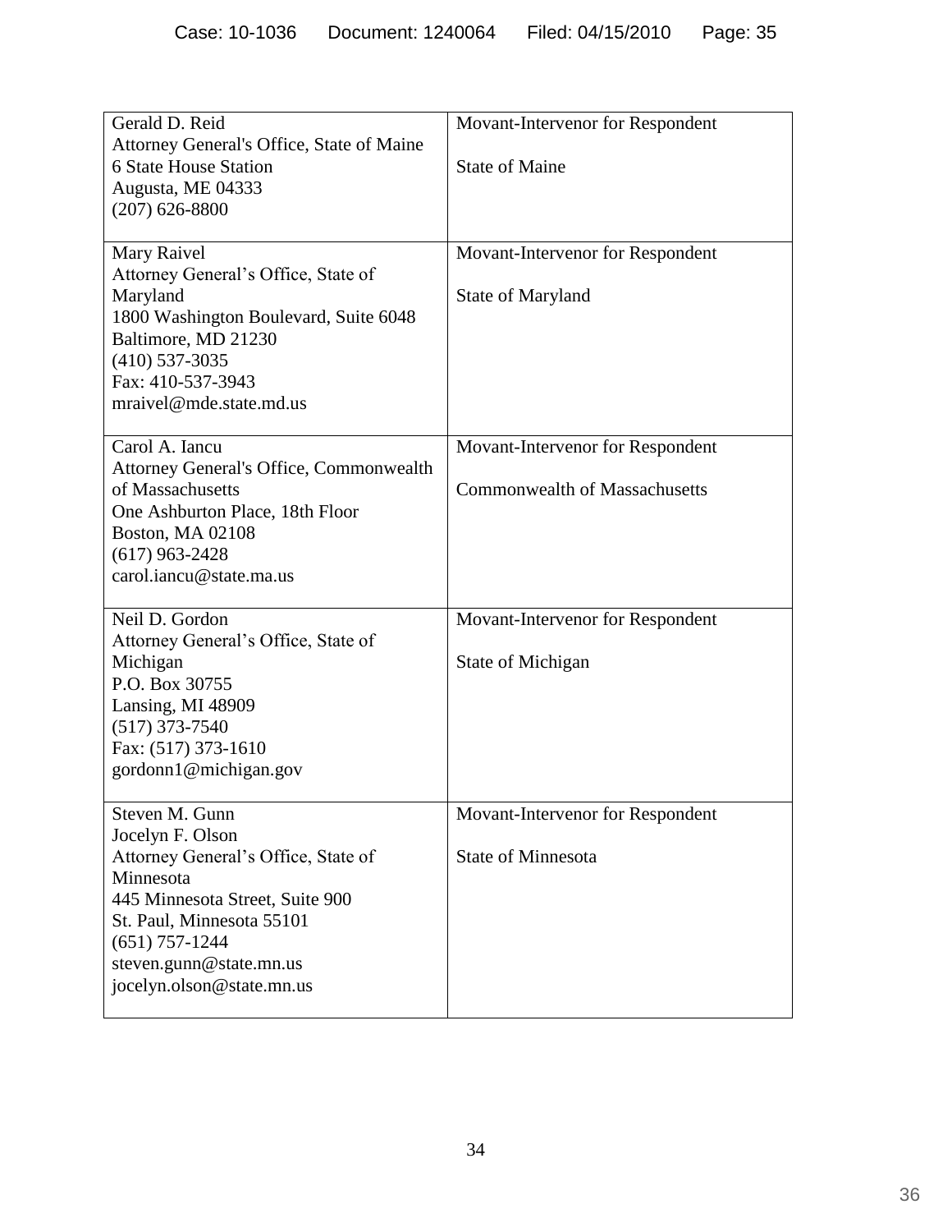| | |
|---|---|
| Gerald D. Reid<br>Attorney General's Office, State of Maine<br>6 State House Station<br>Augusta, ME 04333<br>(207) 626-8800 | Movant-Intervenor for Respondent<br><br>State of Maine |
| Mary Raivel<br>Attorney General's Office, State of Maryland<br>1800 Washington Boulevard, Suite 6048<br>Baltimore, MD 21230<br>(410) 537-3035<br>Fax: 410-537-3943<br>mraivel@mde.state.md.us | Movant-Intervenor for Respondent<br><br>State of Maryland |
| Carol A. Iancu<br>Attorney General's Office, Commonwealth of Massachusetts<br>One Ashburton Place, 18th Floor<br>Boston, MA 02108<br>(617) 963-2428<br>carol.iancu@state.ma.us | Movant-Intervenor for Respondent<br><br>Commonwealth of Massachusetts |
| Neil D. Gordon<br>Attorney General's Office, State of Michigan<br>P.O. Box 30755<br>Lansing, MI 48909<br>(517) 373-7540<br>Fax: (517) 373-1610<br>gordonn1@michigan.gov | Movant-Intervenor for Respondent<br><br>State of Michigan |
| Steven M. Gunn<br>Jocelyn F. Olson<br>Attorney General's Office, State of Minnesota<br>445 Minnesota Street, Suite 900<br>St. Paul, Minnesota 55101<br>(651) 757-1244<br>steven.gunn@state.mn.us<br>jocelyn.olson@state.mn.us | Movant-Intervenor for Respondent<br><br>State of Minnesota |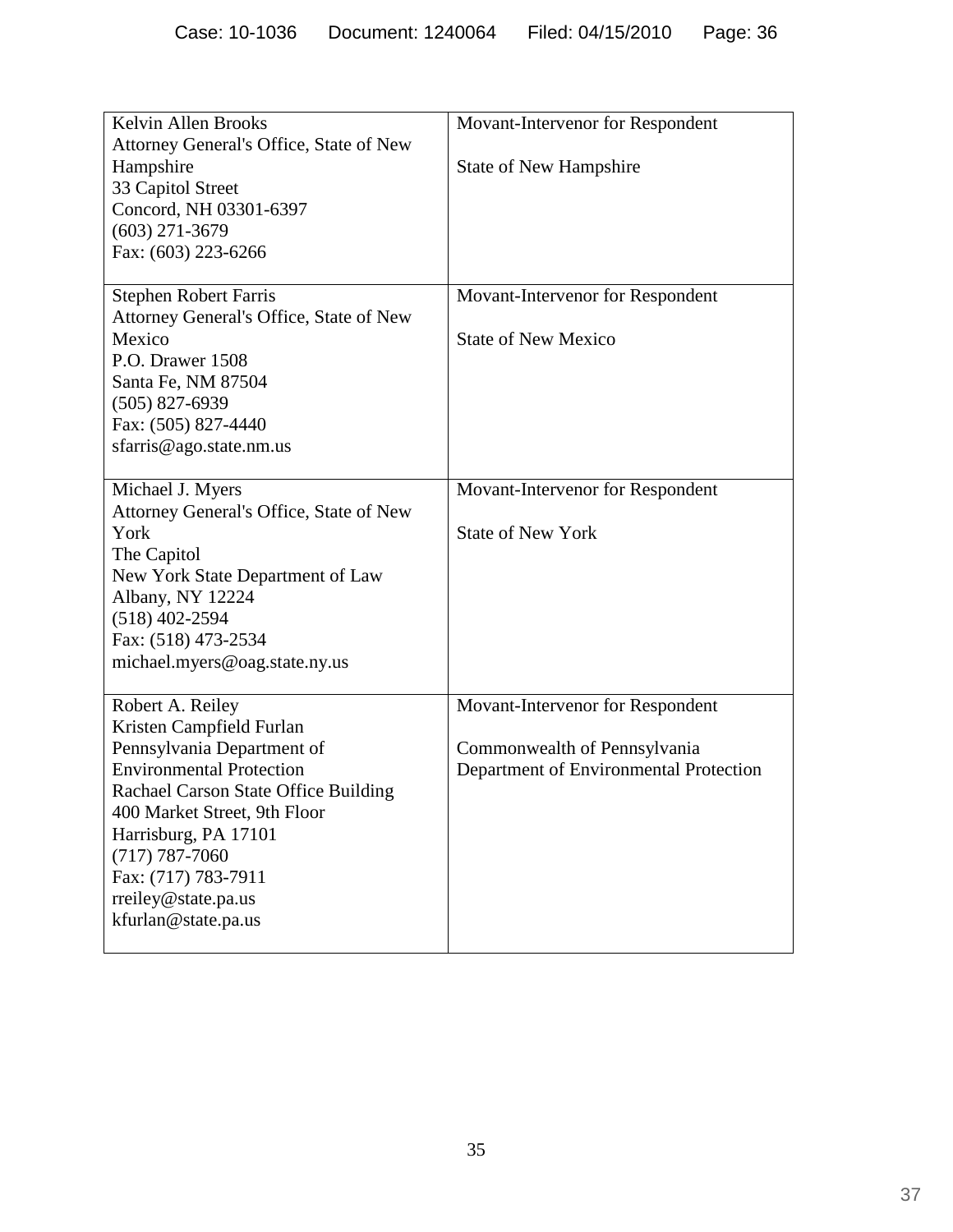| | |
|---|---|
| Kelvin Allen Brooks<br>Attorney General's Office, State of New Hampshire<br>33 Capitol Street<br>Concord, NH 03301-6397<br>(603) 271-3679<br>Fax: (603) 223-6266 | Movant-Intervenor for Respondent<br><br>State of New Hampshire |
| Stephen Robert Farris<br>Attorney General's Office, State of New Mexico<br>P.O. Drawer 1508<br>Santa Fe, NM 87504<br>(505) 827-6939<br>Fax: (505) 827-4440<br>sfarris@ago.state.nm.us | Movant-Intervenor for Respondent<br><br>State of New Mexico |
| Michael J. Myers<br>Attorney General's Office, State of New York<br>The Capitol<br>New York State Department of Law<br>Albany, NY 12224<br>(518) 402-2594<br>Fax: (518) 473-2534<br>michael.myers@oag.state.ny.us | Movant-Intervenor for Respondent<br><br>State of New York |
| Robert A. Reiley<br>Kristen Campfield Furlan<br>Pennsylvania Department of Environmental Protection<br>Rachael Carson State Office Building<br>400 Market Street, 9th Floor<br>Harrisburg, PA 17101<br>(717) 787-7060<br>Fax: (717) 783-7911<br>rreiley@state.pa.us<br>kfurlan@state.pa.us | Movant-Intervenor for Respondent<br><br>Commonwealth of Pennsylvania Department of Environmental Protection |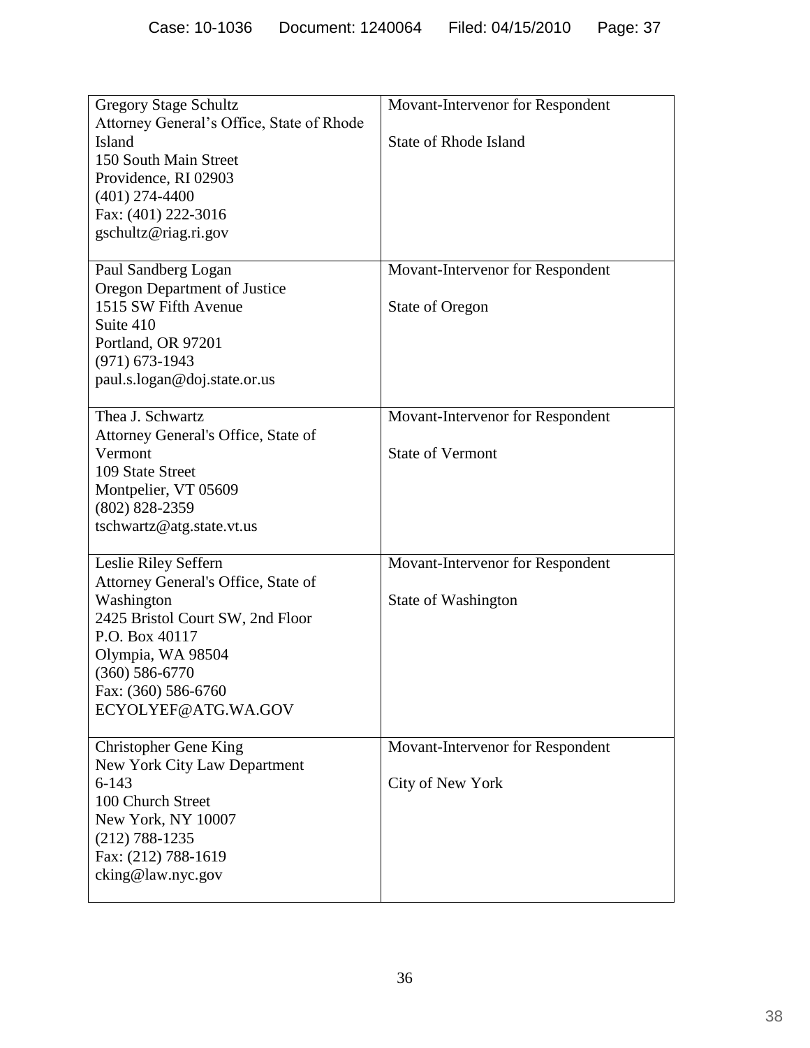| | |
|---|---|
| Gregory Stage Schultz<br>Attorney General's Office, State of Rhode Island<br>150 South Main Street<br>Providence, RI 02903<br>(401) 274-4400<br>Fax: (401) 222-3016<br>gschultz@riag.ri.gov | Movant-Intervenor for Respondent<br><br>State of Rhode Island |
| Paul Sandberg Logan<br>Oregon Department of Justice<br>1515 SW Fifth Avenue<br>Suite 410<br>Portland, OR 97201<br>(971) 673-1943<br>paul.s.logan@doj.state.or.us | Movant-Intervenor for Respondent<br><br>State of Oregon |
| Thea J. Schwartz<br>Attorney General's Office, State of Vermont<br>109 State Street<br>Montpelier, VT 05609<br>(802) 828-2359<br>tschwartz@atg.state.vt.us | Movant-Intervenor for Respondent<br><br>State of Vermont |
| Leslie Riley Seffern<br>Attorney General's Office, State of Washington<br>2425 Bristol Court SW, 2nd Floor<br>P.O. Box 40117<br>Olympia, WA 98504<br>(360) 586-6770<br>Fax: (360) 586-6760<br>ECYOLYEF@ATG.WA.GOV | Movant-Intervenor for Respondent<br><br>State of Washington |
| Christopher Gene King<br>New York City Law Department<br>6-143<br>100 Church Street<br>New York, NY 10007<br>(212) 788-1235<br>Fax: (212) 788-1619<br>cking@law.nyc.gov | Movant-Intervenor for Respondent<br><br>City of New York |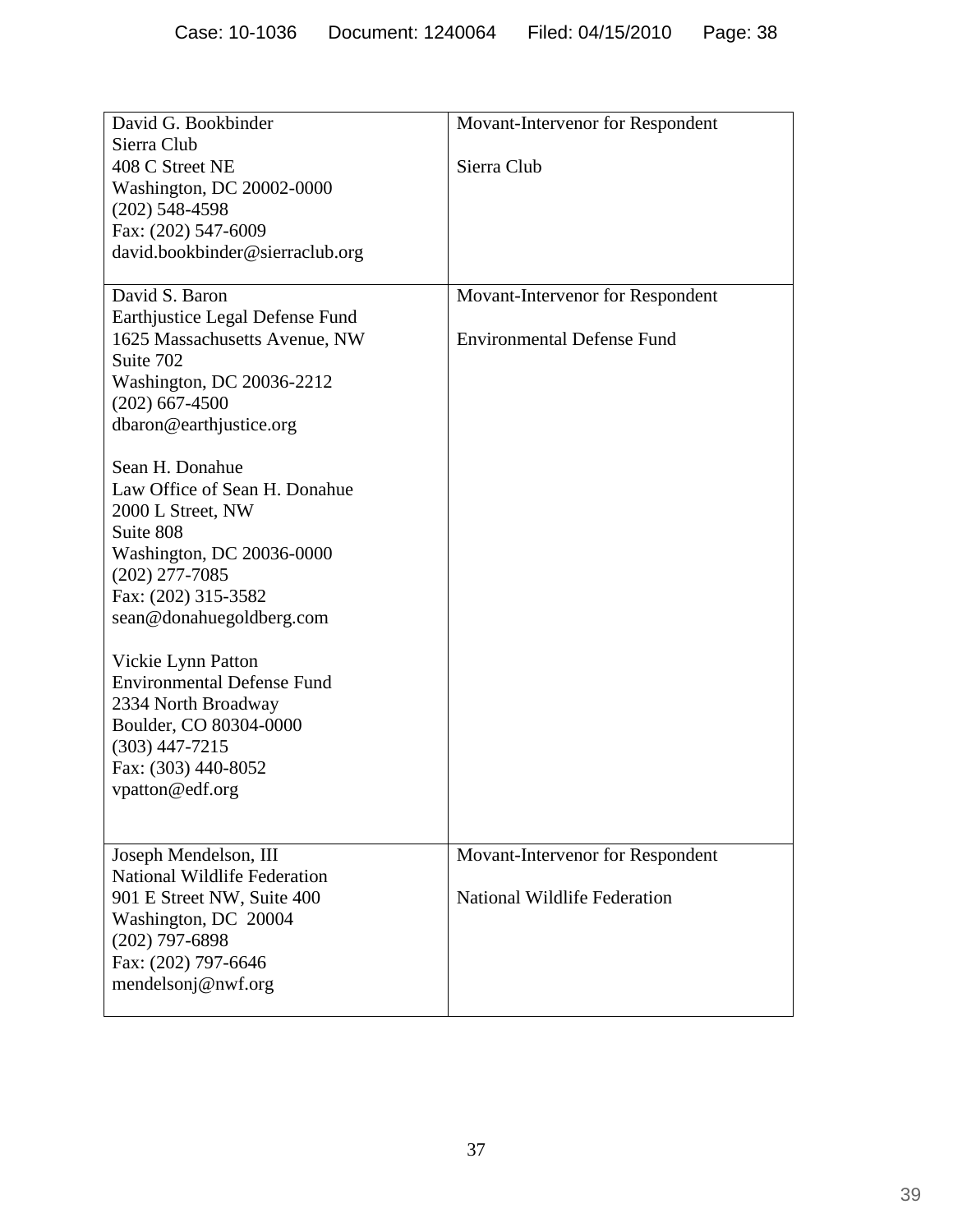| | |
|---|---|
| David G. Bookbinder<br>Sierra Club<br>408 C Street NE<br>Washington, DC 20002-0000<br>(202) 548-4598<br>Fax: (202) 547-6009<br>david.bookbinder@sierraclub.org | Movant-Intervenor for Respondent<br><br>Sierra Club |
| David S. Baron<br>Earthjustice Legal Defense Fund<br>1625 Massachusetts Avenue, NW<br>Suite 702<br>Washington, DC 20036-2212<br>(202) 667-4500<br>dbaron@earthjustice.org<br><br>Sean H. Donahue<br>Law Office of Sean H. Donahue<br>2000 L Street, NW<br>Suite 808<br>Washington, DC 20036-0000<br>(202) 277-7085<br>Fax: (202) 315-3582<br>sean@donahuegoldberg.com<br><br>Vickie Lynn Patton<br>Environmental Defense Fund<br>2334 North Broadway<br>Boulder, CO 80304-0000<br>(303) 447-7215<br>Fax: (303) 440-8052<br>vpatton@edf.org | Movant-Intervenor for Respondent<br><br>Environmental Defense Fund |
| Joseph Mendelson, III<br>National Wildlife Federation<br>901 E Street NW, Suite 400<br>Washington, DC 20004<br>(202) 797-6898<br>Fax: (202) 797-6646<br>mendelsonj@nwf.org | Movant-Intervenor for Respondent<br><br>National Wildlife Federation |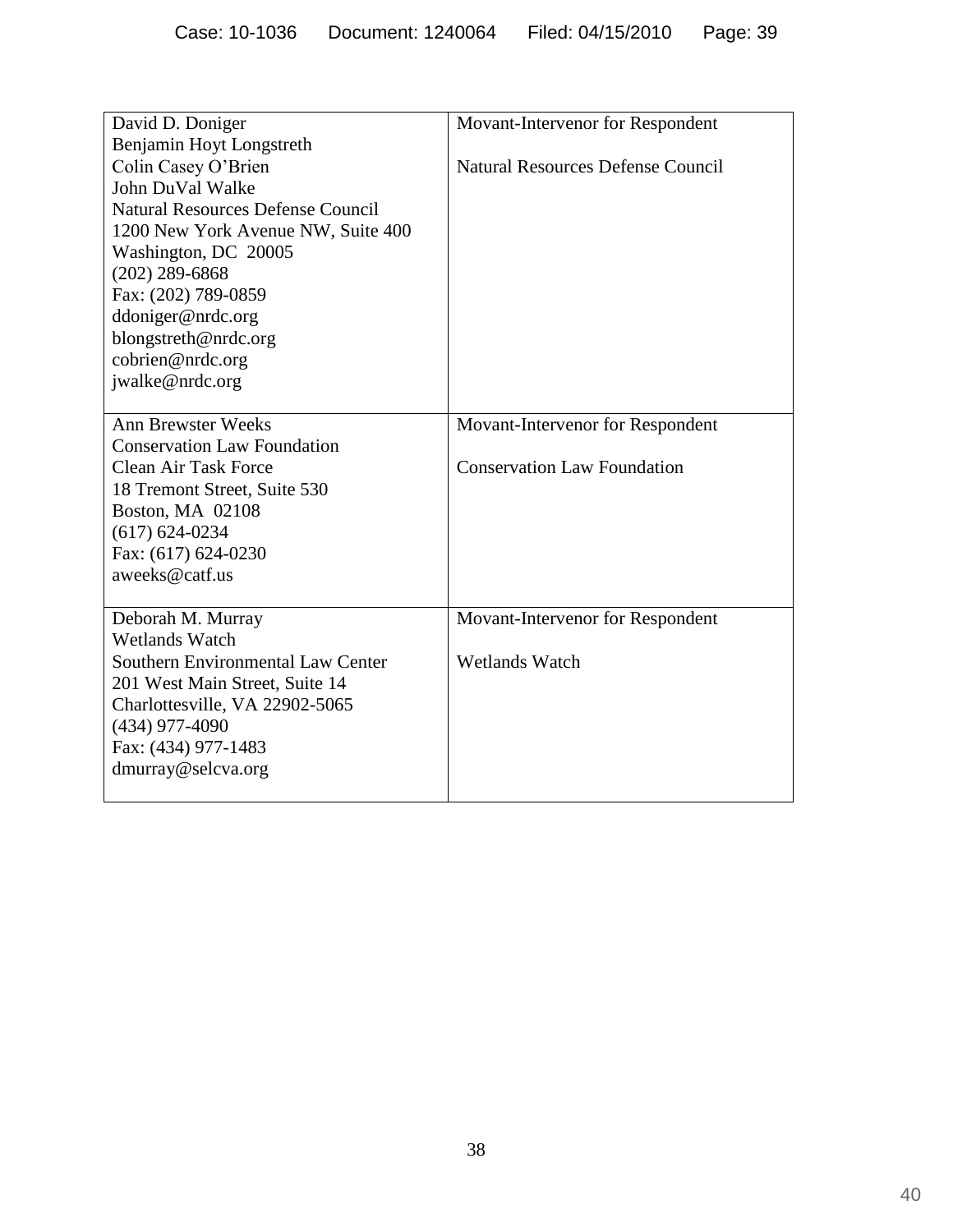| | |
|---|---|
| David D. Doniger<br>Benjamin Hoyt Longstreth<br>Colin Casey O'Brien<br>John DuVal Walke<br>Natural Resources Defense Council<br>1200 New York Avenue NW, Suite 400<br>Washington, DC 20005<br>(202) 289-6868<br>Fax: (202) 789-0859<br>ddoniger@nrdc.org<br>blongstreth@nrdc.org<br>cobrien@nrdc.org<br>jwalke@nrdc.org | Movant-Intervenor for Respondent<br><br>Natural Resources Defense Council |
| Ann Brewster Weeks<br>Conservation Law Foundation<br>Clean Air Task Force<br>18 Tremont Street, Suite 530<br>Boston, MA 02108<br>(617) 624-0234<br>Fax: (617) 624-0230<br>aweeks@catf.us | Movant-Intervenor for Respondent<br><br>Conservation Law Foundation |
| Deborah M. Murray<br>Wetlands Watch<br>Southern Environmental Law Center<br>201 West Main Street, Suite 14<br>Charlottesville, VA 22902-5065<br>(434) 977-4090<br>Fax: (434) 977-1483<br>dmurray@selcva.org | Movant-Intervenor for Respondent<br><br>Wetlands Watch |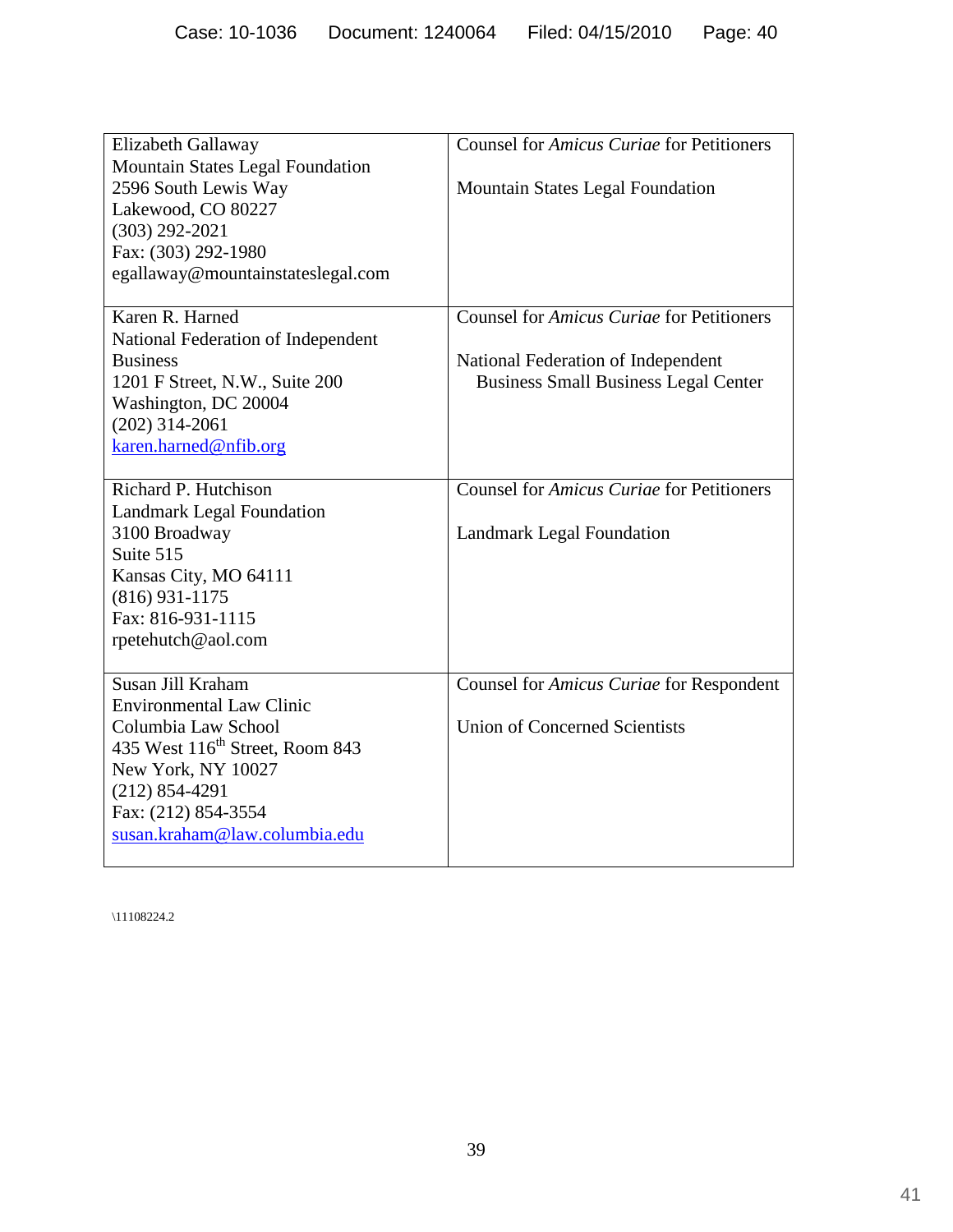| | |
|---|---|
| Elizabeth Gallaway<br>Mountain States Legal Foundation<br>2596 South Lewis Way<br>Lakewood, CO 80227<br>(303) 292-2021<br>Fax: (303) 292-1980<br>egallaway@mountainstateslegal.com | Counsel for *Amicus Curiae* for Petitioners<br><br>Mountain States Legal Foundation |
| Karen R. Harned<br>National Federation of Independent Business<br>1201 F Street, N.W., Suite 200<br>Washington, DC 20004<br>(202) 314-2061<br>karen.harned@nfib.org | Counsel for *Amicus Curiae* for Petitioners<br><br>National Federation of Independent Business Small Business Legal Center |
| Richard P. Hutchison<br>Landmark Legal Foundation<br>3100 Broadway<br>Suite 515<br>Kansas City, MO 64111<br>(816) 931-1175<br>Fax: 816-931-1115<br>rpetehutch@aol.com | Counsel for *Amicus Curiae* for Petitioners<br><br>Landmark Legal Foundation |
| Susan Jill Kraham<br>Environmental Law Clinic<br>Columbia Law School<br>435 West 116th Street, Room 843<br>New York, NY 10027<br>(212) 854-4291<br>Fax: (212) 854-3554<br>susan.kraham@law.columbia.edu | Counsel for *Amicus Curiae* for Respondent<br><br>Union of Concerned Scientists |

\11108224.2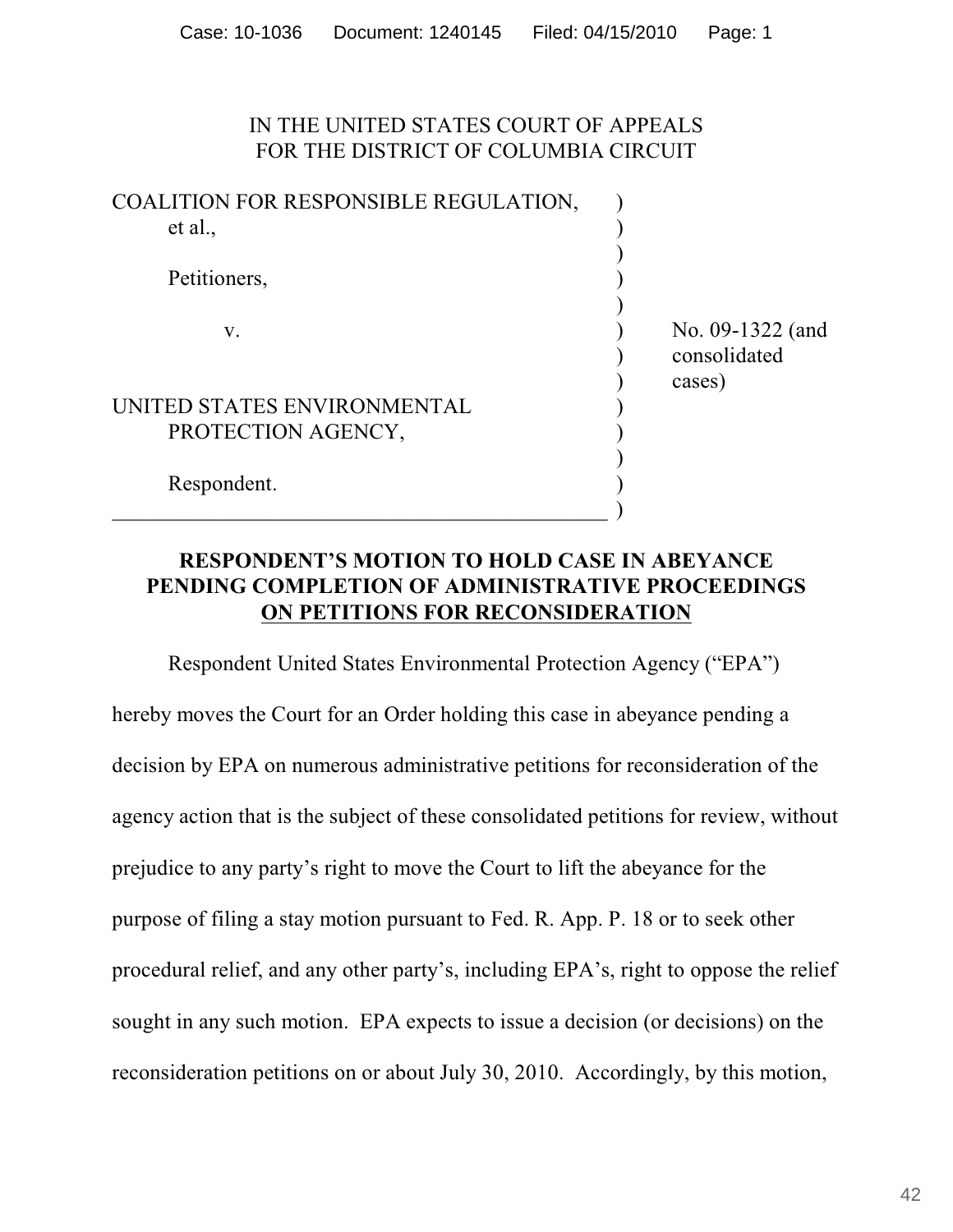IN THE UNITED STATES COURT OF APPEALS
FOR THE DISTRICT OF COLUMBIA CIRCUIT

| | | |
|---|---|---|
| COALITION FOR RESPONSIBLE REGULATION, et al., | ) | |
| Petitioners, | ) | |
| v. | ) | No. 09-1322 (and consolidated cases) |
| UNITED STATES ENVIRONMENTAL PROTECTION AGENCY, | ) | |
| Respondent. | ) | |

**RESPONDENT'S MOTION TO HOLD CASE IN ABEYANCE PENDING COMPLETION OF ADMINISTRATIVE PROCEEDINGS ON PETITIONS FOR RECONSIDERATION**

Respondent United States Environmental Protection Agency ("EPA") hereby moves the Court for an Order holding this case in abeyance pending a decision by EPA on numerous administrative petitions for reconsideration of the agency action that is the subject of these consolidated petitions for review, without prejudice to any party's right to move the Court to lift the abeyance for the purpose of filing a stay motion pursuant to Fed. R. App. P. 18 or to seek other procedural relief, and any other party's, including EPA's, right to oppose the relief sought in any such motion. EPA expects to issue a decision (or decisions) on the reconsideration petitions on or about July 30, 2010. Accordingly, by this motion,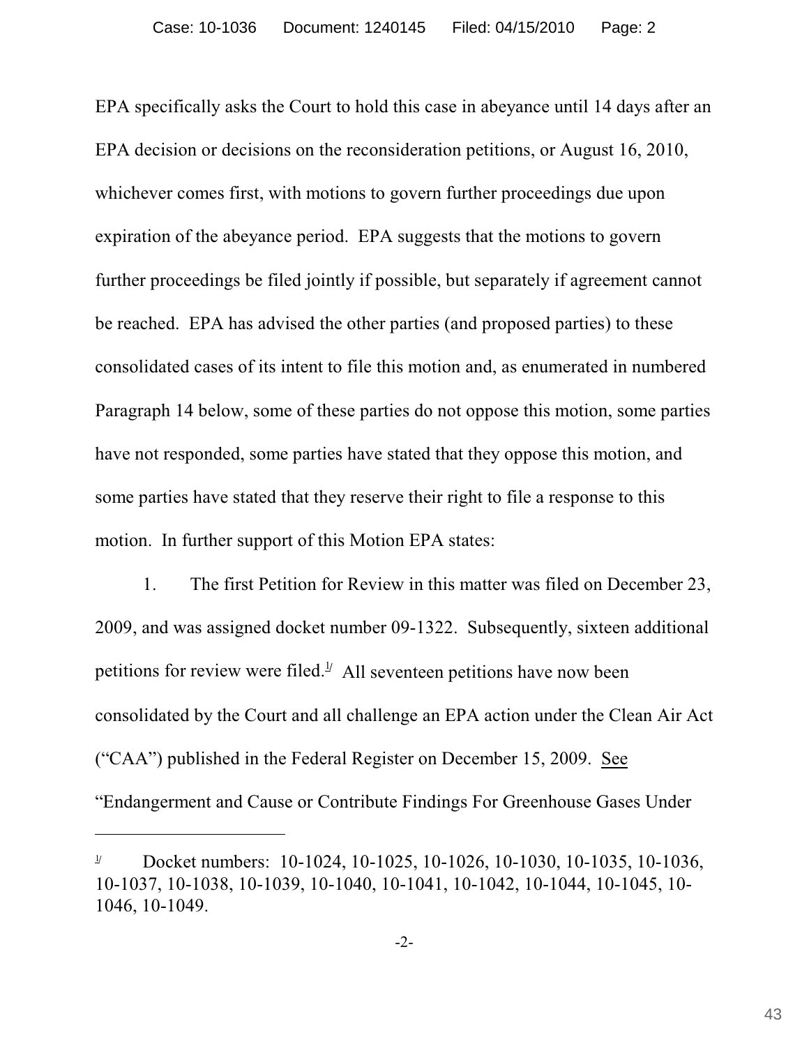EPA specifically asks the Court to hold this case in abeyance until 14 days after an EPA decision or decisions on the reconsideration petitions, or August 16, 2010, whichever comes first, with motions to govern further proceedings due upon expiration of the abeyance period. EPA suggests that the motions to govern further proceedings be filed jointly if possible, but separately if agreement cannot be reached. EPA has advised the other parties (and proposed parties) to these consolidated cases of its intent to file this motion and, as enumerated in numbered Paragraph 14 below, some of these parties do not oppose this motion, some parties have not responded, some parties have stated that they oppose this motion, and some parties have stated that they reserve their right to file a response to this motion. In further support of this Motion EPA states:

1. The first Petition for Review in this matter was filed on December 23, 2009, and was assigned docket number 09-1322. Subsequently, sixteen additional petitions for review were filed.[1] All seventeen petitions have now been consolidated by the Court and all challenge an EPA action under the Clean Air Act ("CAA") published in the Federal Register on December 15, 2009. See "Endangerment and Cause or Contribute Findings For Greenhouse Gases Under

---

[1] Docket numbers: 10-1024, 10-1025, 10-1026, 10-1030, 10-1035, 10-1036, 10-1037, 10-1038, 10-1039, 10-1040, 10-1041, 10-1042, 10-1044, 10-1045, 10-1046, 10-1049.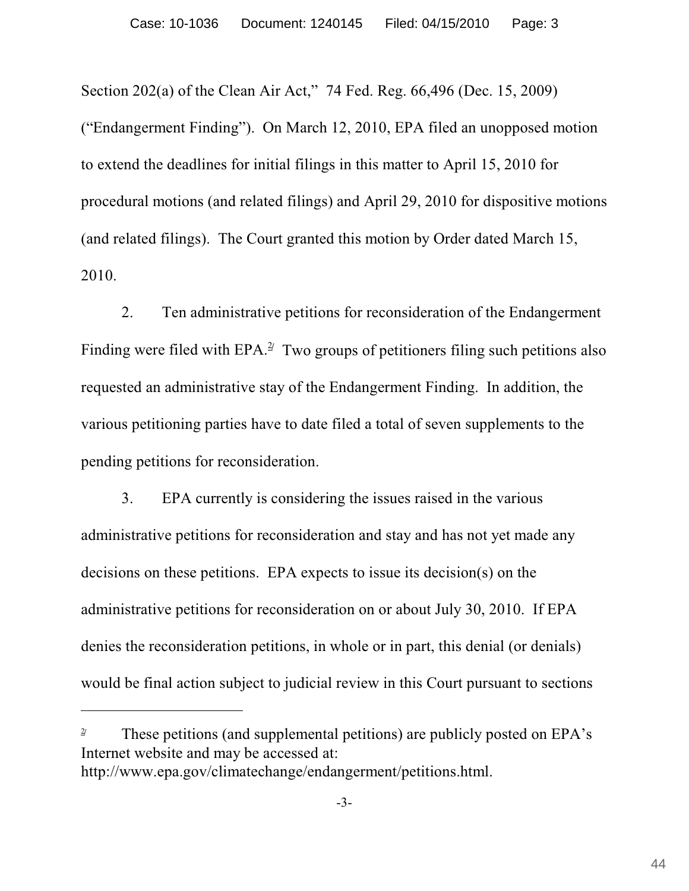Section 202(a) of the Clean Air Act," 74 Fed. Reg. 66,496 (Dec. 15, 2009) ("Endangerment Finding"). On March 12, 2010, EPA filed an unopposed motion to extend the deadlines for initial filings in this matter to April 15, 2010 for procedural motions (and related filings) and April 29, 2010 for dispositive motions (and related filings). The Court granted this motion by Order dated March 15, 2010.

2. Ten administrative petitions for reconsideration of the Endangerment Finding were filed with EPA.[2] Two groups of petitioners filing such petitions also requested an administrative stay of the Endangerment Finding. In addition, the various petitioning parties have to date filed a total of seven supplements to the pending petitions for reconsideration.

3. EPA currently is considering the issues raised in the various administrative petitions for reconsideration and stay and has not yet made any decisions on these petitions. EPA expects to issue its decision(s) on the administrative petitions for reconsideration on or about July 30, 2010. If EPA denies the reconsideration petitions, in whole or in part, this denial (or denials) would be final action subject to judicial review in this Court pursuant to sections

---

[2] These petitions (and supplemental petitions) are publicly posted on EPA's Internet website and may be accessed at: http://www.epa.gov/climatechange/endangerment/petitions.html.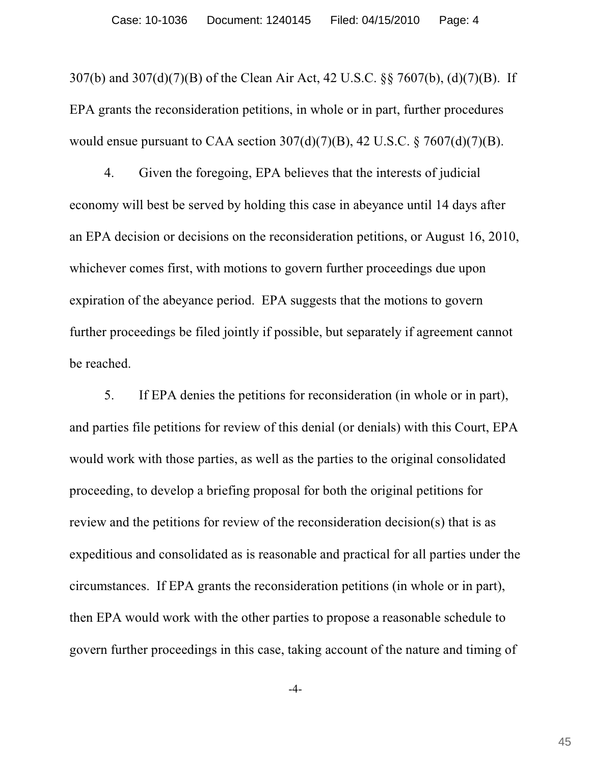307(b) and 307(d)(7)(B) of the Clean Air Act, 42 U.S.C. §§ 7607(b), (d)(7)(B). If EPA grants the reconsideration petitions, in whole or in part, further procedures would ensue pursuant to CAA section 307(d)(7)(B), 42 U.S.C. § 7607(d)(7)(B).

4. Given the foregoing, EPA believes that the interests of judicial economy will best be served by holding this case in abeyance until 14 days after an EPA decision or decisions on the reconsideration petitions, or August 16, 2010, whichever comes first, with motions to govern further proceedings due upon expiration of the abeyance period. EPA suggests that the motions to govern further proceedings be filed jointly if possible, but separately if agreement cannot be reached.

5. If EPA denies the petitions for reconsideration (in whole or in part), and parties file petitions for review of this denial (or denials) with this Court, EPA would work with those parties, as well as the parties to the original consolidated proceeding, to develop a briefing proposal for both the original petitions for review and the petitions for review of the reconsideration decision(s) that is as expeditious and consolidated as is reasonable and practical for all parties under the circumstances. If EPA grants the reconsideration petitions (in whole or in part), then EPA would work with the other parties to propose a reasonable schedule to govern further proceedings in this case, taking account of the nature and timing of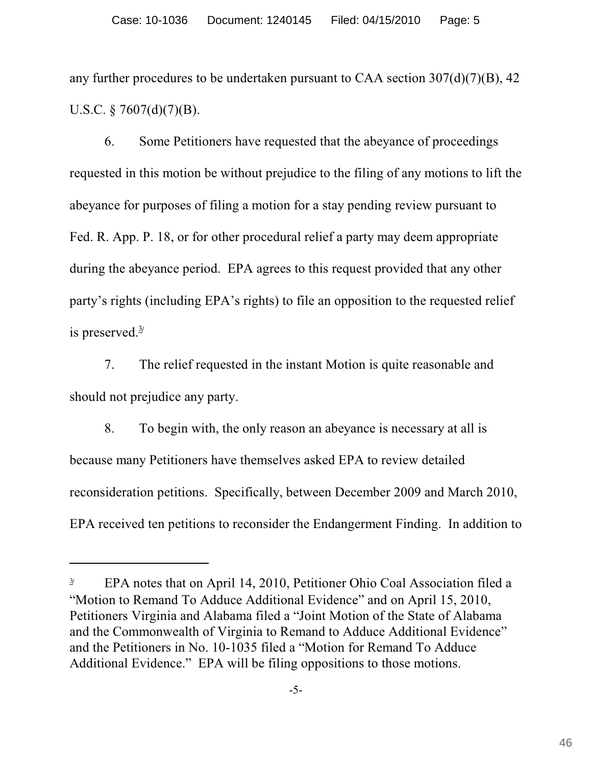any further procedures to be undertaken pursuant to CAA section 307(d)(7)(B), 42 U.S.C. § 7607(d)(7)(B).

6. Some Petitioners have requested that the abeyance of proceedings requested in this motion be without prejudice to the filing of any motions to lift the abeyance for purposes of filing a motion for a stay pending review pursuant to Fed. R. App. P. 18, or for other procedural relief a party may deem appropriate during the abeyance period. EPA agrees to this request provided that any other party's rights (including EPA's rights) to file an opposition to the requested relief is preserved.[3]

7. The relief requested in the instant Motion is quite reasonable and should not prejudice any party.

8. To begin with, the only reason an abeyance is necessary at all is because many Petitioners have themselves asked EPA to review detailed reconsideration petitions. Specifically, between December 2009 and March 2010, EPA received ten petitions to reconsider the Endangerment Finding. In addition to

---

[3] EPA notes that on April 14, 2010, Petitioner Ohio Coal Association filed a "Motion to Remand To Adduce Additional Evidence" and on April 15, 2010, Petitioners Virginia and Alabama filed a "Joint Motion of the State of Alabama and the Commonwealth of Virginia to Remand to Adduce Additional Evidence" and the Petitioners in No. 10-1035 filed a "Motion for Remand To Adduce Additional Evidence." EPA will be filing oppositions to those motions.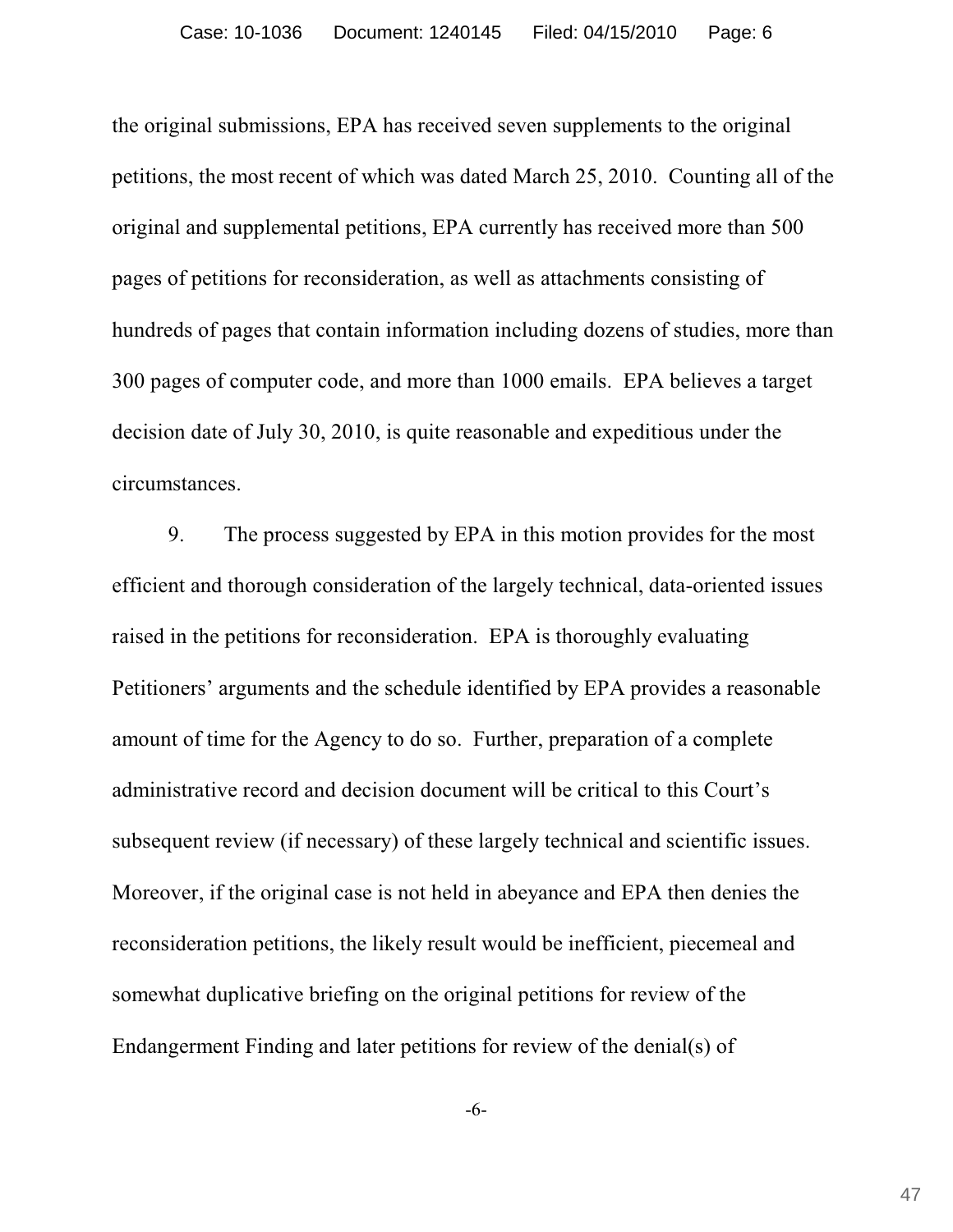the original submissions, EPA has received seven supplements to the original petitions, the most recent of which was dated March 25, 2010. Counting all of the original and supplemental petitions, EPA currently has received more than 500 pages of petitions for reconsideration, as well as attachments consisting of hundreds of pages that contain information including dozens of studies, more than 300 pages of computer code, and more than 1000 emails. EPA believes a target decision date of July 30, 2010, is quite reasonable and expeditious under the circumstances.

9. The process suggested by EPA in this motion provides for the most efficient and thorough consideration of the largely technical, data-oriented issues raised in the petitions for reconsideration. EPA is thoroughly evaluating Petitioners' arguments and the schedule identified by EPA provides a reasonable amount of time for the Agency to do so. Further, preparation of a complete administrative record and decision document will be critical to this Court's subsequent review (if necessary) of these largely technical and scientific issues. Moreover, if the original case is not held in abeyance and EPA then denies the reconsideration petitions, the likely result would be inefficient, piecemeal and somewhat duplicative briefing on the original petitions for review of the Endangerment Finding and later petitions for review of the denial(s) of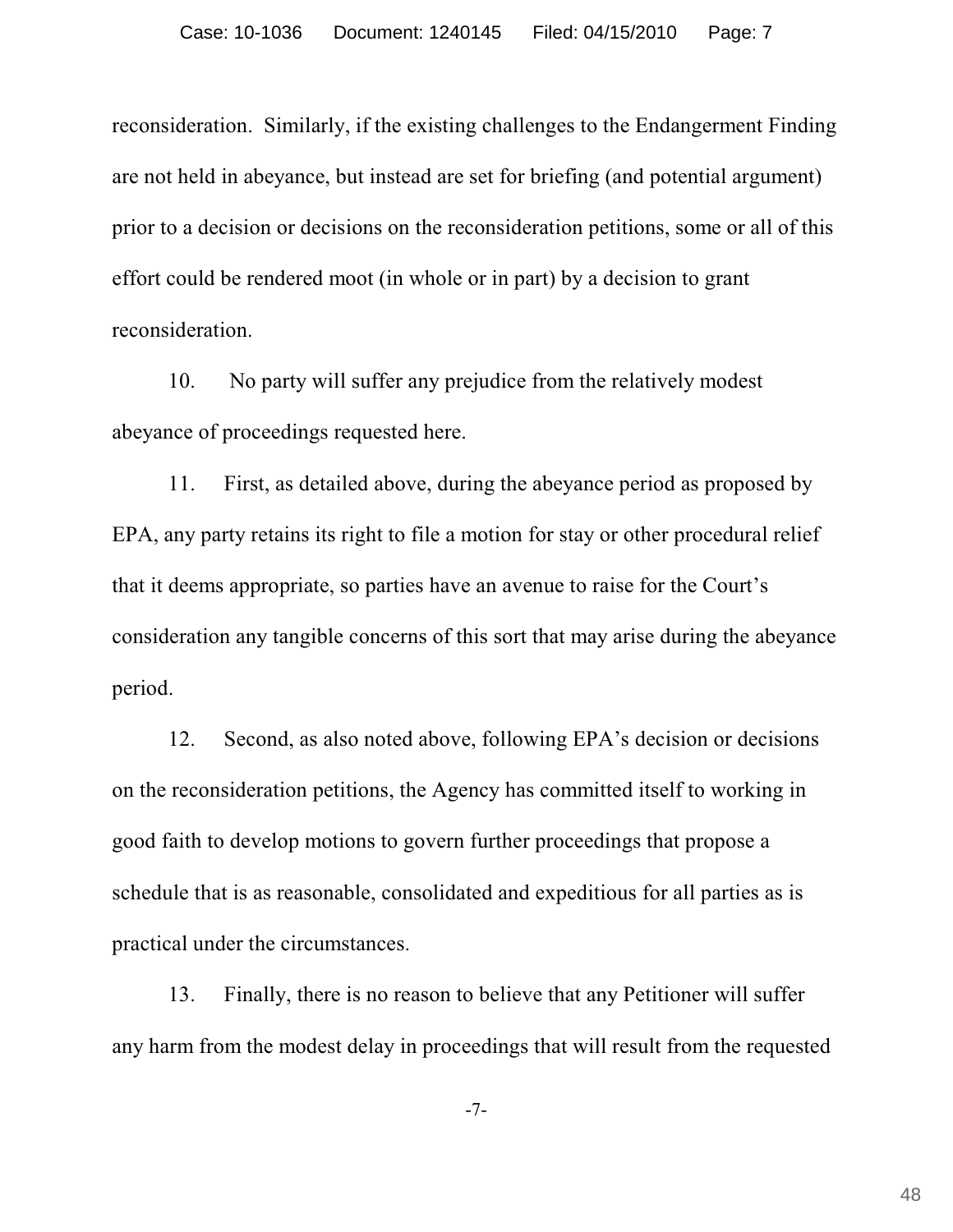reconsideration. Similarly, if the existing challenges to the Endangerment Finding are not held in abeyance, but instead are set for briefing (and potential argument) prior to a decision or decisions on the reconsideration petitions, some or all of this effort could be rendered moot (in whole or in part) by a decision to grant reconsideration.

10. No party will suffer any prejudice from the relatively modest abeyance of proceedings requested here.

11. First, as detailed above, during the abeyance period as proposed by EPA, any party retains its right to file a motion for stay or other procedural relief that it deems appropriate, so parties have an avenue to raise for the Court's consideration any tangible concerns of this sort that may arise during the abeyance period.

12. Second, as also noted above, following EPA's decision or decisions on the reconsideration petitions, the Agency has committed itself to working in good faith to develop motions to govern further proceedings that propose a schedule that is as reasonable, consolidated and expeditious for all parties as is practical under the circumstances.

13. Finally, there is no reason to believe that any Petitioner will suffer any harm from the modest delay in proceedings that will result from the requested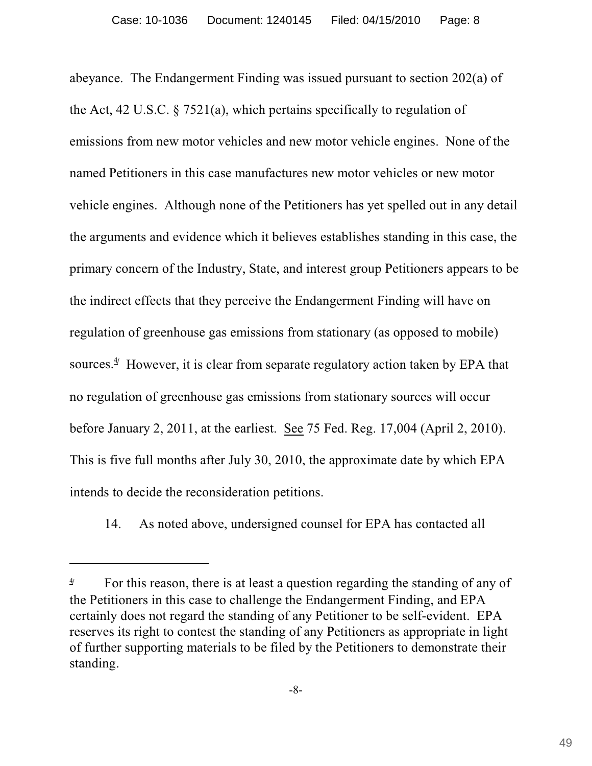abeyance. The Endangerment Finding was issued pursuant to section 202(a) of the Act, 42 U.S.C. § 7521(a), which pertains specifically to regulation of emissions from new motor vehicles and new motor vehicle engines. None of the named Petitioners in this case manufactures new motor vehicles or new motor vehicle engines. Although none of the Petitioners has yet spelled out in any detail the arguments and evidence which it believes establishes standing in this case, the primary concern of the Industry, State, and interest group Petitioners appears to be the indirect effects that they perceive the Endangerment Finding will have on regulation of greenhouse gas emissions from stationary (as opposed to mobile) sources.[4] However, it is clear from separate regulatory action taken by EPA that no regulation of greenhouse gas emissions from stationary sources will occur before January 2, 2011, at the earliest. See 75 Fed. Reg. 17,004 (April 2, 2010). This is five full months after July 30, 2010, the approximate date by which EPA intends to decide the reconsideration petitions.

14. As noted above, undersigned counsel for EPA has contacted all

---

[4] For this reason, there is at least a question regarding the standing of any of the Petitioners in this case to challenge the Endangerment Finding, and EPA certainly does not regard the standing of any Petitioner to be self-evident. EPA reserves its right to contest the standing of any Petitioners as appropriate in light of further supporting materials to be filed by the Petitioners to demonstrate their standing.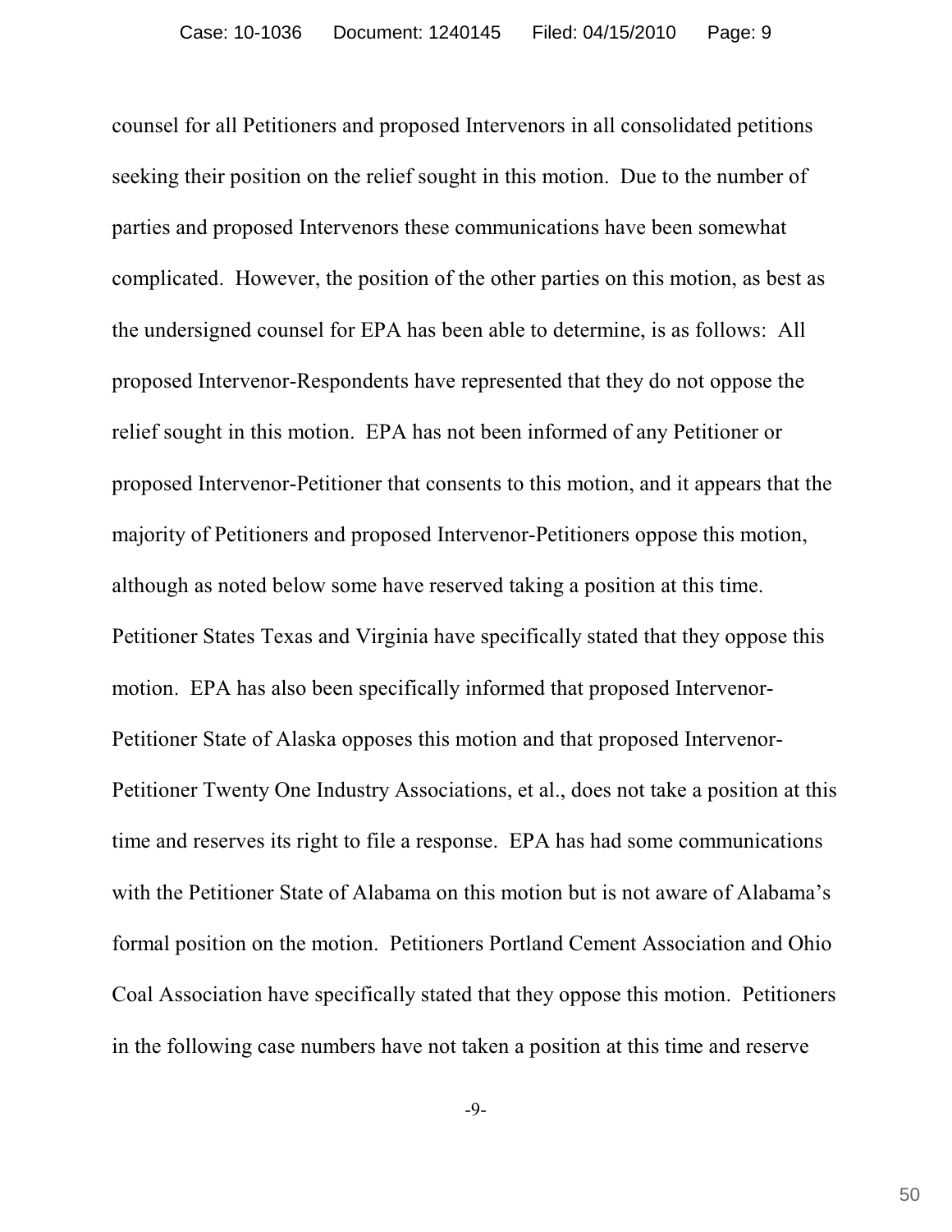counsel for all Petitioners and proposed Intervenors in all consolidated petitions seeking their position on the relief sought in this motion. Due to the number of parties and proposed Intervenors these communications have been somewhat complicated. However, the position of the other parties on this motion, as best as the undersigned counsel for EPA has been able to determine, is as follows: All proposed Intervenor-Respondents have represented that they do not oppose the relief sought in this motion. EPA has not been informed of any Petitioner or proposed Intervenor-Petitioner that consents to this motion, and it appears that the majority of Petitioners and proposed Intervenor-Petitioners oppose this motion, although as noted below some have reserved taking a position at this time. Petitioner States Texas and Virginia have specifically stated that they oppose this motion. EPA has also been specifically informed that proposed Intervenor-Petitioner State of Alaska opposes this motion and that proposed Intervenor-Petitioner Twenty One Industry Associations, et al., does not take a position at this time and reserves its right to file a response. EPA has had some communications with the Petitioner State of Alabama on this motion but is not aware of Alabama's formal position on the motion. Petitioners Portland Cement Association and Ohio Coal Association have specifically stated that they oppose this motion. Petitioners in the following case numbers have not taken a position at this time and reserve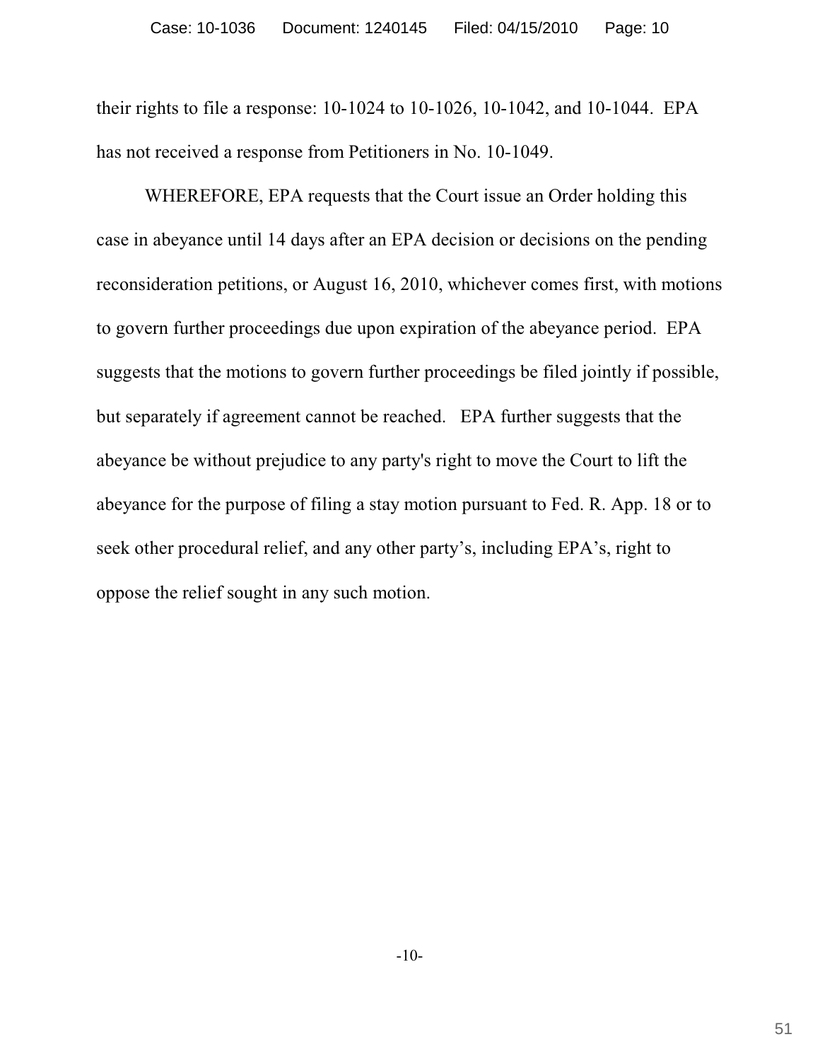their rights to file a response: 10-1024 to 10-1026, 10-1042, and 10-1044. EPA has not received a response from Petitioners in No. 10-1049.

WHEREFORE, EPA requests that the Court issue an Order holding this case in abeyance until 14 days after an EPA decision or decisions on the pending reconsideration petitions, or August 16, 2010, whichever comes first, with motions to govern further proceedings due upon expiration of the abeyance period. EPA suggests that the motions to govern further proceedings be filed jointly if possible, but separately if agreement cannot be reached. EPA further suggests that the abeyance be without prejudice to any party's right to move the Court to lift the abeyance for the purpose of filing a stay motion pursuant to Fed. R. App. 18 or to seek other procedural relief, and any other party's, including EPA's, right to oppose the relief sought in any such motion.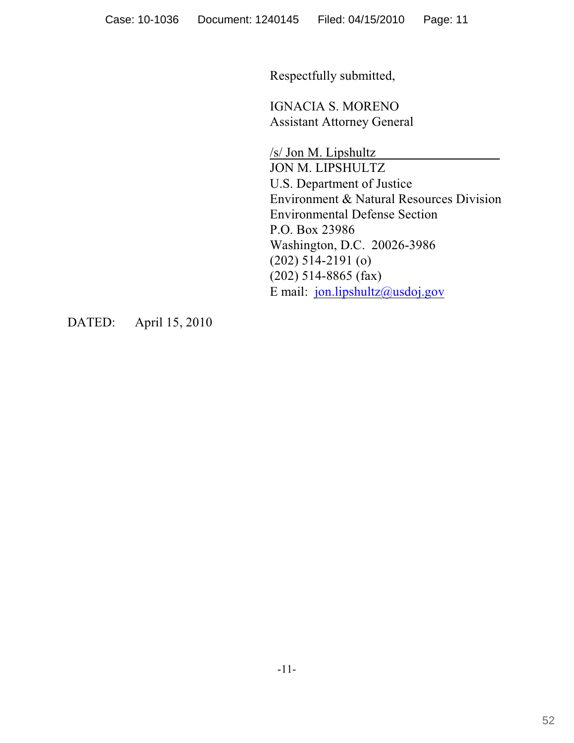Respectfully submitted,

IGNACIA S. MORENO
Assistant Attorney General

/s/ Jon M. Lipshultz
JON M. LIPSHULTZ
U.S. Department of Justice
Environment & Natural Resources Division
Environmental Defense Section
P.O. Box 23986
Washington, D.C. 20026-3986
(202) 514-2191 (o)
(202) 514-8865 (fax)
E mail: jon.lipshultz@usdoj.gov

DATED: April 15, 2010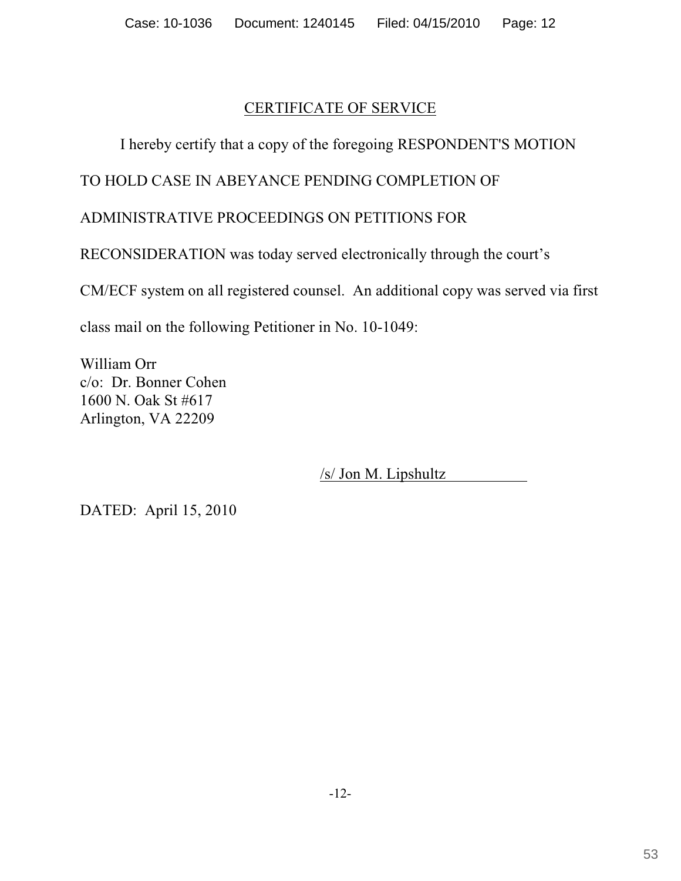## CERTIFICATE OF SERVICE

I hereby certify that a copy of the foregoing RESPONDENT'S MOTION TO HOLD CASE IN ABEYANCE PENDING COMPLETION OF ADMINISTRATIVE PROCEEDINGS ON PETITIONS FOR RECONSIDERATION was today served electronically through the court's CM/ECF system on all registered counsel. An additional copy was served via first class mail on the following Petitioner in No. 10-1049:

William Orr  
c/o: Dr. Bonner Cohen  
1600 N. Oak St #617  
Arlington, VA 22209

/s/ Jon M. Lipshultz

DATED: April 15, 2010